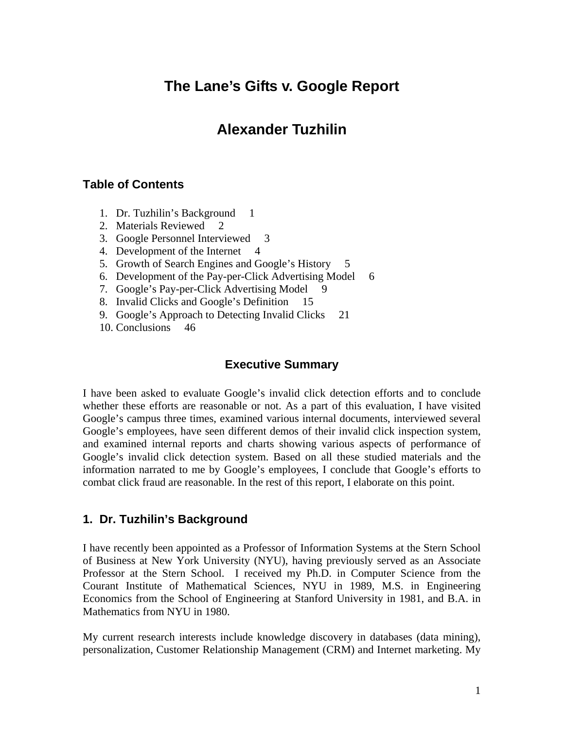# The Lane's Gifts v. Google Report

# Alexander Tuzhilin

## Table of Contents

1. Dr. Tuzhilin's Background 1
2. Materials Reviewed 2
3. Google Personnel Interviewed 3
4. Development of the Internet 4
5. Growth of Search Engines and Google's History 5
6. Development of the Pay-per-Click Advertising Model 6
7. Google's Pay-per-Click Advertising Model 9
8. Invalid Clicks and Google's Definition 15
9. Google's Approach to Detecting Invalid Clicks 21
10. Conclusions 46

## Executive Summary

I have been asked to evaluate Google's invalid click detection efforts and to conclude whether these efforts are reasonable or not. As a part of this evaluation, I have visited Google's campus three times, examined various internal documents, interviewed several Google's employees, have seen different demos of their invalid click inspection system, and examined internal reports and charts showing various aspects of performance of Google's invalid click detection system. Based on all these studied materials and the information narrated to me by Google's employees, I conclude that Google's efforts to combat click fraud are reasonable. In the rest of this report, I elaborate on this point.

## 1. Dr. Tuzhilin's Background

I have recently been appointed as a Professor of Information Systems at the Stern School of Business at New York University (NYU), having previously served as an Associate Professor at the Stern School. I received my Ph.D. in Computer Science from the Courant Institute of Mathematical Sciences, NYU in 1989, M.S. in Engineering Economics from the School of Engineering at Stanford University in 1981, and B.A. in Mathematics from NYU in 1980.

My current research interests include knowledge discovery in databases (data mining), personalization, Customer Relationship Management (CRM) and Internet marketing. My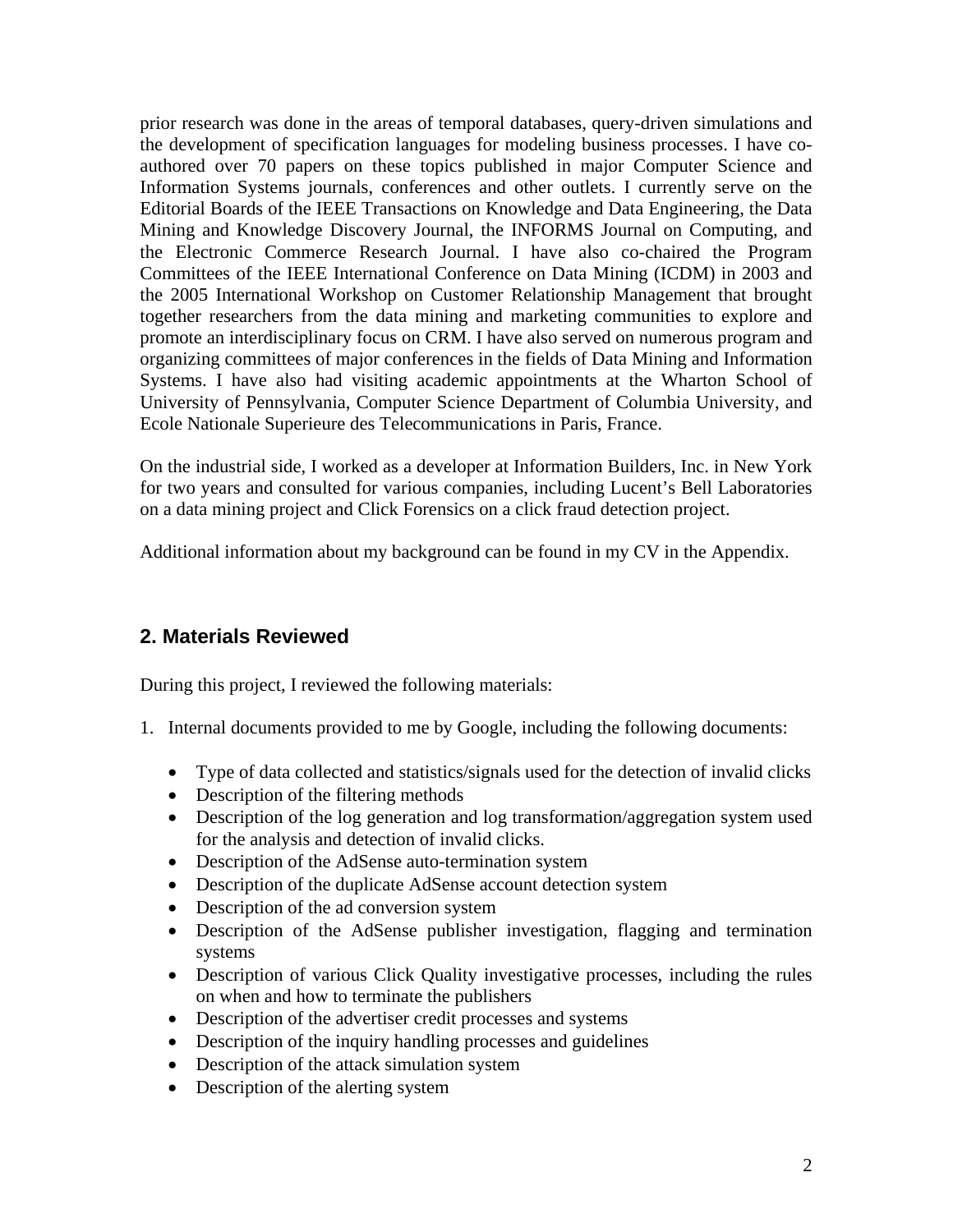prior research was done in the areas of temporal databases, query-driven simulations and the development of specification languages for modeling business processes. I have co-authored over 70 papers on these topics published in major Computer Science and Information Systems journals, conferences and other outlets. I currently serve on the Editorial Boards of the IEEE Transactions on Knowledge and Data Engineering, the Data Mining and Knowledge Discovery Journal, the INFORMS Journal on Computing, and the Electronic Commerce Research Journal. I have also co-chaired the Program Committees of the IEEE International Conference on Data Mining (ICDM) in 2003 and the 2005 International Workshop on Customer Relationship Management that brought together researchers from the data mining and marketing communities to explore and promote an interdisciplinary focus on CRM. I have also served on numerous program and organizing committees of major conferences in the fields of Data Mining and Information Systems. I have also had visiting academic appointments at the Wharton School of University of Pennsylvania, Computer Science Department of Columbia University, and Ecole Nationale Superieure des Telecommunications in Paris, France.

On the industrial side, I worked as a developer at Information Builders, Inc. in New York for two years and consulted for various companies, including Lucent's Bell Laboratories on a data mining project and Click Forensics on a click fraud detection project.

Additional information about my background can be found in my CV in the Appendix.

## 2. Materials Reviewed

During this project, I reviewed the following materials:

1. Internal documents provided to me by Google, including the following documents:
   - Type of data collected and statistics/signals used for the detection of invalid clicks
   - Description of the filtering methods
   - Description of the log generation and log transformation/aggregation system used for the analysis and detection of invalid clicks.
   - Description of the AdSense auto-termination system
   - Description of the duplicate AdSense account detection system
   - Description of the ad conversion system
   - Description of the AdSense publisher investigation, flagging and termination systems
   - Description of various Click Quality investigative processes, including the rules on when and how to terminate the publishers
   - Description of the advertiser credit processes and systems
   - Description of the inquiry handling processes and guidelines
   - Description of the attack simulation system
   - Description of the alerting system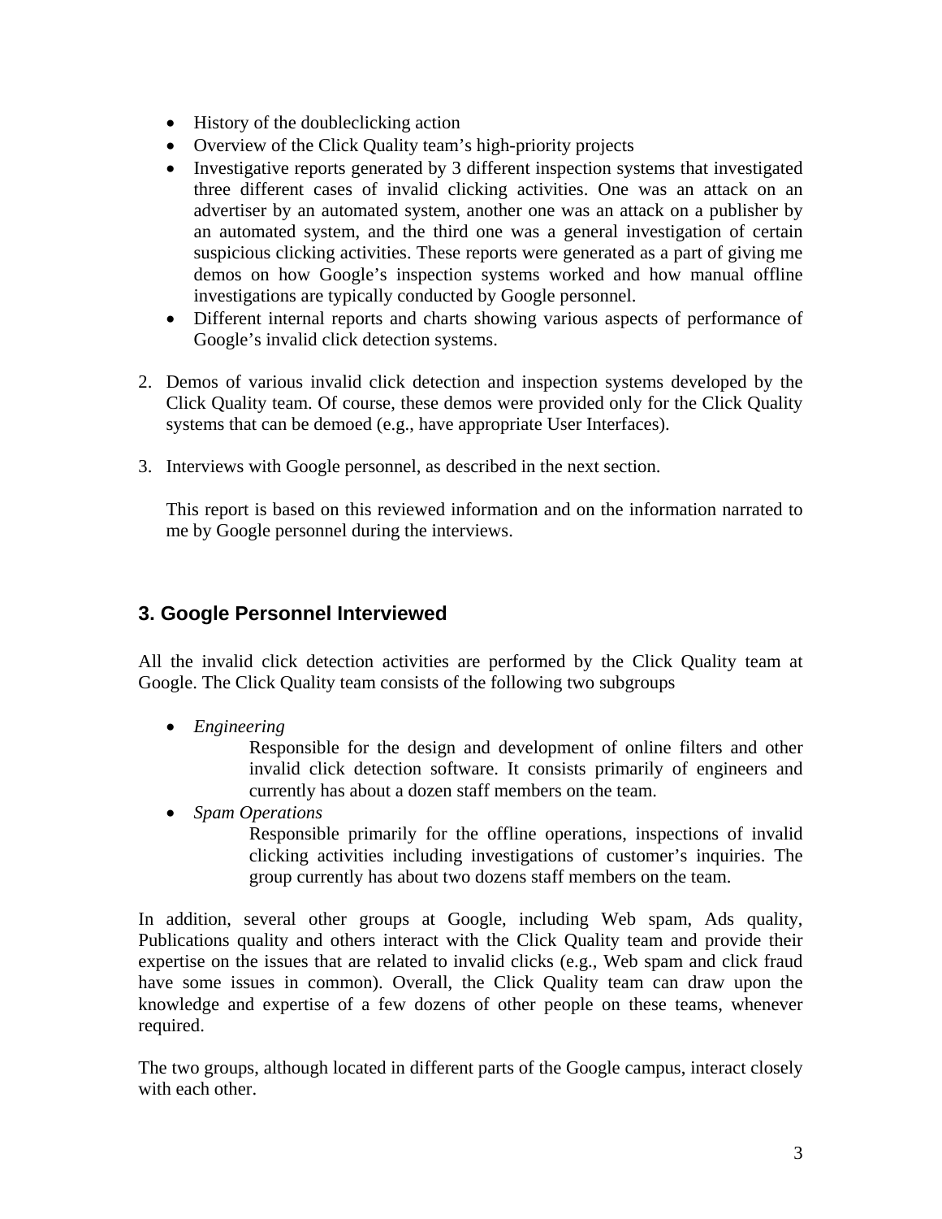- History of the doubleclicking action
- Overview of the Click Quality team's high-priority projects
- Investigative reports generated by 3 different inspection systems that investigated three different cases of invalid clicking activities. One was an attack on an advertiser by an automated system, another one was an attack on a publisher by an automated system, and the third one was a general investigation of certain suspicious clicking activities. These reports were generated as a part of giving me demos on how Google's inspection systems worked and how manual offline investigations are typically conducted by Google personnel.
- Different internal reports and charts showing various aspects of performance of Google's invalid click detection systems.

2. Demos of various invalid click detection and inspection systems developed by the Click Quality team. Of course, these demos were provided only for the Click Quality systems that can be demoed (e.g., have appropriate User Interfaces).

3. Interviews with Google personnel, as described in the next section.

   This report is based on this reviewed information and on the information narrated to me by Google personnel during the interviews.

## 3. Google Personnel Interviewed

All the invalid click detection activities are performed by the Click Quality team at Google. The Click Quality team consists of the following two subgroups

- *Engineering*

  Responsible for the design and development of online filters and other invalid click detection software. It consists primarily of engineers and currently has about a dozen staff members on the team.

- *Spam Operations*

  Responsible primarily for the offline operations, inspections of invalid clicking activities including investigations of customer's inquiries. The group currently has about two dozens staff members on the team.

In addition, several other groups at Google, including Web spam, Ads quality, Publications quality and others interact with the Click Quality team and provide their expertise on the issues that are related to invalid clicks (e.g., Web spam and click fraud have some issues in common). Overall, the Click Quality team can draw upon the knowledge and expertise of a few dozens of other people on these teams, whenever required.

The two groups, although located in different parts of the Google campus, interact closely with each other.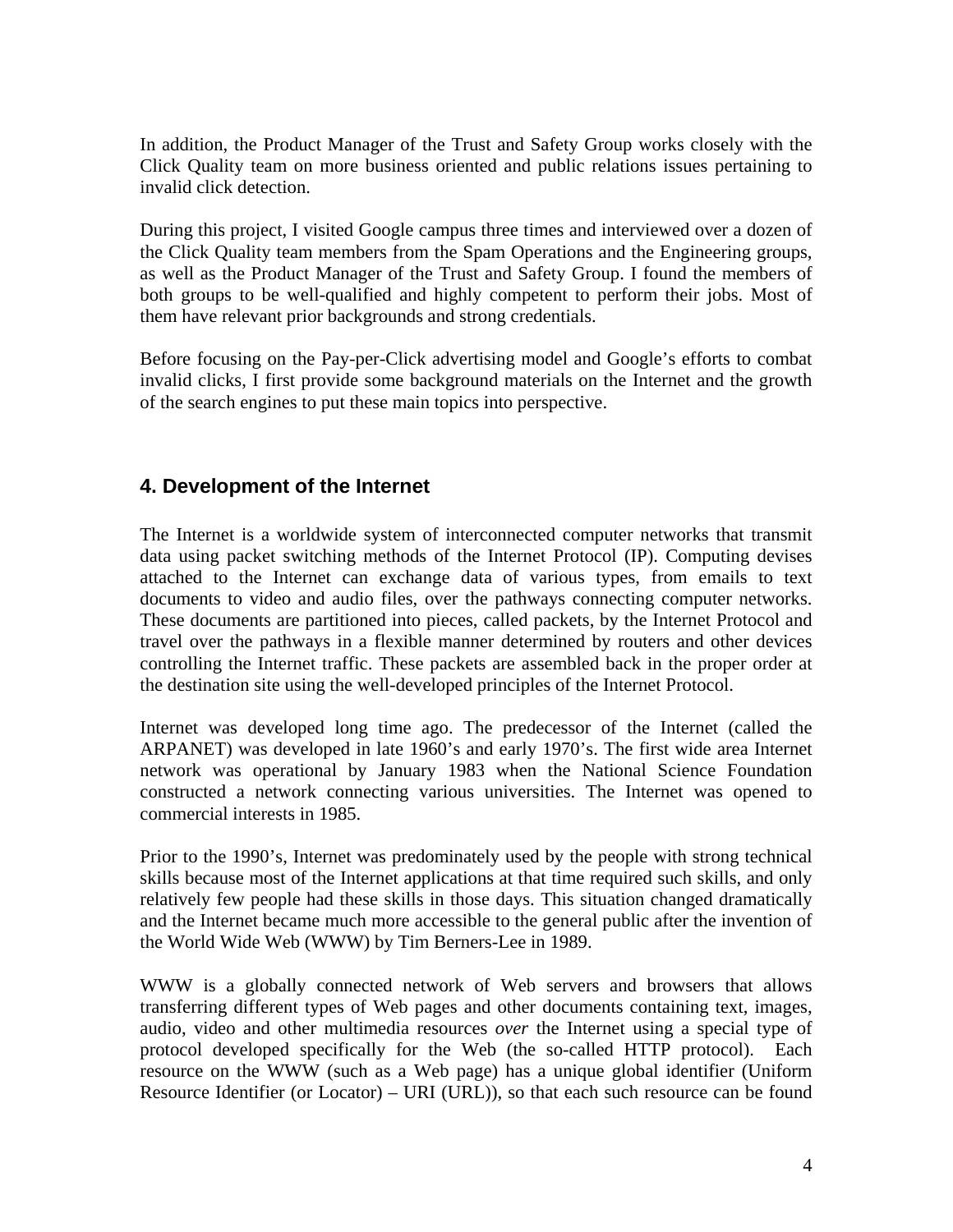In addition, the Product Manager of the Trust and Safety Group works closely with the Click Quality team on more business oriented and public relations issues pertaining to invalid click detection.

During this project, I visited Google campus three times and interviewed over a dozen of the Click Quality team members from the Spam Operations and the Engineering groups, as well as the Product Manager of the Trust and Safety Group. I found the members of both groups to be well-qualified and highly competent to perform their jobs. Most of them have relevant prior backgrounds and strong credentials.

Before focusing on the Pay-per-Click advertising model and Google's efforts to combat invalid clicks, I first provide some background materials on the Internet and the growth of the search engines to put these main topics into perspective.

## 4. Development of the Internet

The Internet is a worldwide system of interconnected computer networks that transmit data using packet switching methods of the Internet Protocol (IP). Computing devises attached to the Internet can exchange data of various types, from emails to text documents to video and audio files, over the pathways connecting computer networks. These documents are partitioned into pieces, called packets, by the Internet Protocol and travel over the pathways in a flexible manner determined by routers and other devices controlling the Internet traffic. These packets are assembled back in the proper order at the destination site using the well-developed principles of the Internet Protocol.

Internet was developed long time ago. The predecessor of the Internet (called the ARPANET) was developed in late 1960's and early 1970's. The first wide area Internet network was operational by January 1983 when the National Science Foundation constructed a network connecting various universities. The Internet was opened to commercial interests in 1985.

Prior to the 1990's, Internet was predominately used by the people with strong technical skills because most of the Internet applications at that time required such skills, and only relatively few people had these skills in those days. This situation changed dramatically and the Internet became much more accessible to the general public after the invention of the World Wide Web (WWW) by Tim Berners-Lee in 1989.

WWW is a globally connected network of Web servers and browsers that allows transferring different types of Web pages and other documents containing text, images, audio, video and other multimedia resources *over* the Internet using a special type of protocol developed specifically for the Web (the so-called HTTP protocol). Each resource on the WWW (such as a Web page) has a unique global identifier (Uniform Resource Identifier (or Locator) – URI (URL)), so that each such resource can be found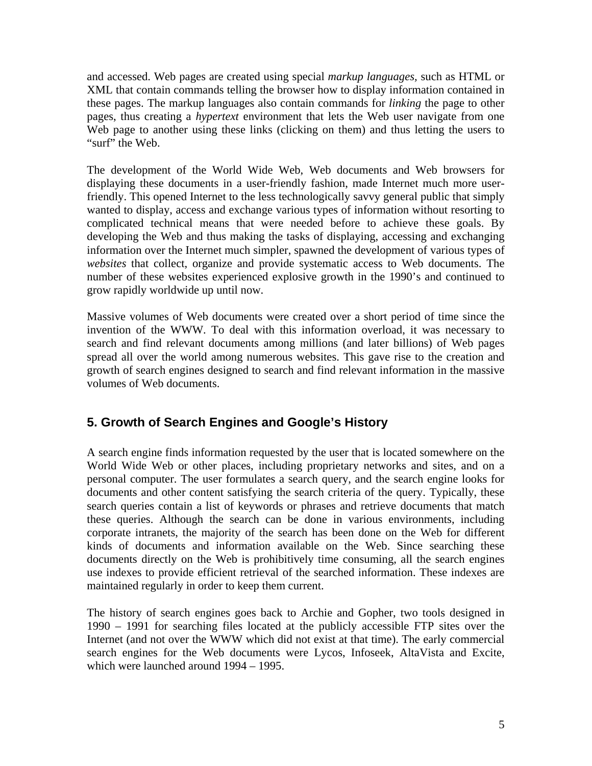and accessed. Web pages are created using special *markup languages*, such as HTML or XML that contain commands telling the browser how to display information contained in these pages. The markup languages also contain commands for *linking* the page to other pages, thus creating a *hypertext* environment that lets the Web user navigate from one Web page to another using these links (clicking on them) and thus letting the users to "surf" the Web.

The development of the World Wide Web, Web documents and Web browsers for displaying these documents in a user-friendly fashion, made Internet much more user-friendly. This opened Internet to the less technologically savvy general public that simply wanted to display, access and exchange various types of information without resorting to complicated technical means that were needed before to achieve these goals. By developing the Web and thus making the tasks of displaying, accessing and exchanging information over the Internet much simpler, spawned the development of various types of *websites* that collect, organize and provide systematic access to Web documents. The number of these websites experienced explosive growth in the 1990's and continued to grow rapidly worldwide up until now.

Massive volumes of Web documents were created over a short period of time since the invention of the WWW. To deal with this information overload, it was necessary to search and find relevant documents among millions (and later billions) of Web pages spread all over the world among numerous websites. This gave rise to the creation and growth of search engines designed to search and find relevant information in the massive volumes of Web documents.

## 5. Growth of Search Engines and Google's History

A search engine finds information requested by the user that is located somewhere on the World Wide Web or other places, including proprietary networks and sites, and on a personal computer. The user formulates a search query, and the search engine looks for documents and other content satisfying the search criteria of the query. Typically, these search queries contain a list of keywords or phrases and retrieve documents that match these queries. Although the search can be done in various environments, including corporate intranets, the majority of the search has been done on the Web for different kinds of documents and information available on the Web. Since searching these documents directly on the Web is prohibitively time consuming, all the search engines use indexes to provide efficient retrieval of the searched information. These indexes are maintained regularly in order to keep them current.

The history of search engines goes back to Archie and Gopher, two tools designed in 1990 – 1991 for searching files located at the publicly accessible FTP sites over the Internet (and not over the WWW which did not exist at that time). The early commercial search engines for the Web documents were Lycos, Infoseek, AltaVista and Excite, which were launched around 1994 – 1995.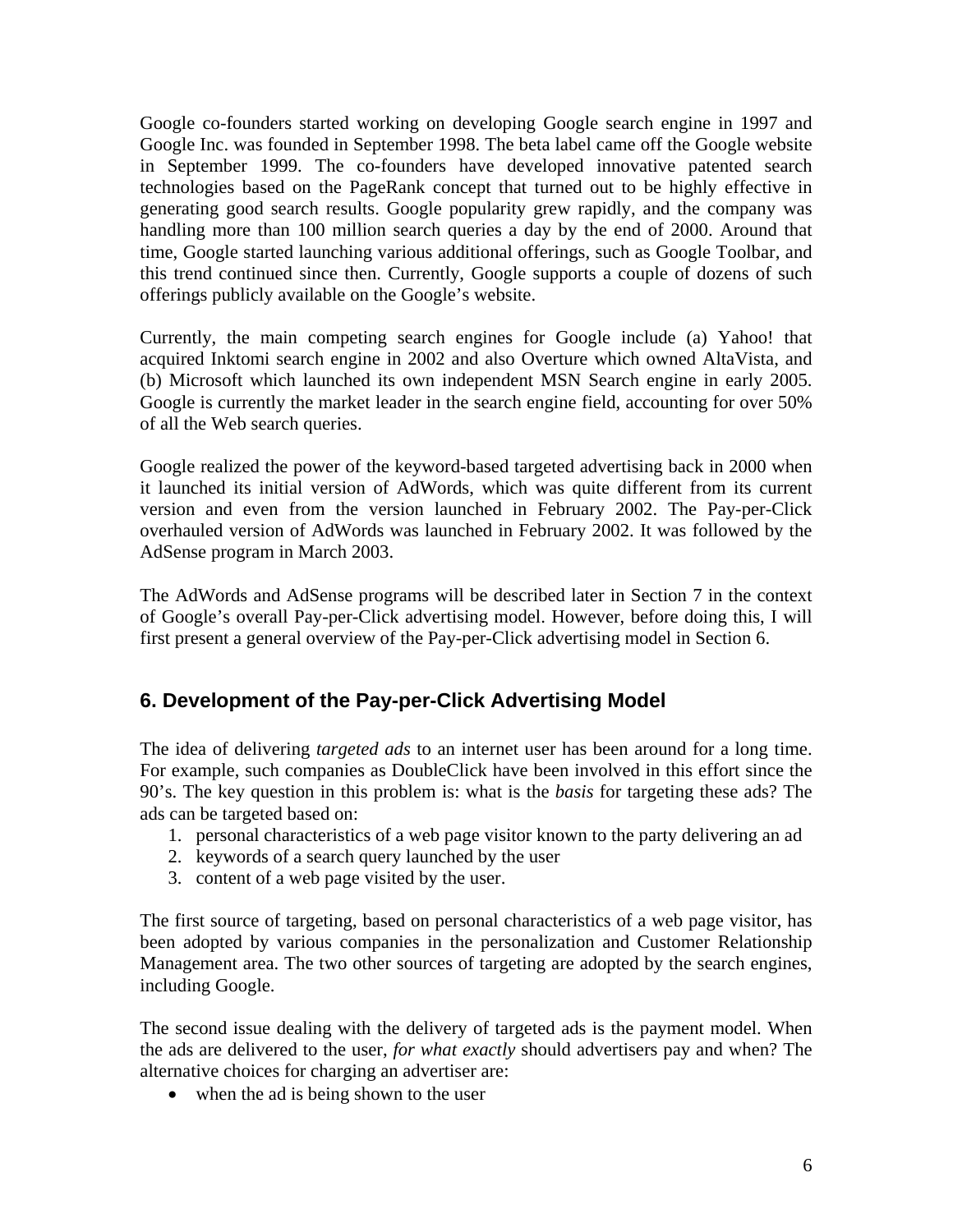Google co-founders started working on developing Google search engine in 1997 and Google Inc. was founded in September 1998. The beta label came off the Google website in September 1999. The co-founders have developed innovative patented search technologies based on the PageRank concept that turned out to be highly effective in generating good search results. Google popularity grew rapidly, and the company was handling more than 100 million search queries a day by the end of 2000. Around that time, Google started launching various additional offerings, such as Google Toolbar, and this trend continued since then. Currently, Google supports a couple of dozens of such offerings publicly available on the Google's website.

Currently, the main competing search engines for Google include (a) Yahoo! that acquired Inktomi search engine in 2002 and also Overture which owned AltaVista, and (b) Microsoft which launched its own independent MSN Search engine in early 2005. Google is currently the market leader in the search engine field, accounting for over 50% of all the Web search queries.

Google realized the power of the keyword-based targeted advertising back in 2000 when it launched its initial version of AdWords, which was quite different from its current version and even from the version launched in February 2002. The Pay-per-Click overhauled version of AdWords was launched in February 2002. It was followed by the AdSense program in March 2003.

The AdWords and AdSense programs will be described later in Section 7 in the context of Google's overall Pay-per-Click advertising model. However, before doing this, I will first present a general overview of the Pay-per-Click advertising model in Section 6.

## 6. Development of the Pay-per-Click Advertising Model

The idea of delivering *targeted ads* to an internet user has been around for a long time. For example, such companies as DoubleClick have been involved in this effort since the 90's. The key question in this problem is: what is the *basis* for targeting these ads? The ads can be targeted based on:

1. personal characteristics of a web page visitor known to the party delivering an ad
2. keywords of a search query launched by the user
3. content of a web page visited by the user.

The first source of targeting, based on personal characteristics of a web page visitor, has been adopted by various companies in the personalization and Customer Relationship Management area. The two other sources of targeting are adopted by the search engines, including Google.

The second issue dealing with the delivery of targeted ads is the payment model. When the ads are delivered to the user, *for what exactly* should advertisers pay and when? The alternative choices for charging an advertiser are:

- when the ad is being shown to the user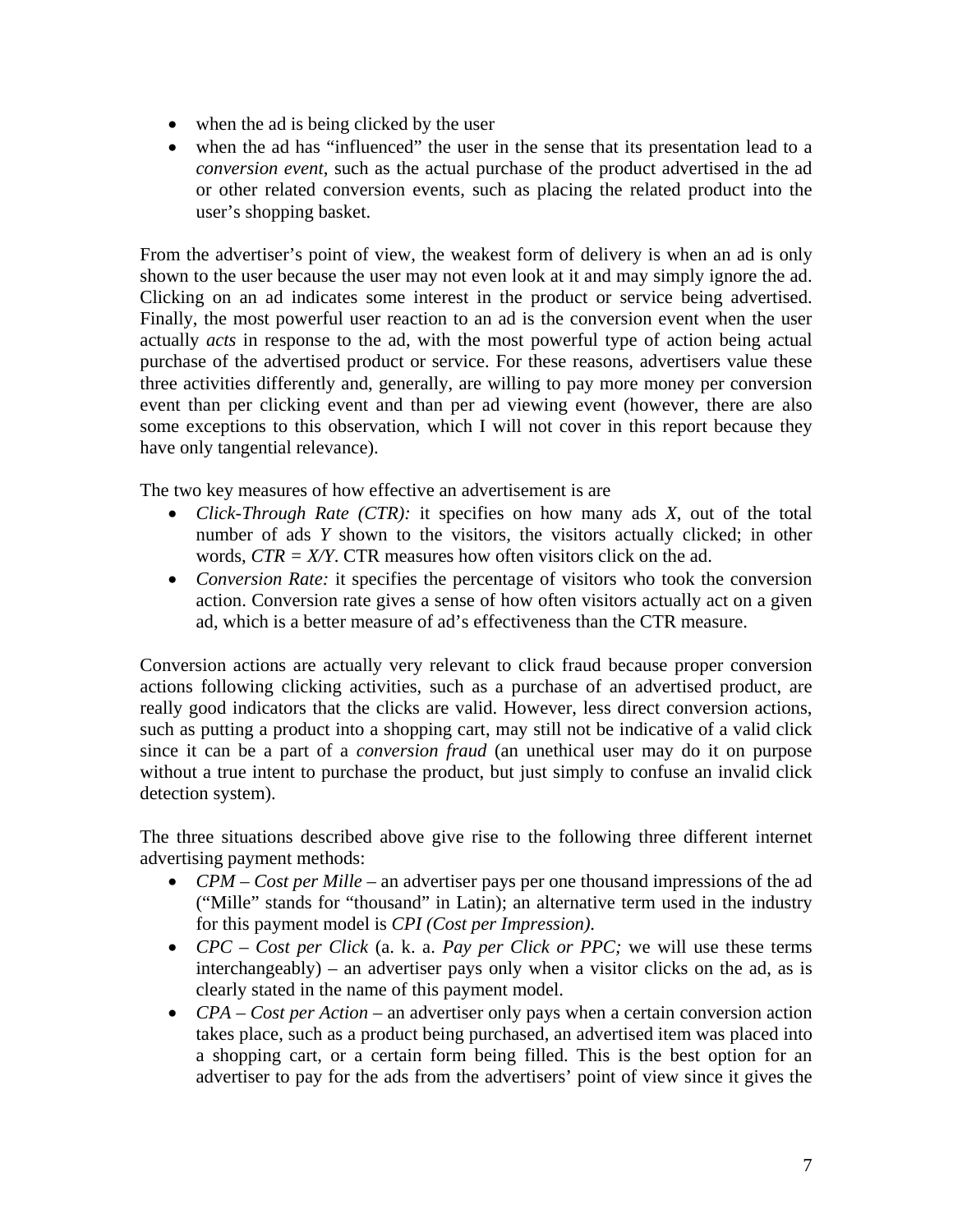- when the ad is being clicked by the user
- when the ad has "influenced" the user in the sense that its presentation lead to a *conversion event*, such as the actual purchase of the product advertised in the ad or other related conversion events, such as placing the related product into the user's shopping basket.

From the advertiser's point of view, the weakest form of delivery is when an ad is only shown to the user because the user may not even look at it and may simply ignore the ad. Clicking on an ad indicates some interest in the product or service being advertised. Finally, the most powerful user reaction to an ad is the conversion event when the user actually *acts* in response to the ad, with the most powerful type of action being actual purchase of the advertised product or service. For these reasons, advertisers value these three activities differently and, generally, are willing to pay more money per conversion event than per clicking event and than per ad viewing event (however, there are also some exceptions to this observation, which I will not cover in this report because they have only tangential relevance).

The two key measures of how effective an advertisement is are

- *Click-Through Rate (CTR):* it specifies on how many ads $X$, out of the total number of ads $Y$ shown to the visitors, the visitors actually clicked; in other words, $CTR = X/Y$. CTR measures how often visitors click on the ad.
- *Conversion Rate:* it specifies the percentage of visitors who took the conversion action. Conversion rate gives a sense of how often visitors actually act on a given ad, which is a better measure of ad's effectiveness than the CTR measure.

Conversion actions are actually very relevant to click fraud because proper conversion actions following clicking activities, such as a purchase of an advertised product, are really good indicators that the clicks are valid. However, less direct conversion actions, such as putting a product into a shopping cart, may still not be indicative of a valid click since it can be a part of a *conversion fraud* (an unethical user may do it on purpose without a true intent to purchase the product, but just simply to confuse an invalid click detection system).

The three situations described above give rise to the following three different internet advertising payment methods:

- *CPM – Cost per Mille* – an advertiser pays per one thousand impressions of the ad ("Mille" stands for "thousand" in Latin); an alternative term used in the industry for this payment model is *CPI (Cost per Impression)*.
- *CPC – Cost per Click* (a. k. a. *Pay per Click or PPC;* we will use these terms interchangeably) – an advertiser pays only when a visitor clicks on the ad, as is clearly stated in the name of this payment model.
- *CPA – Cost per Action* – an advertiser only pays when a certain conversion action takes place, such as a product being purchased, an advertised item was placed into a shopping cart, or a certain form being filled. This is the best option for an advertiser to pay for the ads from the advertisers' point of view since it gives the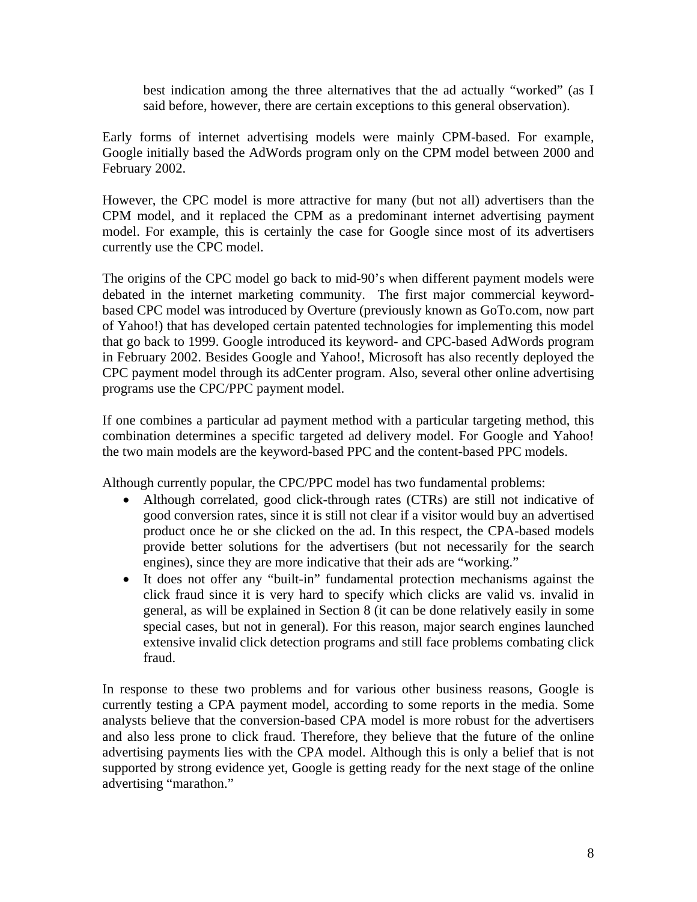best indication among the three alternatives that the ad actually "worked" (as I said before, however, there are certain exceptions to this general observation).

Early forms of internet advertising models were mainly CPM-based. For example, Google initially based the AdWords program only on the CPM model between 2000 and February 2002.

However, the CPC model is more attractive for many (but not all) advertisers than the CPM model, and it replaced the CPM as a predominant internet advertising payment model. For example, this is certainly the case for Google since most of its advertisers currently use the CPC model.

The origins of the CPC model go back to mid-90's when different payment models were debated in the internet marketing community. The first major commercial keyword-based CPC model was introduced by Overture (previously known as GoTo.com, now part of Yahoo!) that has developed certain patented technologies for implementing this model that go back to 1999. Google introduced its keyword- and CPC-based AdWords program in February 2002. Besides Google and Yahoo!, Microsoft has also recently deployed the CPC payment model through its adCenter program. Also, several other online advertising programs use the CPC/PPC payment model.

If one combines a particular ad payment method with a particular targeting method, this combination determines a specific targeted ad delivery model. For Google and Yahoo! the two main models are the keyword-based PPC and the content-based PPC models.

Although currently popular, the CPC/PPC model has two fundamental problems:

- Although correlated, good click-through rates (CTRs) are still not indicative of good conversion rates, since it is still not clear if a visitor would buy an advertised product once he or she clicked on the ad. In this respect, the CPA-based models provide better solutions for the advertisers (but not necessarily for the search engines), since they are more indicative that their ads are "working."
- It does not offer any "built-in" fundamental protection mechanisms against the click fraud since it is very hard to specify which clicks are valid vs. invalid in general, as will be explained in Section 8 (it can be done relatively easily in some special cases, but not in general). For this reason, major search engines launched extensive invalid click detection programs and still face problems combating click fraud.

In response to these two problems and for various other business reasons, Google is currently testing a CPA payment model, according to some reports in the media. Some analysts believe that the conversion-based CPA model is more robust for the advertisers and also less prone to click fraud. Therefore, they believe that the future of the online advertising payments lies with the CPA model. Although this is only a belief that is not supported by strong evidence yet, Google is getting ready for the next stage of the online advertising "marathon."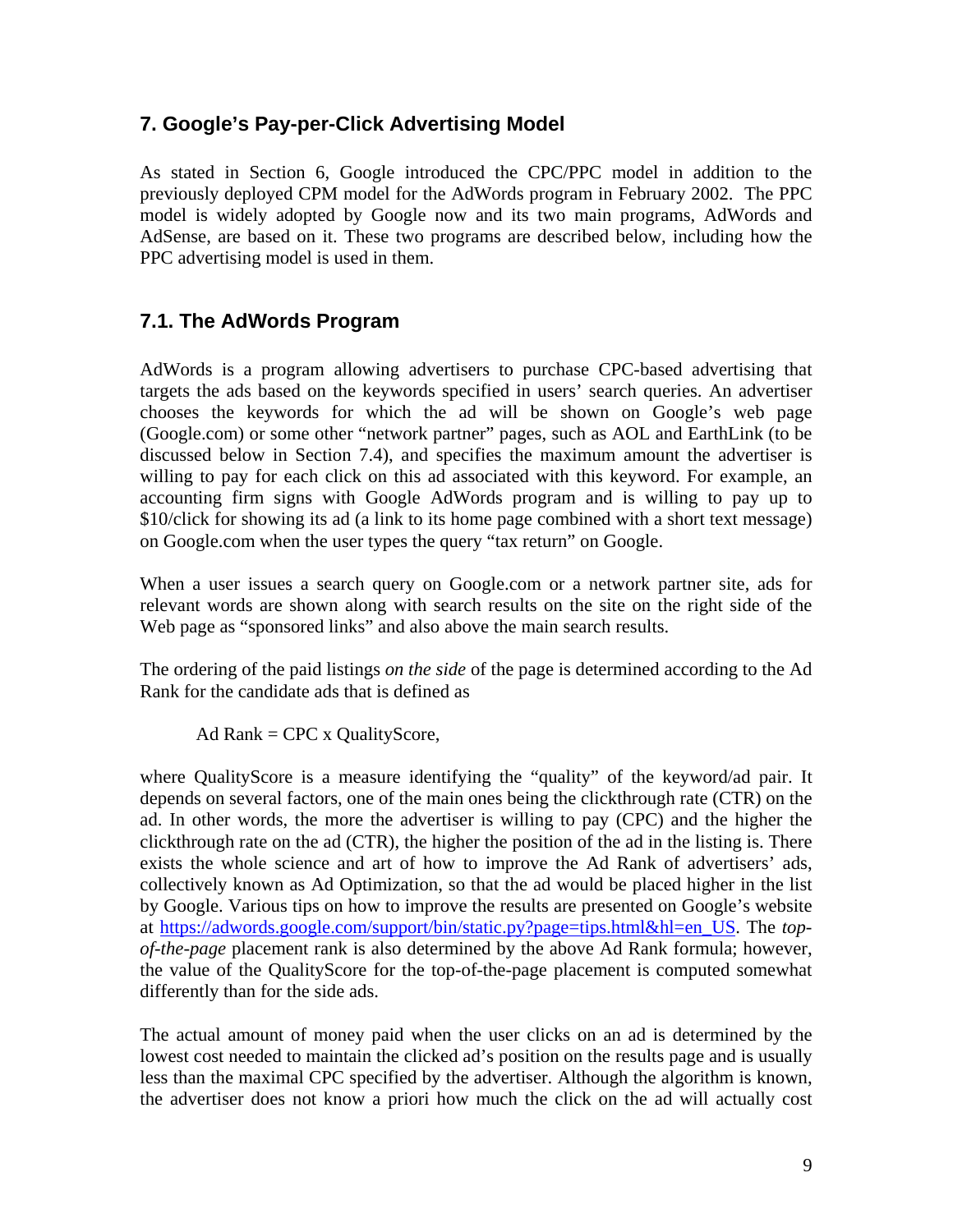## 7. Google's Pay-per-Click Advertising Model

As stated in Section 6, Google introduced the CPC/PPC model in addition to the previously deployed CPM model for the AdWords program in February 2002. The PPC model is widely adopted by Google now and its two main programs, AdWords and AdSense, are based on it. These two programs are described below, including how the PPC advertising model is used in them.

### 7.1. The AdWords Program

AdWords is a program allowing advertisers to purchase CPC-based advertising that targets the ads based on the keywords specified in users' search queries. An advertiser chooses the keywords for which the ad will be shown on Google's web page (Google.com) or some other "network partner" pages, such as AOL and EarthLink (to be discussed below in Section 7.4), and specifies the maximum amount the advertiser is willing to pay for each click on this ad associated with this keyword. For example, an accounting firm signs with Google AdWords program and is willing to pay up to $10/click for showing its ad (a link to its home page combined with a short text message) on Google.com when the user types the query "tax return" on Google.

When a user issues a search query on Google.com or a network partner site, ads for relevant words are shown along with search results on the site on the right side of the Web page as "sponsored links" and also above the main search results.

The ordering of the paid listings *on the side* of the page is determined according to the Ad Rank for the candidate ads that is defined as

Ad Rank = CPC x QualityScore,

where QualityScore is a measure identifying the "quality" of the keyword/ad pair. It depends on several factors, one of the main ones being the clickthrough rate (CTR) on the ad. In other words, the more the advertiser is willing to pay (CPC) and the higher the clickthrough rate on the ad (CTR), the higher the position of the ad in the listing is. There exists the whole science and art of how to improve the Ad Rank of advertisers' ads, collectively known as Ad Optimization, so that the ad would be placed higher in the list by Google. Various tips on how to improve the results are presented on Google's website at https://adwords.google.com/support/bin/static.py?page=tips.html&hl=en_US. The *top-of-the-page* placement rank is also determined by the above Ad Rank formula; however, the value of the QualityScore for the top-of-the-page placement is computed somewhat differently than for the side ads.

The actual amount of money paid when the user clicks on an ad is determined by the lowest cost needed to maintain the clicked ad's position on the results page and is usually less than the maximal CPC specified by the advertiser. Although the algorithm is known, the advertiser does not know a priori how much the click on the ad will actually cost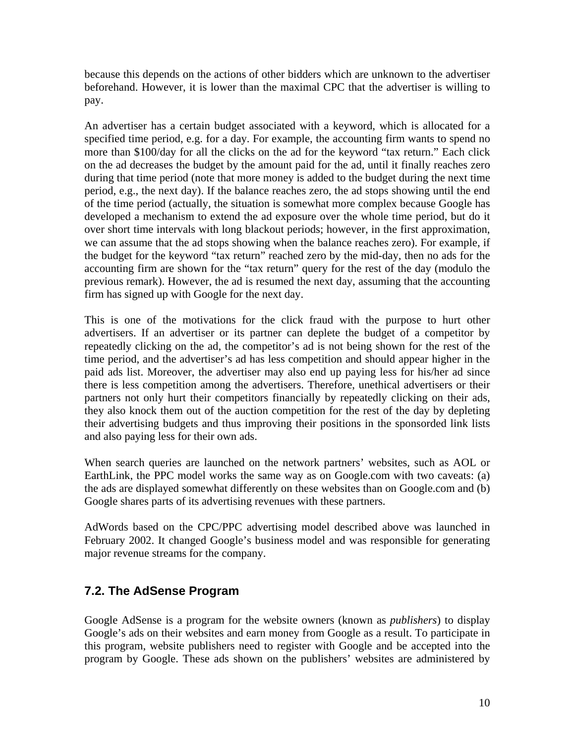because this depends on the actions of other bidders which are unknown to the advertiser beforehand. However, it is lower than the maximal CPC that the advertiser is willing to pay.

An advertiser has a certain budget associated with a keyword, which is allocated for a specified time period, e.g. for a day. For example, the accounting firm wants to spend no more than $100/day for all the clicks on the ad for the keyword "tax return." Each click on the ad decreases the budget by the amount paid for the ad, until it finally reaches zero during that time period (note that more money is added to the budget during the next time period, e.g., the next day). If the balance reaches zero, the ad stops showing until the end of the time period (actually, the situation is somewhat more complex because Google has developed a mechanism to extend the ad exposure over the whole time period, but do it over short time intervals with long blackout periods; however, in the first approximation, we can assume that the ad stops showing when the balance reaches zero). For example, if the budget for the keyword "tax return" reached zero by the mid-day, then no ads for the accounting firm are shown for the "tax return" query for the rest of the day (modulo the previous remark). However, the ad is resumed the next day, assuming that the accounting firm has signed up with Google for the next day.

This is one of the motivations for the click fraud with the purpose to hurt other advertisers. If an advertiser or its partner can deplete the budget of a competitor by repeatedly clicking on the ad, the competitor's ad is not being shown for the rest of the time period, and the advertiser's ad has less competition and should appear higher in the paid ads list. Moreover, the advertiser may also end up paying less for his/her ad since there is less competition among the advertisers. Therefore, unethical advertisers or their partners not only hurt their competitors financially by repeatedly clicking on their ads, they also knock them out of the auction competition for the rest of the day by depleting their advertising budgets and thus improving their positions in the sponsorded link lists and also paying less for their own ads.

When search queries are launched on the network partners' websites, such as AOL or EarthLink, the PPC model works the same way as on Google.com with two caveats: (a) the ads are displayed somewhat differently on these websites than on Google.com and (b) Google shares parts of its advertising revenues with these partners.

AdWords based on the CPC/PPC advertising model described above was launched in February 2002. It changed Google's business model and was responsible for generating major revenue streams for the company.

## 7.2. The AdSense Program

Google AdSense is a program for the website owners (known as *publishers*) to display Google's ads on their websites and earn money from Google as a result. To participate in this program, website publishers need to register with Google and be accepted into the program by Google. These ads shown on the publishers' websites are administered by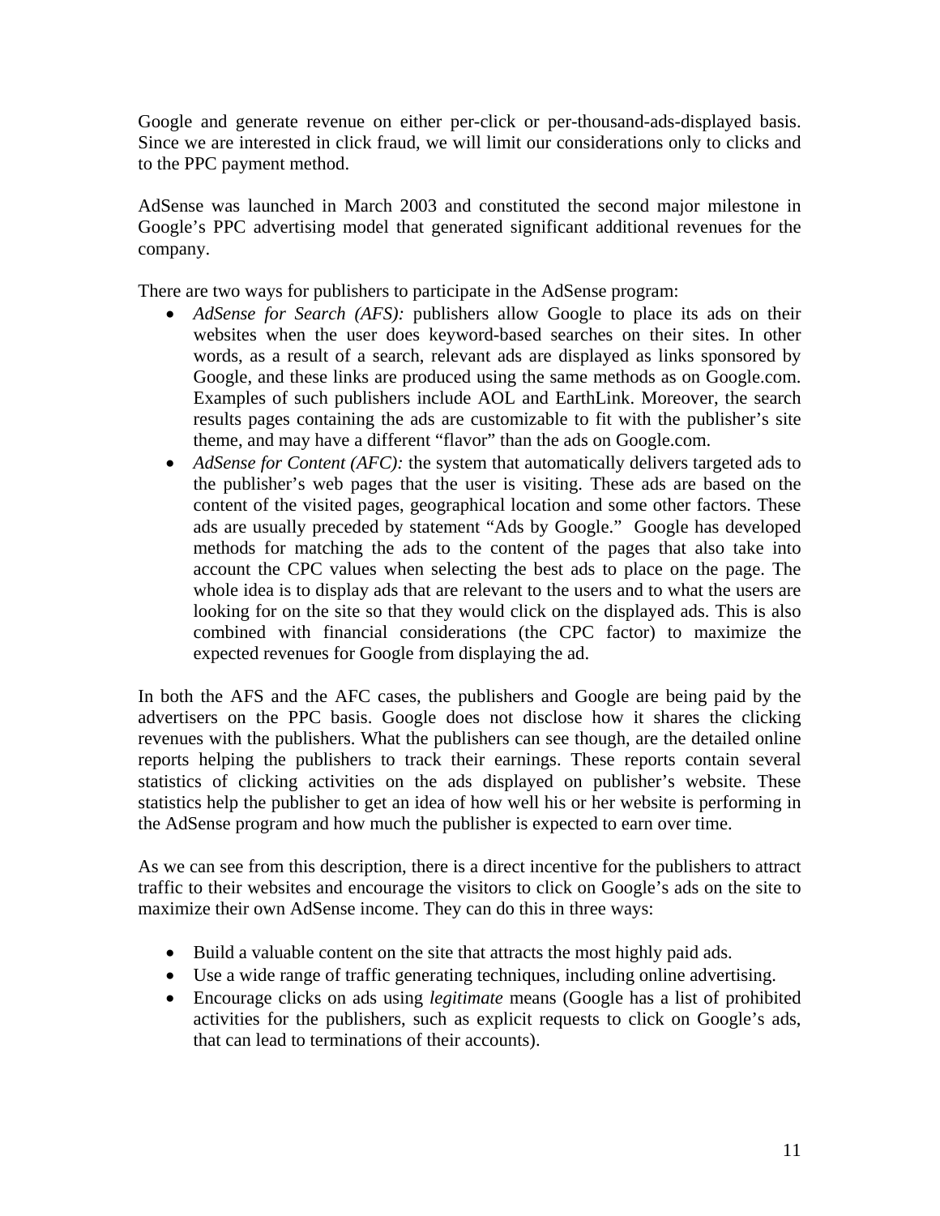Google and generate revenue on either per-click or per-thousand-ads-displayed basis. Since we are interested in click fraud, we will limit our considerations only to clicks and to the PPC payment method.

AdSense was launched in March 2003 and constituted the second major milestone in Google's PPC advertising model that generated significant additional revenues for the company.

There are two ways for publishers to participate in the AdSense program:

- *AdSense for Search (AFS):* publishers allow Google to place its ads on their websites when the user does keyword-based searches on their sites. In other words, as a result of a search, relevant ads are displayed as links sponsored by Google, and these links are produced using the same methods as on Google.com. Examples of such publishers include AOL and EarthLink. Moreover, the search results pages containing the ads are customizable to fit with the publisher's site theme, and may have a different "flavor" than the ads on Google.com.
- *AdSense for Content (AFC):* the system that automatically delivers targeted ads to the publisher's web pages that the user is visiting. These ads are based on the content of the visited pages, geographical location and some other factors. These ads are usually preceded by statement "Ads by Google." Google has developed methods for matching the ads to the content of the pages that also take into account the CPC values when selecting the best ads to place on the page. The whole idea is to display ads that are relevant to the users and to what the users are looking for on the site so that they would click on the displayed ads. This is also combined with financial considerations (the CPC factor) to maximize the expected revenues for Google from displaying the ad.

In both the AFS and the AFC cases, the publishers and Google are being paid by the advertisers on the PPC basis. Google does not disclose how it shares the clicking revenues with the publishers. What the publishers can see though, are the detailed online reports helping the publishers to track their earnings. These reports contain several statistics of clicking activities on the ads displayed on publisher's website. These statistics help the publisher to get an idea of how well his or her website is performing in the AdSense program and how much the publisher is expected to earn over time.

As we can see from this description, there is a direct incentive for the publishers to attract traffic to their websites and encourage the visitors to click on Google's ads on the site to maximize their own AdSense income. They can do this in three ways:

- Build a valuable content on the site that attracts the most highly paid ads.
- Use a wide range of traffic generating techniques, including online advertising.
- Encourage clicks on ads using *legitimate* means (Google has a list of prohibited activities for the publishers, such as explicit requests to click on Google's ads, that can lead to terminations of their accounts).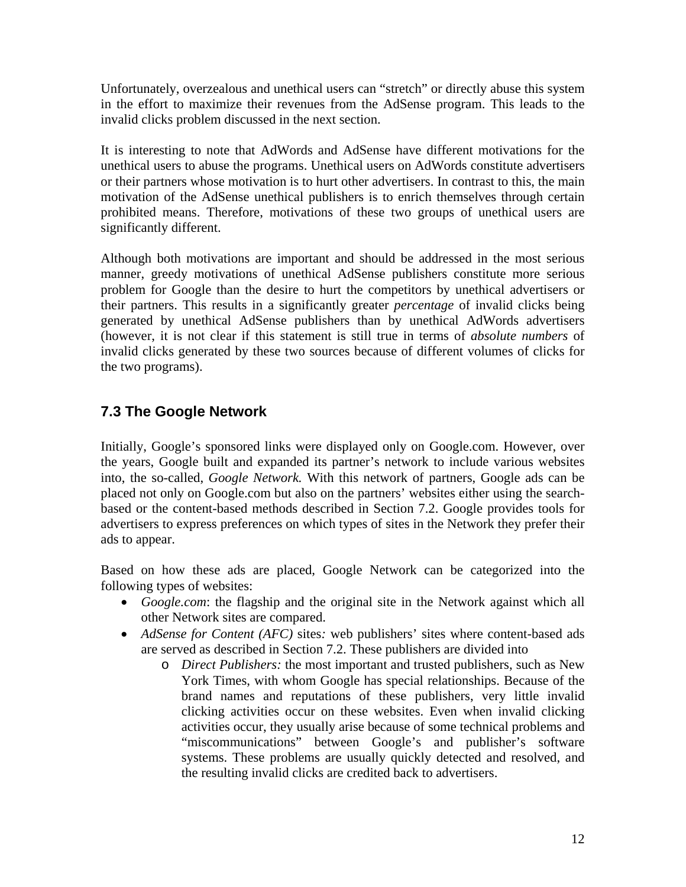Unfortunately, overzealous and unethical users can "stretch" or directly abuse this system in the effort to maximize their revenues from the AdSense program. This leads to the invalid clicks problem discussed in the next section.

It is interesting to note that AdWords and AdSense have different motivations for the unethical users to abuse the programs. Unethical users on AdWords constitute advertisers or their partners whose motivation is to hurt other advertisers. In contrast to this, the main motivation of the AdSense unethical publishers is to enrich themselves through certain prohibited means. Therefore, motivations of these two groups of unethical users are significantly different.

Although both motivations are important and should be addressed in the most serious manner, greedy motivations of unethical AdSense publishers constitute more serious problem for Google than the desire to hurt the competitors by unethical advertisers or their partners. This results in a significantly greater *percentage* of invalid clicks being generated by unethical AdSense publishers than by unethical AdWords advertisers (however, it is not clear if this statement is still true in terms of *absolute numbers* of invalid clicks generated by these two sources because of different volumes of clicks for the two programs).

## 7.3 The Google Network

Initially, Google's sponsored links were displayed only on Google.com. However, over the years, Google built and expanded its partner's network to include various websites into, the so-called, *Google Network.* With this network of partners, Google ads can be placed not only on Google.com but also on the partners' websites either using the search-based or the content-based methods described in Section 7.2. Google provides tools for advertisers to express preferences on which types of sites in the Network they prefer their ads to appear.

Based on how these ads are placed, Google Network can be categorized into the following types of websites:

- *Google.com*: the flagship and the original site in the Network against which all other Network sites are compared.
- *AdSense for Content (AFC)* sites*:* web publishers' sites where content-based ads are served as described in Section 7.2. These publishers are divided into
  - *Direct Publishers:* the most important and trusted publishers, such as New York Times, with whom Google has special relationships. Because of the brand names and reputations of these publishers, very little invalid clicking activities occur on these websites. Even when invalid clicking activities occur, they usually arise because of some technical problems and "miscommunications" between Google's and publisher's software systems. These problems are usually quickly detected and resolved, and the resulting invalid clicks are credited back to advertisers.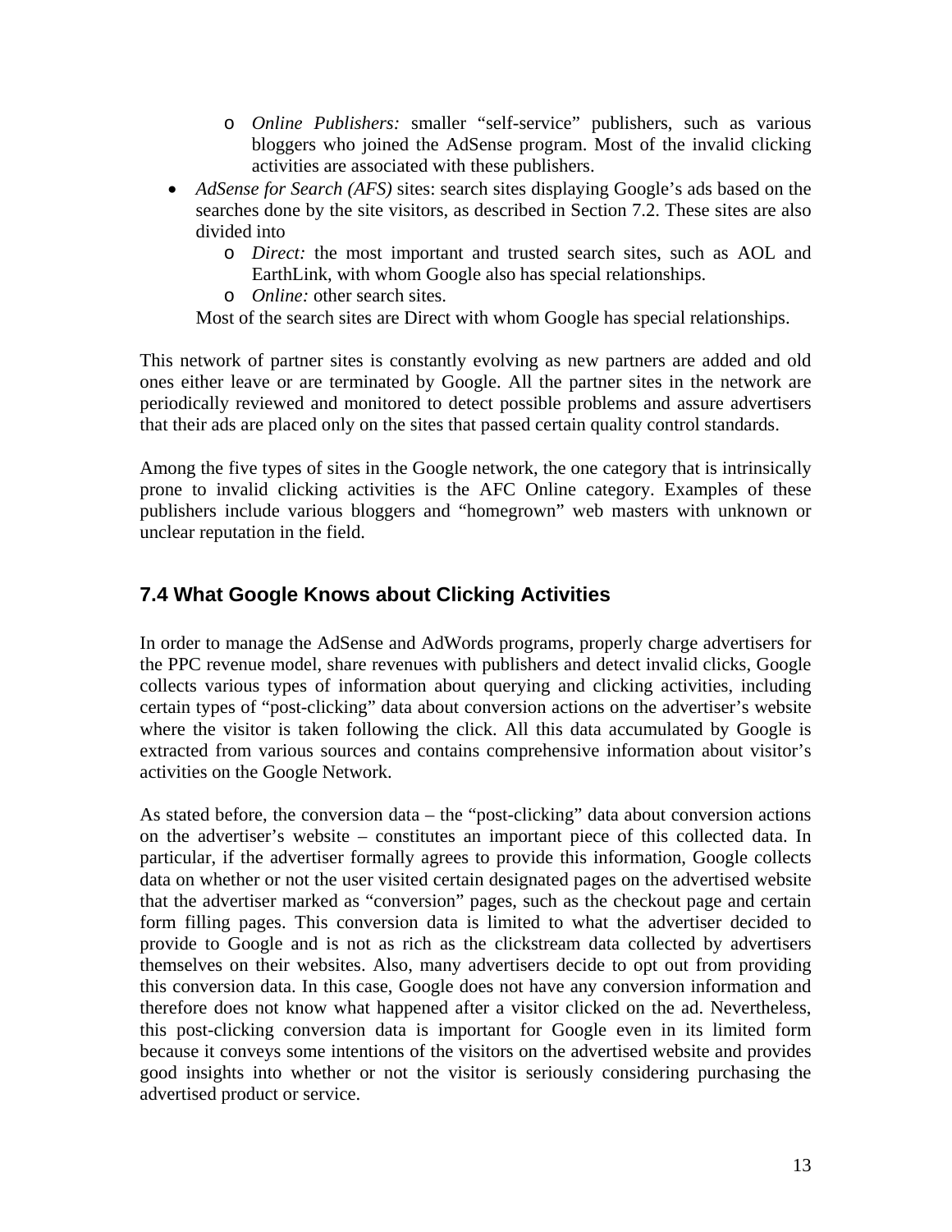- *Online Publishers:* smaller "self-service" publishers, such as various bloggers who joined the AdSense program. Most of the invalid clicking activities are associated with these publishers.
- *AdSense for Search (AFS)* sites: search sites displaying Google's ads based on the searches done by the site visitors, as described in Section 7.2. These sites are also divided into
    - *Direct:* the most important and trusted search sites, such as AOL and EarthLink, with whom Google also has special relationships.
    - *Online:* other search sites.

  Most of the search sites are Direct with whom Google has special relationships.

This network of partner sites is constantly evolving as new partners are added and old ones either leave or are terminated by Google. All the partner sites in the network are periodically reviewed and monitored to detect possible problems and assure advertisers that their ads are placed only on the sites that passed certain quality control standards.

Among the five types of sites in the Google network, the one category that is intrinsically prone to invalid clicking activities is the AFC Online category. Examples of these publishers include various bloggers and "homegrown" web masters with unknown or unclear reputation in the field.

## 7.4 What Google Knows about Clicking Activities

In order to manage the AdSense and AdWords programs, properly charge advertisers for the PPC revenue model, share revenues with publishers and detect invalid clicks, Google collects various types of information about querying and clicking activities, including certain types of "post-clicking" data about conversion actions on the advertiser's website where the visitor is taken following the click. All this data accumulated by Google is extracted from various sources and contains comprehensive information about visitor's activities on the Google Network.

As stated before, the conversion data – the "post-clicking" data about conversion actions on the advertiser's website – constitutes an important piece of this collected data. In particular, if the advertiser formally agrees to provide this information, Google collects data on whether or not the user visited certain designated pages on the advertised website that the advertiser marked as "conversion" pages, such as the checkout page and certain form filling pages. This conversion data is limited to what the advertiser decided to provide to Google and is not as rich as the clickstream data collected by advertisers themselves on their websites. Also, many advertisers decide to opt out from providing this conversion data. In this case, Google does not have any conversion information and therefore does not know what happened after a visitor clicked on the ad. Nevertheless, this post-clicking conversion data is important for Google even in its limited form because it conveys some intentions of the visitors on the advertised website and provides good insights into whether or not the visitor is seriously considering purchasing the advertised product or service.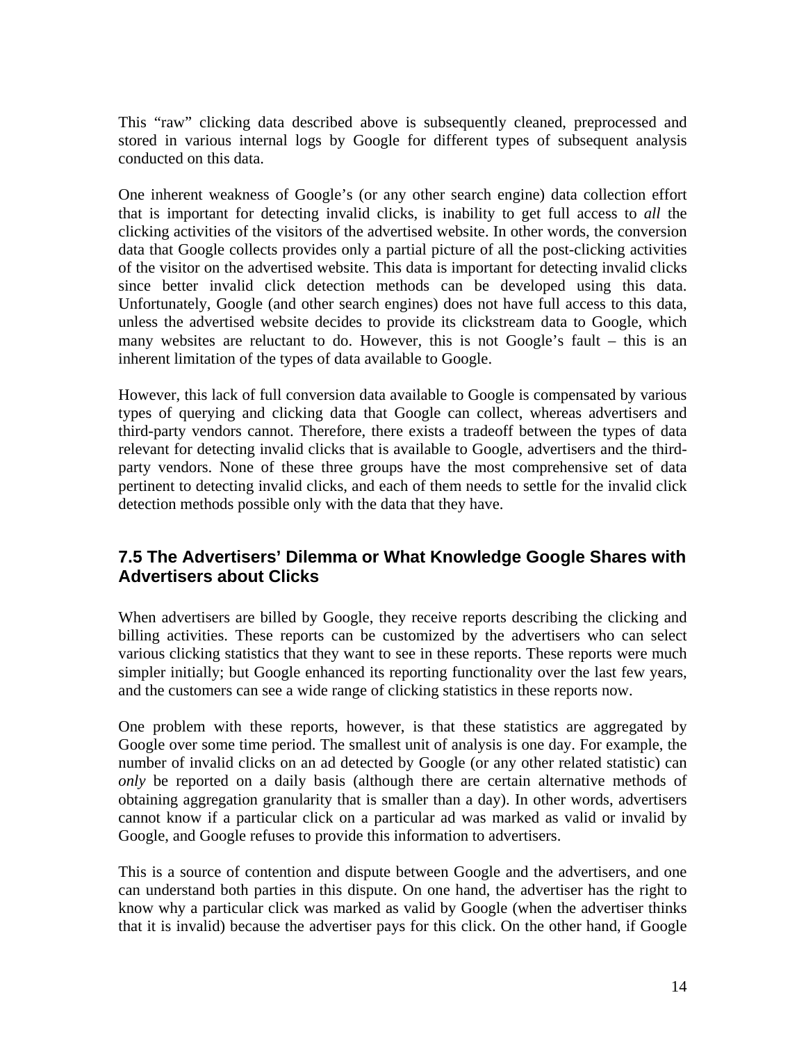This "raw" clicking data described above is subsequently cleaned, preprocessed and stored in various internal logs by Google for different types of subsequent analysis conducted on this data.

One inherent weakness of Google's (or any other search engine) data collection effort that is important for detecting invalid clicks, is inability to get full access to *all* the clicking activities of the visitors of the advertised website. In other words, the conversion data that Google collects provides only a partial picture of all the post-clicking activities of the visitor on the advertised website. This data is important for detecting invalid clicks since better invalid click detection methods can be developed using this data. Unfortunately, Google (and other search engines) does not have full access to this data, unless the advertised website decides to provide its clickstream data to Google, which many websites are reluctant to do. However, this is not Google's fault – this is an inherent limitation of the types of data available to Google.

However, this lack of full conversion data available to Google is compensated by various types of querying and clicking data that Google can collect, whereas advertisers and third-party vendors cannot. Therefore, there exists a tradeoff between the types of data relevant for detecting invalid clicks that is available to Google, advertisers and the third-party vendors. None of these three groups have the most comprehensive set of data pertinent to detecting invalid clicks, and each of them needs to settle for the invalid click detection methods possible only with the data that they have.

## 7.5 The Advertisers' Dilemma or What Knowledge Google Shares with Advertisers about Clicks

When advertisers are billed by Google, they receive reports describing the clicking and billing activities. These reports can be customized by the advertisers who can select various clicking statistics that they want to see in these reports. These reports were much simpler initially; but Google enhanced its reporting functionality over the last few years, and the customers can see a wide range of clicking statistics in these reports now.

One problem with these reports, however, is that these statistics are aggregated by Google over some time period. The smallest unit of analysis is one day. For example, the number of invalid clicks on an ad detected by Google (or any other related statistic) can *only* be reported on a daily basis (although there are certain alternative methods of obtaining aggregation granularity that is smaller than a day). In other words, advertisers cannot know if a particular click on a particular ad was marked as valid or invalid by Google, and Google refuses to provide this information to advertisers.

This is a source of contention and dispute between Google and the advertisers, and one can understand both parties in this dispute. On one hand, the advertiser has the right to know why a particular click was marked as valid by Google (when the advertiser thinks that it is invalid) because the advertiser pays for this click. On the other hand, if Google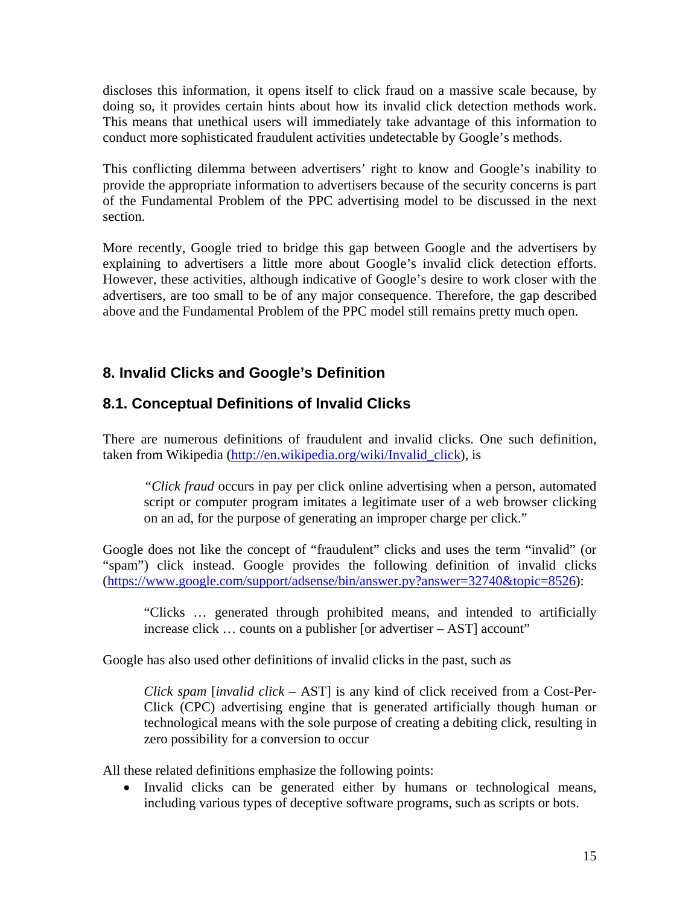discloses this information, it opens itself to click fraud on a massive scale because, by doing so, it provides certain hints about how its invalid click detection methods work. This means that unethical users will immediately take advantage of this information to conduct more sophisticated fraudulent activities undetectable by Google's methods.

This conflicting dilemma between advertisers' right to know and Google's inability to provide the appropriate information to advertisers because of the security concerns is part of the Fundamental Problem of the PPC advertising model to be discussed in the next section.

More recently, Google tried to bridge this gap between Google and the advertisers by explaining to advertisers a little more about Google's invalid click detection efforts. However, these activities, although indicative of Google's desire to work closer with the advertisers, are too small to be of any major consequence. Therefore, the gap described above and the Fundamental Problem of the PPC model still remains pretty much open.

## 8. Invalid Clicks and Google's Definition

### 8.1. Conceptual Definitions of Invalid Clicks

There are numerous definitions of fraudulent and invalid clicks. One such definition, taken from Wikipedia (http://en.wikipedia.org/wiki/Invalid_click), is

> *"Click fraud* occurs in pay per click online advertising when a person, automated script or computer program imitates a legitimate user of a web browser clicking on an ad, for the purpose of generating an improper charge per click."

Google does not like the concept of "fraudulent" clicks and uses the term "invalid" (or "spam") click instead. Google provides the following definition of invalid clicks (https://www.google.com/support/adsense/bin/answer.py?answer=32740&topic=8526):

> "Clicks … generated through prohibited means, and intended to artificially increase click … counts on a publisher [or advertiser – AST] account"

Google has also used other definitions of invalid clicks in the past, such as

> *Click spam* [*invalid click* – AST] is any kind of click received from a Cost-Per-Click (CPC) advertising engine that is generated artificially though human or technological means with the sole purpose of creating a debiting click, resulting in zero possibility for a conversion to occur

All these related definitions emphasize the following points:

- Invalid clicks can be generated either by humans or technological means, including various types of deceptive software programs, such as scripts or bots.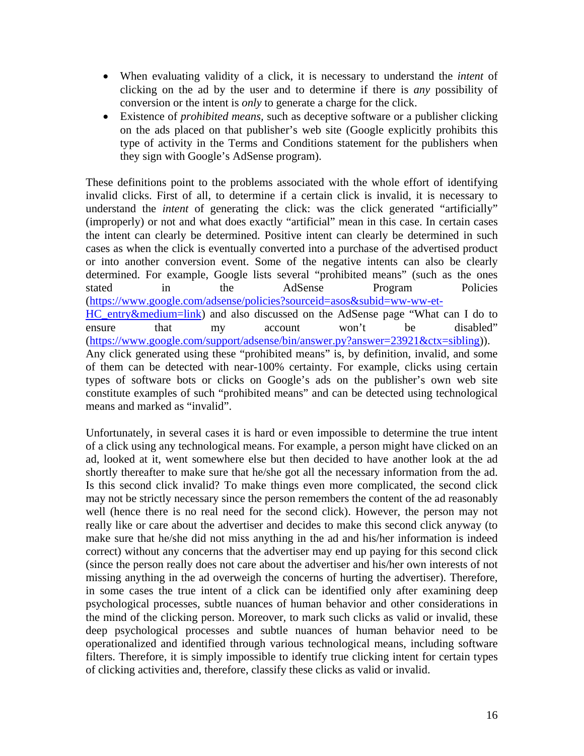- When evaluating validity of a click, it is necessary to understand the *intent* of clicking on the ad by the user and to determine if there is *any* possibility of conversion or the intent is *only* to generate a charge for the click.
- Existence of *prohibited means*, such as deceptive software or a publisher clicking on the ads placed on that publisher's web site (Google explicitly prohibits this type of activity in the Terms and Conditions statement for the publishers when they sign with Google's AdSense program).

These definitions point to the problems associated with the whole effort of identifying invalid clicks. First of all, to determine if a certain click is invalid, it is necessary to understand the *intent* of generating the click: was the click generated "artificially" (improperly) or not and what does exactly "artificial" mean in this case. In certain cases the intent can clearly be determined. Positive intent can clearly be determined in such cases as when the click is eventually converted into a purchase of the advertised product or into another conversion event. Some of the negative intents can also be clearly determined. For example, Google lists several "prohibited means" (such as the ones stated in the AdSense Program Policies (https://www.google.com/adsense/policies?sourceid=asos&subid=ww-ww-et-HC_entry&medium=link) and also discussed on the AdSense page "What can I do to ensure that my account won't be disabled" (https://www.google.com/support/adsense/bin/answer.py?answer=23921&ctx=sibling)). Any click generated using these "prohibited means" is, by definition, invalid, and some of them can be detected with near-100% certainty. For example, clicks using certain types of software bots or clicks on Google's ads on the publisher's own web site constitute examples of such "prohibited means" and can be detected using technological means and marked as "invalid".

Unfortunately, in several cases it is hard or even impossible to determine the true intent of a click using any technological means. For example, a person might have clicked on an ad, looked at it, went somewhere else but then decided to have another look at the ad shortly thereafter to make sure that he/she got all the necessary information from the ad. Is this second click invalid? To make things even more complicated, the second click may not be strictly necessary since the person remembers the content of the ad reasonably well (hence there is no real need for the second click). However, the person may not really like or care about the advertiser and decides to make this second click anyway (to make sure that he/she did not miss anything in the ad and his/her information is indeed correct) without any concerns that the advertiser may end up paying for this second click (since the person really does not care about the advertiser and his/her own interests of not missing anything in the ad overweigh the concerns of hurting the advertiser). Therefore, in some cases the true intent of a click can be identified only after examining deep psychological processes, subtle nuances of human behavior and other considerations in the mind of the clicking person. Moreover, to mark such clicks as valid or invalid, these deep psychological processes and subtle nuances of human behavior need to be operationalized and identified through various technological means, including software filters. Therefore, it is simply impossible to identify true clicking intent for certain types of clicking activities and, therefore, classify these clicks as valid or invalid.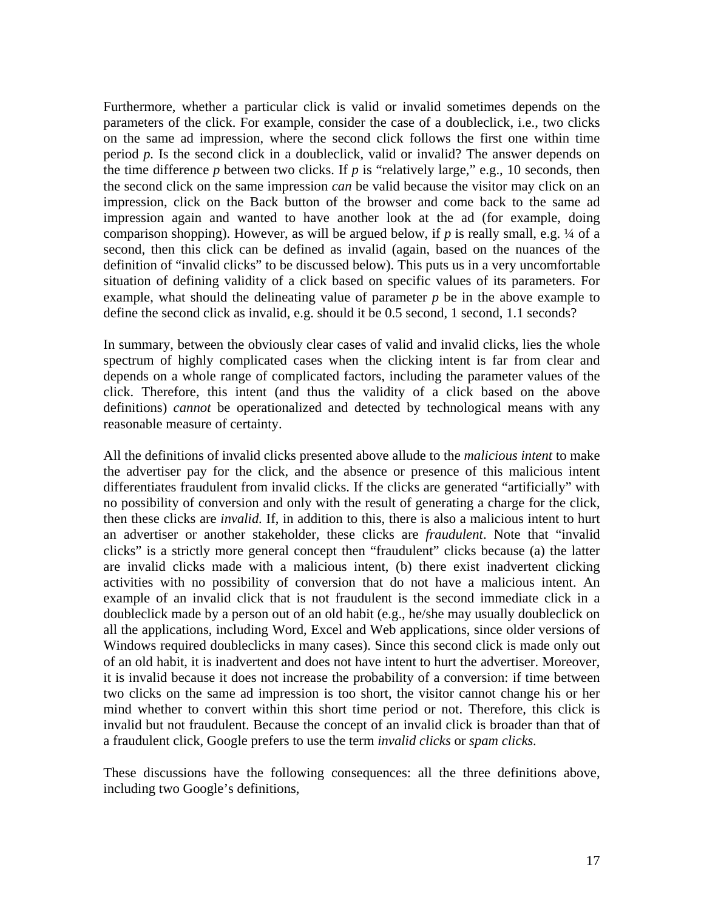Furthermore, whether a particular click is valid or invalid sometimes depends on the parameters of the click. For example, consider the case of a doubleclick, i.e., two clicks on the same ad impression, where the second click follows the first one within time period $p$. Is the second click in a doubleclick, valid or invalid? The answer depends on the time difference $p$ between two clicks. If $p$ is "relatively large," e.g., 10 seconds, then the second click on the same impression *can* be valid because the visitor may click on an impression, click on the Back button of the browser and come back to the same ad impression again and wanted to have another look at the ad (for example, doing comparison shopping). However, as will be argued below, if $p$ is really small, e.g. ¼ of a second, then this click can be defined as invalid (again, based on the nuances of the definition of "invalid clicks" to be discussed below). This puts us in a very uncomfortable situation of defining validity of a click based on specific values of its parameters. For example, what should the delineating value of parameter $p$ be in the above example to define the second click as invalid, e.g. should it be 0.5 second, 1 second, 1.1 seconds?

In summary, between the obviously clear cases of valid and invalid clicks, lies the whole spectrum of highly complicated cases when the clicking intent is far from clear and depends on a whole range of complicated factors, including the parameter values of the click. Therefore, this intent (and thus the validity of a click based on the above definitions) *cannot* be operationalized and detected by technological means with any reasonable measure of certainty.

All the definitions of invalid clicks presented above allude to the *malicious intent* to make the advertiser pay for the click, and the absence or presence of this malicious intent differentiates fraudulent from invalid clicks. If the clicks are generated "artificially" with no possibility of conversion and only with the result of generating a charge for the click, then these clicks are *invalid*. If, in addition to this, there is also a malicious intent to hurt an advertiser or another stakeholder, these clicks are *fraudulent*. Note that "invalid clicks" is a strictly more general concept then "fraudulent" clicks because (a) the latter are invalid clicks made with a malicious intent, (b) there exist inadvertent clicking activities with no possibility of conversion that do not have a malicious intent. An example of an invalid click that is not fraudulent is the second immediate click in a doubleclick made by a person out of an old habit (e.g., he/she may usually doubleclick on all the applications, including Word, Excel and Web applications, since older versions of Windows required doubleclicks in many cases). Since this second click is made only out of an old habit, it is inadvertent and does not have intent to hurt the advertiser. Moreover, it is invalid because it does not increase the probability of a conversion: if time between two clicks on the same ad impression is too short, the visitor cannot change his or her mind whether to convert within this short time period or not. Therefore, this click is invalid but not fraudulent. Because the concept of an invalid click is broader than that of a fraudulent click, Google prefers to use the term *invalid clicks* or *spam clicks.*

These discussions have the following consequences: all the three definitions above, including two Google's definitions,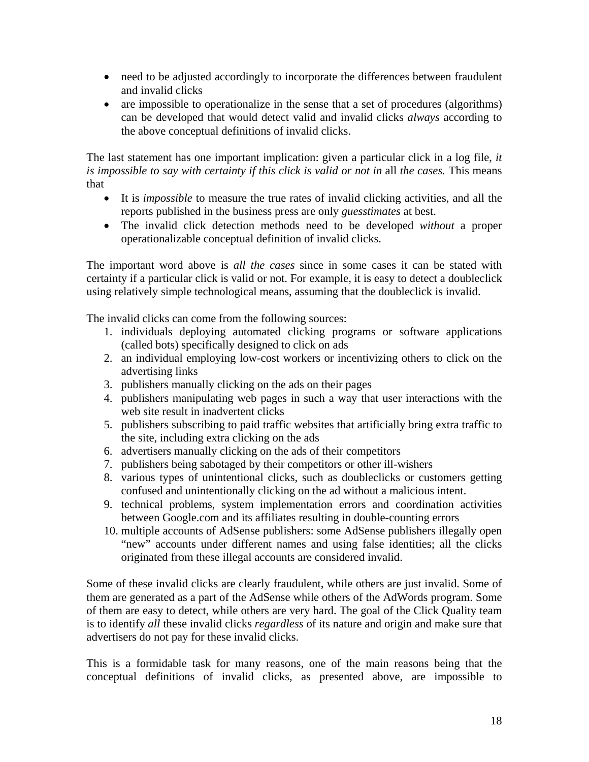- need to be adjusted accordingly to incorporate the differences between fraudulent and invalid clicks
- are impossible to operationalize in the sense that a set of procedures (algorithms) can be developed that would detect valid and invalid clicks *always* according to the above conceptual definitions of invalid clicks.

The last statement has one important implication: given a particular click in a log file, *it is impossible to say with certainty if this click is valid or not in* all *the cases.* This means that

- It is *impossible* to measure the true rates of invalid clicking activities, and all the reports published in the business press are only *guesstimates* at best.
- The invalid click detection methods need to be developed *without* a proper operationalizable conceptual definition of invalid clicks.

The important word above is *all the cases* since in some cases it can be stated with certainty if a particular click is valid or not. For example, it is easy to detect a doubleclick using relatively simple technological means, assuming that the doubleclick is invalid.

The invalid clicks can come from the following sources:

1. individuals deploying automated clicking programs or software applications (called bots) specifically designed to click on ads
2. an individual employing low-cost workers or incentivizing others to click on the advertising links
3. publishers manually clicking on the ads on their pages
4. publishers manipulating web pages in such a way that user interactions with the web site result in inadvertent clicks
5. publishers subscribing to paid traffic websites that artificially bring extra traffic to the site, including extra clicking on the ads
6. advertisers manually clicking on the ads of their competitors
7. publishers being sabotaged by their competitors or other ill-wishers
8. various types of unintentional clicks, such as doubleclicks or customers getting confused and unintentionally clicking on the ad without a malicious intent.
9. technical problems, system implementation errors and coordination activities between Google.com and its affiliates resulting in double-counting errors
10. multiple accounts of AdSense publishers: some AdSense publishers illegally open "new" accounts under different names and using false identities; all the clicks originated from these illegal accounts are considered invalid.

Some of these invalid clicks are clearly fraudulent, while others are just invalid. Some of them are generated as a part of the AdSense while others of the AdWords program. Some of them are easy to detect, while others are very hard. The goal of the Click Quality team is to identify *all* these invalid clicks *regardless* of its nature and origin and make sure that advertisers do not pay for these invalid clicks.

This is a formidable task for many reasons, one of the main reasons being that the conceptual definitions of invalid clicks, as presented above, are impossible to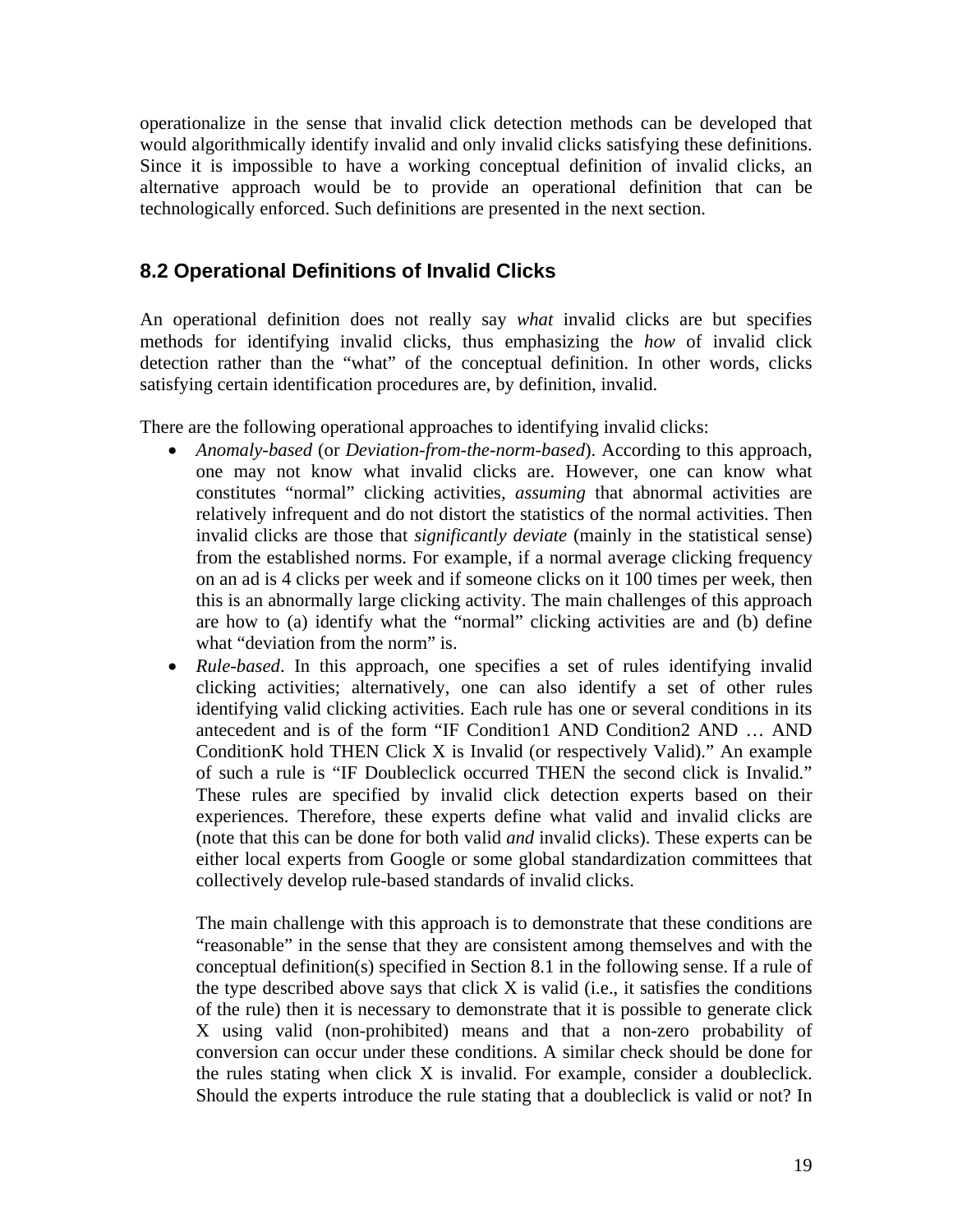operationalize in the sense that invalid click detection methods can be developed that would algorithmically identify invalid and only invalid clicks satisfying these definitions. Since it is impossible to have a working conceptual definition of invalid clicks, an alternative approach would be to provide an operational definition that can be technologically enforced. Such definitions are presented in the next section.

## 8.2 Operational Definitions of Invalid Clicks

An operational definition does not really say *what* invalid clicks are but specifies methods for identifying invalid clicks, thus emphasizing the *how* of invalid click detection rather than the "what" of the conceptual definition. In other words, clicks satisfying certain identification procedures are, by definition, invalid.

There are the following operational approaches to identifying invalid clicks:

- *Anomaly-based* (or *Deviation-from-the-norm-based*). According to this approach, one may not know what invalid clicks are. However, one can know what constitutes "normal" clicking activities, *assuming* that abnormal activities are relatively infrequent and do not distort the statistics of the normal activities. Then invalid clicks are those that *significantly deviate* (mainly in the statistical sense) from the established norms. For example, if a normal average clicking frequency on an ad is 4 clicks per week and if someone clicks on it 100 times per week, then this is an abnormally large clicking activity. The main challenges of this approach are how to (a) identify what the "normal" clicking activities are and (b) define what "deviation from the norm" is.
- *Rule-based*. In this approach, one specifies a set of rules identifying invalid clicking activities; alternatively, one can also identify a set of other rules identifying valid clicking activities. Each rule has one or several conditions in its antecedent and is of the form "IF Condition1 AND Condition2 AND … AND ConditionK hold THEN Click X is Invalid (or respectively Valid)." An example of such a rule is "IF Doubleclick occurred THEN the second click is Invalid." These rules are specified by invalid click detection experts based on their experiences. Therefore, these experts define what valid and invalid clicks are (note that this can be done for both valid *and* invalid clicks). These experts can be either local experts from Google or some global standardization committees that collectively develop rule-based standards of invalid clicks.

  The main challenge with this approach is to demonstrate that these conditions are "reasonable" in the sense that they are consistent among themselves and with the conceptual definition(s) specified in Section 8.1 in the following sense. If a rule of the type described above says that click X is valid (i.e., it satisfies the conditions of the rule) then it is necessary to demonstrate that it is possible to generate click X using valid (non-prohibited) means and that a non-zero probability of conversion can occur under these conditions. A similar check should be done for the rules stating when click X is invalid. For example, consider a doubleclick. Should the experts introduce the rule stating that a doubleclick is valid or not? In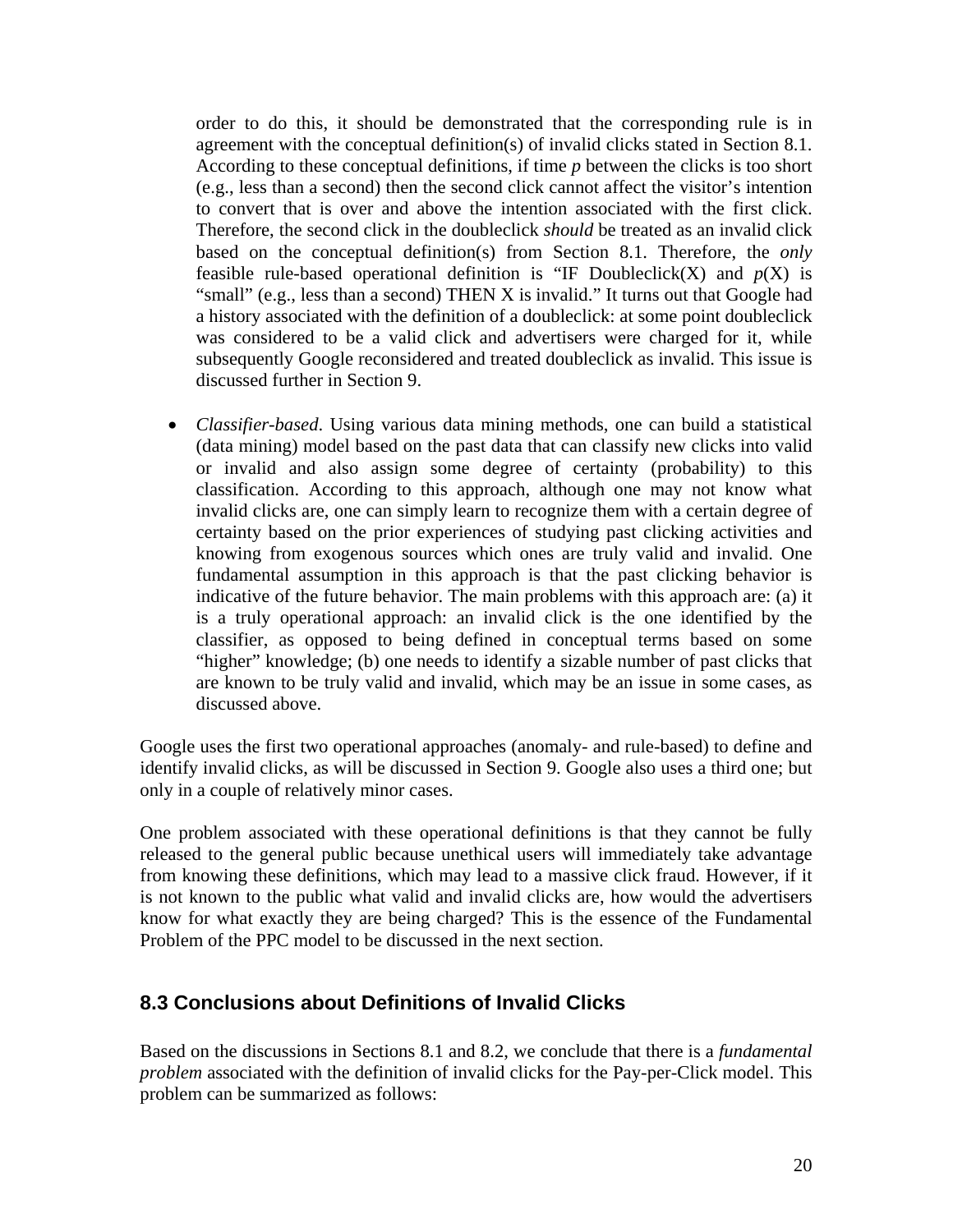order to do this, it should be demonstrated that the corresponding rule is in agreement with the conceptual definition(s) of invalid clicks stated in Section 8.1. According to these conceptual definitions, if time $p$ between the clicks is too short (e.g., less than a second) then the second click cannot affect the visitor's intention to convert that is over and above the intention associated with the first click. Therefore, the second click in the doubleclick *should* be treated as an invalid click based on the conceptual definition(s) from Section 8.1. Therefore, the *only* feasible rule-based operational definition is "IF Doubleclick(X) and $p$(X) is "small" (e.g., less than a second) THEN X is invalid." It turns out that Google had a history associated with the definition of a doubleclick: at some point doubleclick was considered to be a valid click and advertisers were charged for it, while subsequently Google reconsidered and treated doubleclick as invalid. This issue is discussed further in Section 9.

- *Classifier-based*. Using various data mining methods, one can build a statistical (data mining) model based on the past data that can classify new clicks into valid or invalid and also assign some degree of certainty (probability) to this classification. According to this approach, although one may not know what invalid clicks are, one can simply learn to recognize them with a certain degree of certainty based on the prior experiences of studying past clicking activities and knowing from exogenous sources which ones are truly valid and invalid. One fundamental assumption in this approach is that the past clicking behavior is indicative of the future behavior. The main problems with this approach are: (a) it is a truly operational approach: an invalid click is the one identified by the classifier, as opposed to being defined in conceptual terms based on some "higher" knowledge; (b) one needs to identify a sizable number of past clicks that are known to be truly valid and invalid, which may be an issue in some cases, as discussed above.

Google uses the first two operational approaches (anomaly- and rule-based) to define and identify invalid clicks, as will be discussed in Section 9. Google also uses a third one; but only in a couple of relatively minor cases.

One problem associated with these operational definitions is that they cannot be fully released to the general public because unethical users will immediately take advantage from knowing these definitions, which may lead to a massive click fraud. However, if it is not known to the public what valid and invalid clicks are, how would the advertisers know for what exactly they are being charged? This is the essence of the Fundamental Problem of the PPC model to be discussed in the next section.

## 8.3 Conclusions about Definitions of Invalid Clicks

Based on the discussions in Sections 8.1 and 8.2, we conclude that there is a *fundamental problem* associated with the definition of invalid clicks for the Pay-per-Click model. This problem can be summarized as follows: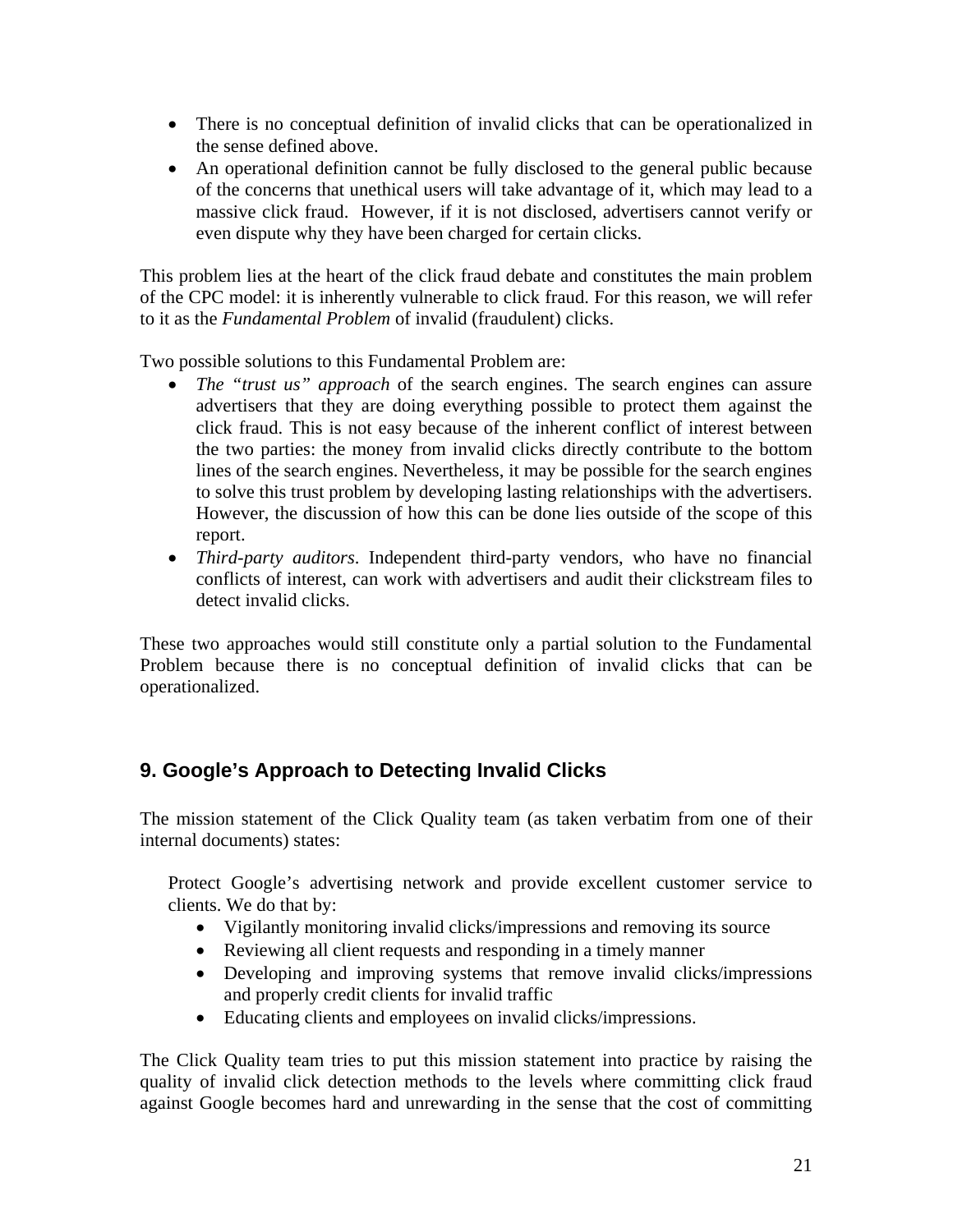- There is no conceptual definition of invalid clicks that can be operationalized in the sense defined above.
- An operational definition cannot be fully disclosed to the general public because of the concerns that unethical users will take advantage of it, which may lead to a massive click fraud. However, if it is not disclosed, advertisers cannot verify or even dispute why they have been charged for certain clicks.

This problem lies at the heart of the click fraud debate and constitutes the main problem of the CPC model: it is inherently vulnerable to click fraud. For this reason, we will refer to it as the *Fundamental Problem* of invalid (fraudulent) clicks.

Two possible solutions to this Fundamental Problem are:

- *The "trust us" approach* of the search engines. The search engines can assure advertisers that they are doing everything possible to protect them against the click fraud. This is not easy because of the inherent conflict of interest between the two parties: the money from invalid clicks directly contribute to the bottom lines of the search engines. Nevertheless, it may be possible for the search engines to solve this trust problem by developing lasting relationships with the advertisers. However, the discussion of how this can be done lies outside of the scope of this report.
- *Third-party auditors*. Independent third-party vendors, who have no financial conflicts of interest, can work with advertisers and audit their clickstream files to detect invalid clicks.

These two approaches would still constitute only a partial solution to the Fundamental Problem because there is no conceptual definition of invalid clicks that can be operationalized.

## 9. Google's Approach to Detecting Invalid Clicks

The mission statement of the Click Quality team (as taken verbatim from one of their internal documents) states:

> Protect Google's advertising network and provide excellent customer service to clients. We do that by:
>
> - Vigilantly monitoring invalid clicks/impressions and removing its source
> - Reviewing all client requests and responding in a timely manner
> - Developing and improving systems that remove invalid clicks/impressions and properly credit clients for invalid traffic
> - Educating clients and employees on invalid clicks/impressions.

The Click Quality team tries to put this mission statement into practice by raising the quality of invalid click detection methods to the levels where committing click fraud against Google becomes hard and unrewarding in the sense that the cost of committing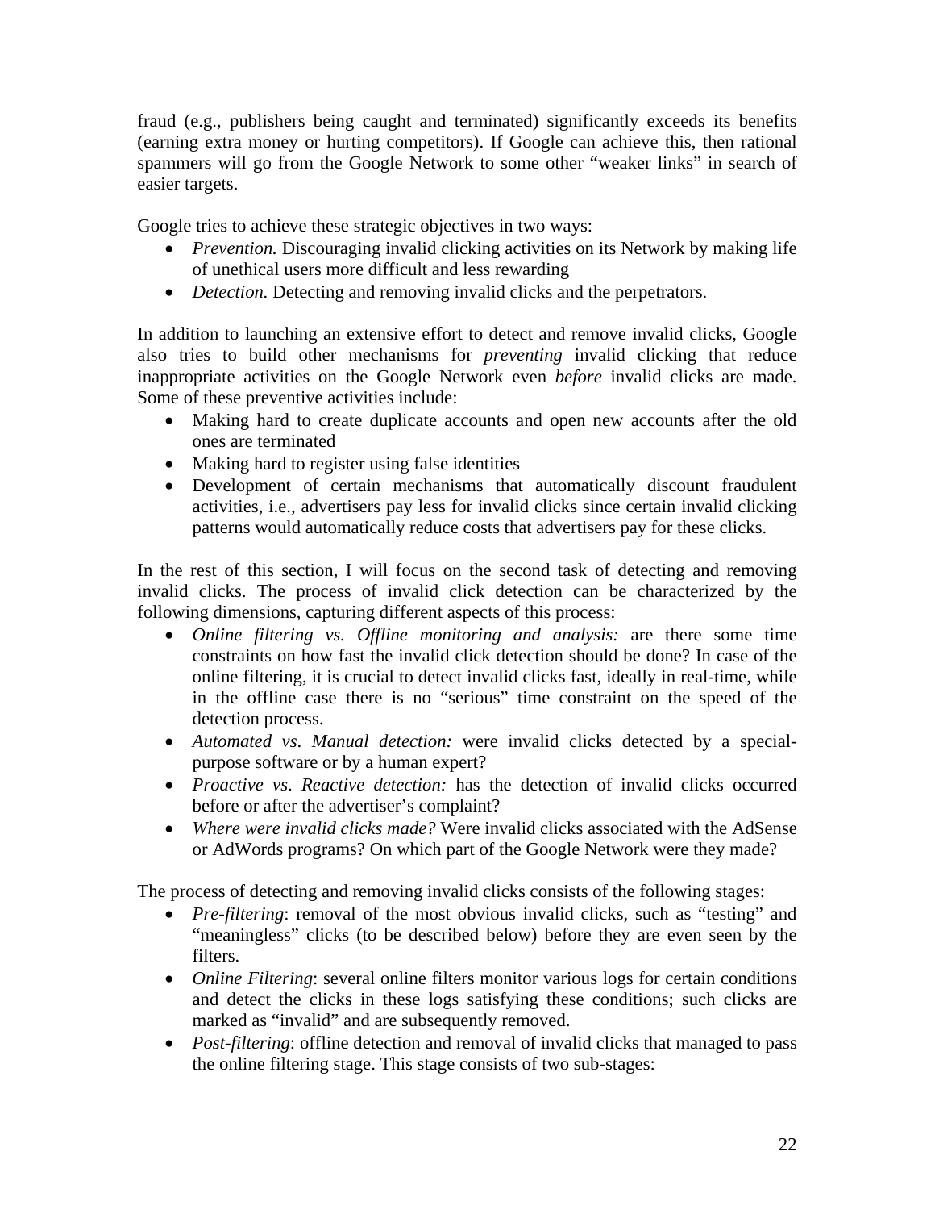fraud (e.g., publishers being caught and terminated) significantly exceeds its benefits (earning extra money or hurting competitors). If Google can achieve this, then rational spammers will go from the Google Network to some other "weaker links" in search of easier targets.

Google tries to achieve these strategic objectives in two ways:

- *Prevention.* Discouraging invalid clicking activities on its Network by making life of unethical users more difficult and less rewarding
- *Detection.* Detecting and removing invalid clicks and the perpetrators.

In addition to launching an extensive effort to detect and remove invalid clicks, Google also tries to build other mechanisms for *preventing* invalid clicking that reduce inappropriate activities on the Google Network even *before* invalid clicks are made. Some of these preventive activities include:

- Making hard to create duplicate accounts and open new accounts after the old ones are terminated
- Making hard to register using false identities
- Development of certain mechanisms that automatically discount fraudulent activities, i.e., advertisers pay less for invalid clicks since certain invalid clicking patterns would automatically reduce costs that advertisers pay for these clicks.

In the rest of this section, I will focus on the second task of detecting and removing invalid clicks. The process of invalid click detection can be characterized by the following dimensions, capturing different aspects of this process:

- *Online filtering vs. Offline monitoring and analysis:* are there some time constraints on how fast the invalid click detection should be done? In case of the online filtering, it is crucial to detect invalid clicks fast, ideally in real-time, while in the offline case there is no "serious" time constraint on the speed of the detection process.
- *Automated vs. Manual detection:* were invalid clicks detected by a special-purpose software or by a human expert?
- *Proactive vs. Reactive detection:* has the detection of invalid clicks occurred before or after the advertiser's complaint?
- *Where were invalid clicks made?* Were invalid clicks associated with the AdSense or AdWords programs? On which part of the Google Network were they made?

The process of detecting and removing invalid clicks consists of the following stages:

- *Pre-filtering*: removal of the most obvious invalid clicks, such as "testing" and "meaningless" clicks (to be described below) before they are even seen by the filters.
- *Online Filtering*: several online filters monitor various logs for certain conditions and detect the clicks in these logs satisfying these conditions; such clicks are marked as "invalid" and are subsequently removed.
- *Post-filtering*: offline detection and removal of invalid clicks that managed to pass the online filtering stage. This stage consists of two sub-stages: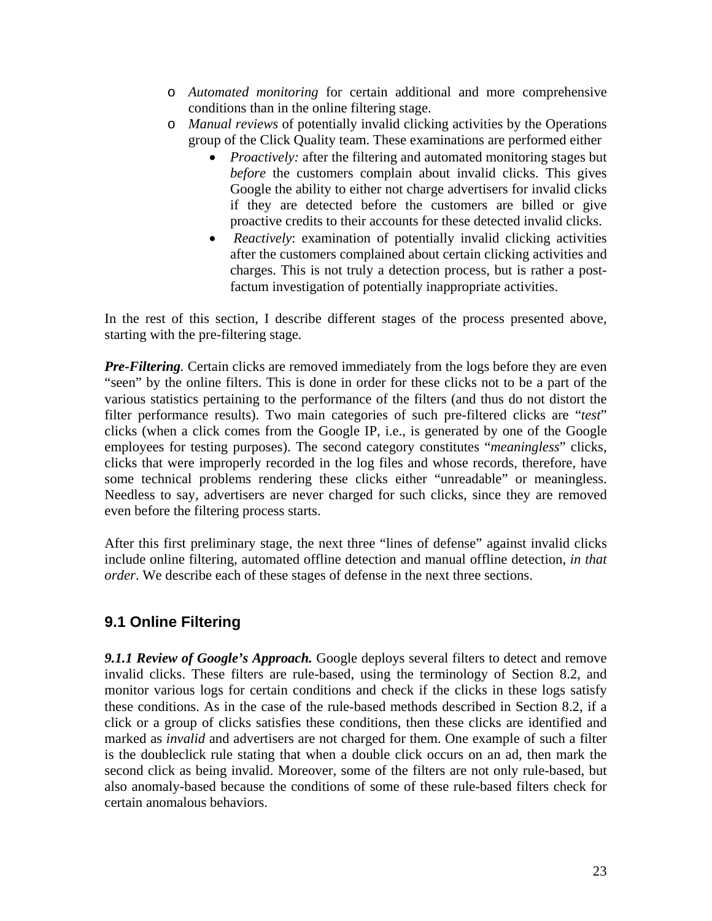- *Automated monitoring* for certain additional and more comprehensive conditions than in the online filtering stage.
- *Manual reviews* of potentially invalid clicking activities by the Operations group of the Click Quality team. These examinations are performed either
    - *Proactively:* after the filtering and automated monitoring stages but *before* the customers complain about invalid clicks. This gives Google the ability to either not charge advertisers for invalid clicks if they are detected before the customers are billed or give proactive credits to their accounts for these detected invalid clicks.
    - *Reactively*: examination of potentially invalid clicking activities after the customers complained about certain clicking activities and charges. This is not truly a detection process, but is rather a post-factum investigation of potentially inappropriate activities.

In the rest of this section, I describe different stages of the process presented above, starting with the pre-filtering stage.

***Pre-Filtering*.** Certain clicks are removed immediately from the logs before they are even "seen" by the online filters. This is done in order for these clicks not to be a part of the various statistics pertaining to the performance of the filters (and thus do not distort the filter performance results). Two main categories of such pre-filtered clicks are "*test*" clicks (when a click comes from the Google IP, i.e., is generated by one of the Google employees for testing purposes). The second category constitutes "*meaningless*" clicks, clicks that were improperly recorded in the log files and whose records, therefore, have some technical problems rendering these clicks either "unreadable" or meaningless. Needless to say, advertisers are never charged for such clicks, since they are removed even before the filtering process starts.

After this first preliminary stage, the next three "lines of defense" against invalid clicks include online filtering, automated offline detection and manual offline detection, *in that order*. We describe each of these stages of defense in the next three sections.

## 9.1 Online Filtering

***9.1.1 Review of Google's Approach.*** Google deploys several filters to detect and remove invalid clicks. These filters are rule-based, using the terminology of Section 8.2, and monitor various logs for certain conditions and check if the clicks in these logs satisfy these conditions. As in the case of the rule-based methods described in Section 8.2, if a click or a group of clicks satisfies these conditions, then these clicks are identified and marked as *invalid* and advertisers are not charged for them. One example of such a filter is the doubleclick rule stating that when a double click occurs on an ad, then mark the second click as being invalid. Moreover, some of the filters are not only rule-based, but also anomaly-based because the conditions of some of these rule-based filters check for certain anomalous behaviors.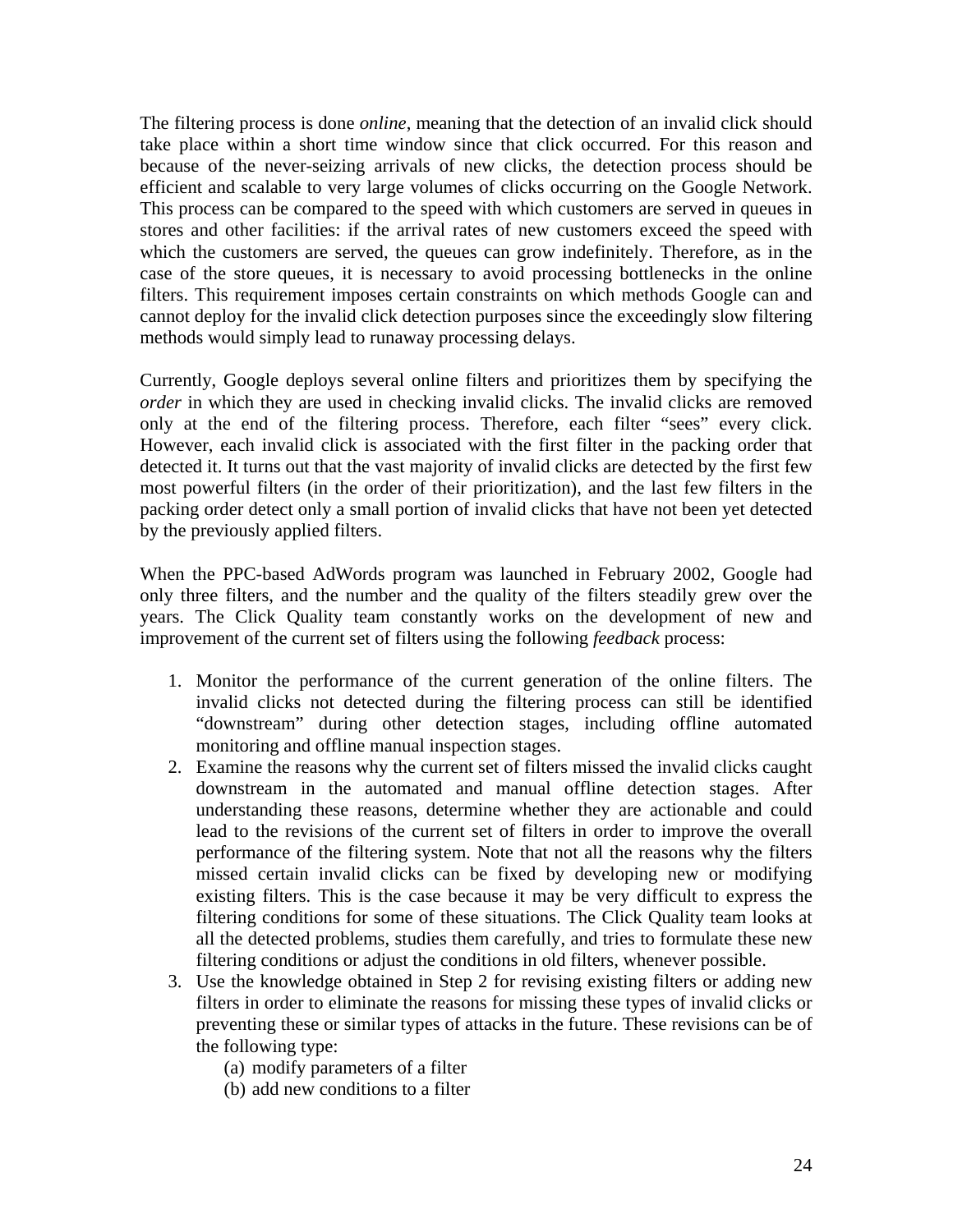The filtering process is done *online*, meaning that the detection of an invalid click should take place within a short time window since that click occurred. For this reason and because of the never-seizing arrivals of new clicks, the detection process should be efficient and scalable to very large volumes of clicks occurring on the Google Network. This process can be compared to the speed with which customers are served in queues in stores and other facilities: if the arrival rates of new customers exceed the speed with which the customers are served, the queues can grow indefinitely. Therefore, as in the case of the store queues, it is necessary to avoid processing bottlenecks in the online filters. This requirement imposes certain constraints on which methods Google can and cannot deploy for the invalid click detection purposes since the exceedingly slow filtering methods would simply lead to runaway processing delays.

Currently, Google deploys several online filters and prioritizes them by specifying the *order* in which they are used in checking invalid clicks. The invalid clicks are removed only at the end of the filtering process. Therefore, each filter "sees" every click. However, each invalid click is associated with the first filter in the packing order that detected it. It turns out that the vast majority of invalid clicks are detected by the first few most powerful filters (in the order of their prioritization), and the last few filters in the packing order detect only a small portion of invalid clicks that have not been yet detected by the previously applied filters.

When the PPC-based AdWords program was launched in February 2002, Google had only three filters, and the number and the quality of the filters steadily grew over the years. The Click Quality team constantly works on the development of new and improvement of the current set of filters using the following *feedback* process:

1. Monitor the performance of the current generation of the online filters. The invalid clicks not detected during the filtering process can still be identified "downstream" during other detection stages, including offline automated monitoring and offline manual inspection stages.
2. Examine the reasons why the current set of filters missed the invalid clicks caught downstream in the automated and manual offline detection stages. After understanding these reasons, determine whether they are actionable and could lead to the revisions of the current set of filters in order to improve the overall performance of the filtering system. Note that not all the reasons why the filters missed certain invalid clicks can be fixed by developing new or modifying existing filters. This is the case because it may be very difficult to express the filtering conditions for some of these situations. The Click Quality team looks at all the detected problems, studies them carefully, and tries to formulate these new filtering conditions or adjust the conditions in old filters, whenever possible.
3. Use the knowledge obtained in Step 2 for revising existing filters or adding new filters in order to eliminate the reasons for missing these types of invalid clicks or preventing these or similar types of attacks in the future. These revisions can be of the following type:
   (a) modify parameters of a filter
   (b) add new conditions to a filter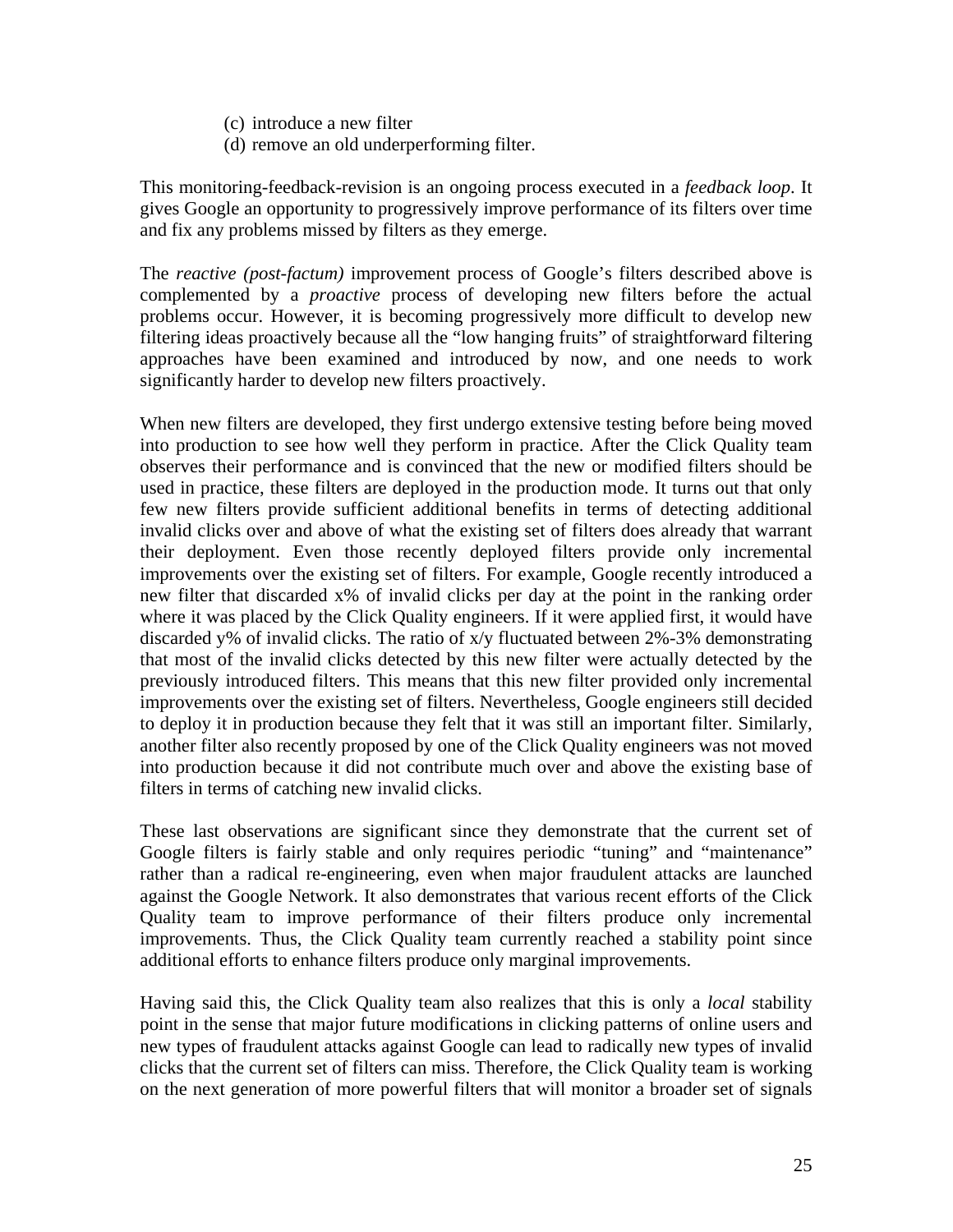(c) introduce a new filter
(d) remove an old underperforming filter.

This monitoring-feedback-revision is an ongoing process executed in a *feedback loop*. It gives Google an opportunity to progressively improve performance of its filters over time and fix any problems missed by filters as they emerge.

The *reactive (post-factum)* improvement process of Google's filters described above is complemented by a *proactive* process of developing new filters before the actual problems occur. However, it is becoming progressively more difficult to develop new filtering ideas proactively because all the "low hanging fruits" of straightforward filtering approaches have been examined and introduced by now, and one needs to work significantly harder to develop new filters proactively.

When new filters are developed, they first undergo extensive testing before being moved into production to see how well they perform in practice. After the Click Quality team observes their performance and is convinced that the new or modified filters should be used in practice, these filters are deployed in the production mode. It turns out that only few new filters provide sufficient additional benefits in terms of detecting additional invalid clicks over and above of what the existing set of filters does already that warrant their deployment. Even those recently deployed filters provide only incremental improvements over the existing set of filters. For example, Google recently introduced a new filter that discarded x% of invalid clicks per day at the point in the ranking order where it was placed by the Click Quality engineers. If it were applied first, it would have discarded y% of invalid clicks. The ratio of x/y fluctuated between 2%-3% demonstrating that most of the invalid clicks detected by this new filter were actually detected by the previously introduced filters. This means that this new filter provided only incremental improvements over the existing set of filters. Nevertheless, Google engineers still decided to deploy it in production because they felt that it was still an important filter. Similarly, another filter also recently proposed by one of the Click Quality engineers was not moved into production because it did not contribute much over and above the existing base of filters in terms of catching new invalid clicks.

These last observations are significant since they demonstrate that the current set of Google filters is fairly stable and only requires periodic "tuning" and "maintenance" rather than a radical re-engineering, even when major fraudulent attacks are launched against the Google Network. It also demonstrates that various recent efforts of the Click Quality team to improve performance of their filters produce only incremental improvements. Thus, the Click Quality team currently reached a stability point since additional efforts to enhance filters produce only marginal improvements.

Having said this, the Click Quality team also realizes that this is only a *local* stability point in the sense that major future modifications in clicking patterns of online users and new types of fraudulent attacks against Google can lead to radically new types of invalid clicks that the current set of filters can miss. Therefore, the Click Quality team is working on the next generation of more powerful filters that will monitor a broader set of signals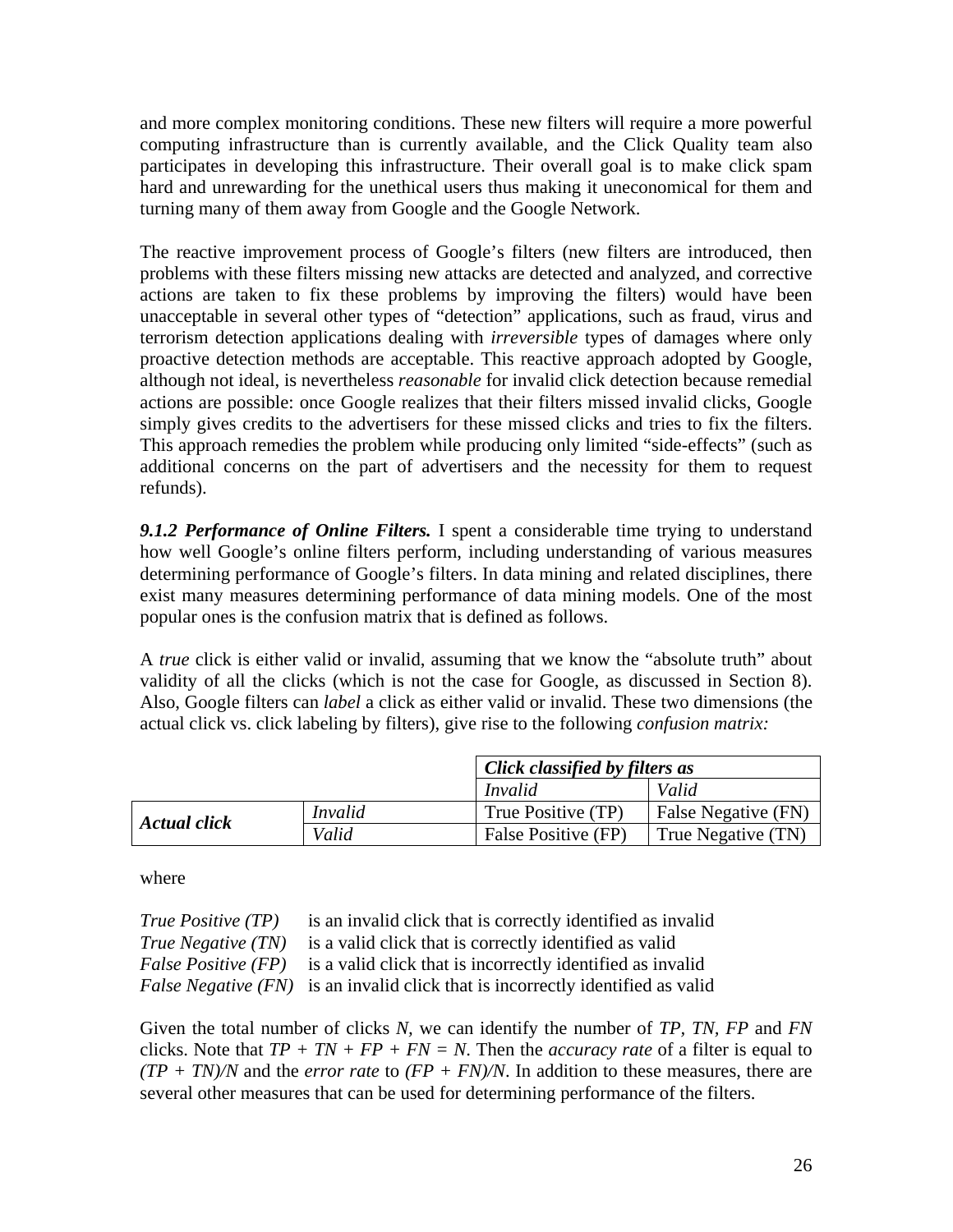and more complex monitoring conditions. These new filters will require a more powerful computing infrastructure than is currently available, and the Click Quality team also participates in developing this infrastructure. Their overall goal is to make click spam hard and unrewarding for the unethical users thus making it uneconomical for them and turning many of them away from Google and the Google Network.

The reactive improvement process of Google's filters (new filters are introduced, then problems with these filters missing new attacks are detected and analyzed, and corrective actions are taken to fix these problems by improving the filters) would have been unacceptable in several other types of "detection" applications, such as fraud, virus and terrorism detection applications dealing with *irreversible* types of damages where only proactive detection methods are acceptable. This reactive approach adopted by Google, although not ideal, is nevertheless *reasonable* for invalid click detection because remedial actions are possible: once Google realizes that their filters missed invalid clicks, Google simply gives credits to the advertisers for these missed clicks and tries to fix the filters. This approach remedies the problem while producing only limited "side-effects" (such as additional concerns on the part of advertisers and the necessity for them to request refunds).

***9.1.2 Performance of Online Filters.*** I spent a considerable time trying to understand how well Google's online filters perform, including understanding of various measures determining performance of Google's filters. In data mining and related disciplines, there exist many measures determining performance of data mining models. One of the most popular ones is the confusion matrix that is defined as follows.

A *true* click is either valid or invalid, assuming that we know the "absolute truth" about validity of all the clicks (which is not the case for Google, as discussed in Section 8). Also, Google filters can *label* a click as either valid or invalid. These two dimensions (the actual click vs. click labeling by filters), give rise to the following *confusion matrix:*

| | | ***Click classified by filters as*** | |
|---|---|---|---|
| | | *Invalid* | *Valid* |
| ***Actual click*** | *Invalid* | True Positive (TP) | False Negative (FN) |
| | *Valid* | False Positive (FP) | True Negative (TN) |

where

*True Positive (TP)* is an invalid click that is correctly identified as invalid
*True Negative (TN)* is a valid click that is correctly identified as valid
*False Positive (FP)* is a valid click that is incorrectly identified as invalid
*False Negative (FN)* is an invalid click that is incorrectly identified as valid

Given the total number of clicks $N$, we can identify the number of $TP$, $TN$, $FP$ and $FN$ clicks. Note that $TP + TN + FP + FN = N$. Then the *accuracy rate* of a filter is equal to $(TP + TN)/N$ and the *error rate* to $(FP + FN)/N$. In addition to these measures, there are several other measures that can be used for determining performance of the filters.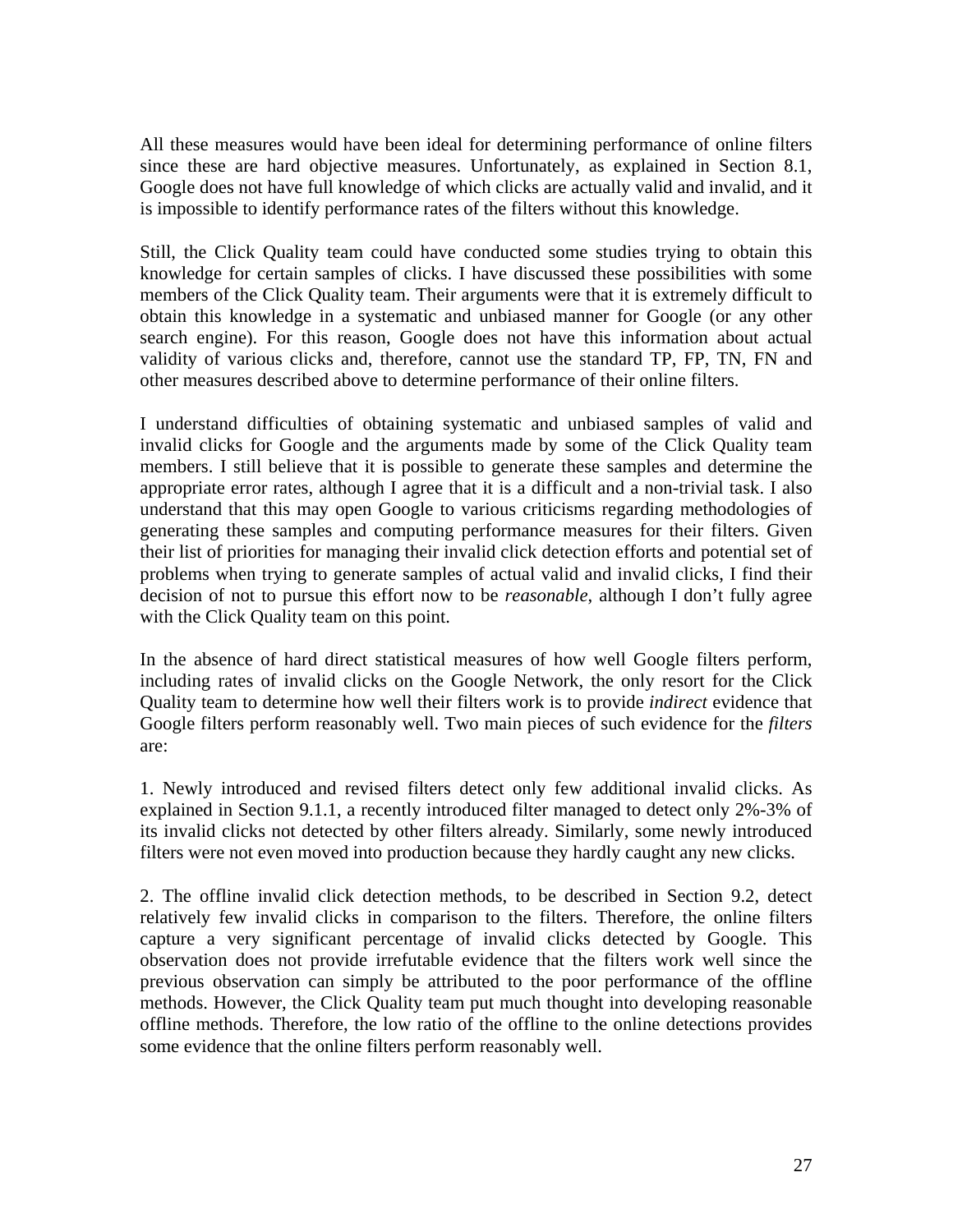All these measures would have been ideal for determining performance of online filters since these are hard objective measures. Unfortunately, as explained in Section 8.1, Google does not have full knowledge of which clicks are actually valid and invalid, and it is impossible to identify performance rates of the filters without this knowledge.

Still, the Click Quality team could have conducted some studies trying to obtain this knowledge for certain samples of clicks. I have discussed these possibilities with some members of the Click Quality team. Their arguments were that it is extremely difficult to obtain this knowledge in a systematic and unbiased manner for Google (or any other search engine). For this reason, Google does not have this information about actual validity of various clicks and, therefore, cannot use the standard TP, FP, TN, FN and other measures described above to determine performance of their online filters.

I understand difficulties of obtaining systematic and unbiased samples of valid and invalid clicks for Google and the arguments made by some of the Click Quality team members. I still believe that it is possible to generate these samples and determine the appropriate error rates, although I agree that it is a difficult and a non-trivial task. I also understand that this may open Google to various criticisms regarding methodologies of generating these samples and computing performance measures for their filters. Given their list of priorities for managing their invalid click detection efforts and potential set of problems when trying to generate samples of actual valid and invalid clicks, I find their decision of not to pursue this effort now to be *reasonable*, although I don't fully agree with the Click Quality team on this point.

In the absence of hard direct statistical measures of how well Google filters perform, including rates of invalid clicks on the Google Network, the only resort for the Click Quality team to determine how well their filters work is to provide *indirect* evidence that Google filters perform reasonably well. Two main pieces of such evidence for the *filters* are:

1. Newly introduced and revised filters detect only few additional invalid clicks. As explained in Section 9.1.1, a recently introduced filter managed to detect only 2%-3% of its invalid clicks not detected by other filters already. Similarly, some newly introduced filters were not even moved into production because they hardly caught any new clicks.

2. The offline invalid click detection methods, to be described in Section 9.2, detect relatively few invalid clicks in comparison to the filters. Therefore, the online filters capture a very significant percentage of invalid clicks detected by Google. This observation does not provide irrefutable evidence that the filters work well since the previous observation can simply be attributed to the poor performance of the offline methods. However, the Click Quality team put much thought into developing reasonable offline methods. Therefore, the low ratio of the offline to the online detections provides some evidence that the online filters perform reasonably well.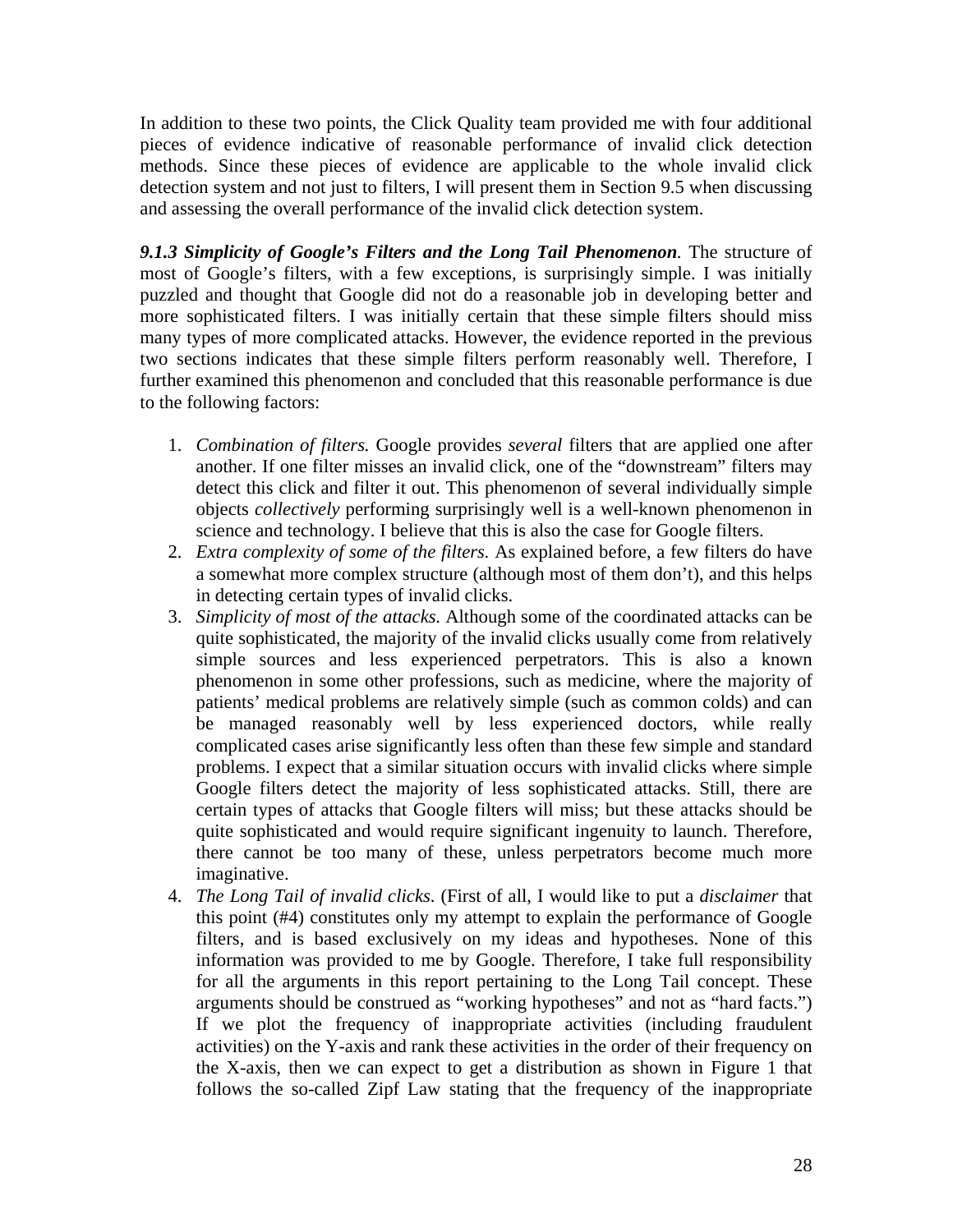In addition to these two points, the Click Quality team provided me with four additional pieces of evidence indicative of reasonable performance of invalid click detection methods. Since these pieces of evidence are applicable to the whole invalid click detection system and not just to filters, I will present them in Section 9.5 when discussing and assessing the overall performance of the invalid click detection system.

***9.1.3 Simplicity of Google's Filters and the Long Tail Phenomenon.*** The structure of most of Google's filters, with a few exceptions, is surprisingly simple. I was initially puzzled and thought that Google did not do a reasonable job in developing better and more sophisticated filters. I was initially certain that these simple filters should miss many types of more complicated attacks. However, the evidence reported in the previous two sections indicates that these simple filters perform reasonably well. Therefore, I further examined this phenomenon and concluded that this reasonable performance is due to the following factors:

1. *Combination of filters.* Google provides *several* filters that are applied one after another. If one filter misses an invalid click, one of the "downstream" filters may detect this click and filter it out. This phenomenon of several individually simple objects *collectively* performing surprisingly well is a well-known phenomenon in science and technology. I believe that this is also the case for Google filters.
2. *Extra complexity of some of the filters.* As explained before, a few filters do have a somewhat more complex structure (although most of them don't), and this helps in detecting certain types of invalid clicks.
3. *Simplicity of most of the attacks.* Although some of the coordinated attacks can be quite sophisticated, the majority of the invalid clicks usually come from relatively simple sources and less experienced perpetrators. This is also a known phenomenon in some other professions, such as medicine, where the majority of patients' medical problems are relatively simple (such as common colds) and can be managed reasonably well by less experienced doctors, while really complicated cases arise significantly less often than these few simple and standard problems. I expect that a similar situation occurs with invalid clicks where simple Google filters detect the majority of less sophisticated attacks. Still, there are certain types of attacks that Google filters will miss; but these attacks should be quite sophisticated and would require significant ingenuity to launch. Therefore, there cannot be too many of these, unless perpetrators become much more imaginative.
4. *The Long Tail of invalid clicks*. (First of all, I would like to put a *disclaimer* that this point (#4) constitutes only my attempt to explain the performance of Google filters, and is based exclusively on my ideas and hypotheses. None of this information was provided to me by Google. Therefore, I take full responsibility for all the arguments in this report pertaining to the Long Tail concept. These arguments should be construed as "working hypotheses" and not as "hard facts.") If we plot the frequency of inappropriate activities (including fraudulent activities) on the Y-axis and rank these activities in the order of their frequency on the X-axis, then we can expect to get a distribution as shown in Figure 1 that follows the so-called Zipf Law stating that the frequency of the inappropriate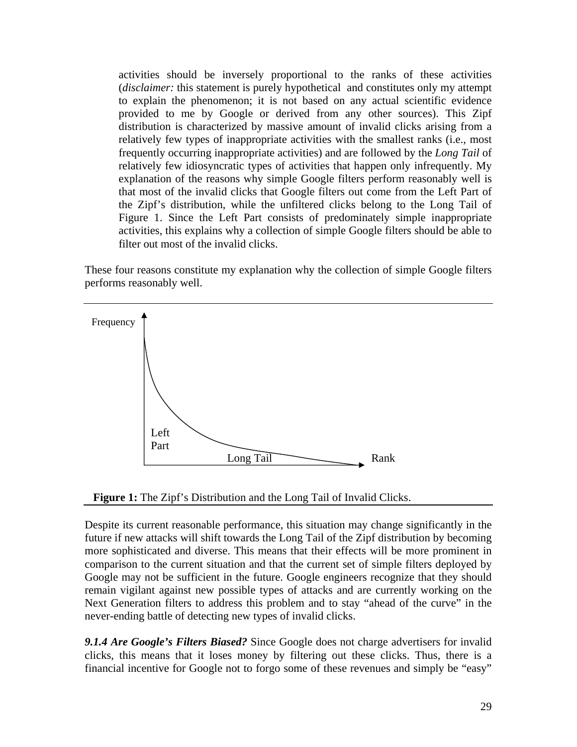activities should be inversely proportional to the ranks of these activities (*disclaimer:* this statement is purely hypothetical and constitutes only my attempt to explain the phenomenon; it is not based on any actual scientific evidence provided to me by Google or derived from any other sources). This Zipf distribution is characterized by massive amount of invalid clicks arising from a relatively few types of inappropriate activities with the smallest ranks (i.e., most frequently occurring inappropriate activities) and are followed by the *Long Tail* of relatively few idiosyncratic types of activities that happen only infrequently. My explanation of the reasons why simple Google filters perform reasonably well is that most of the invalid clicks that Google filters out come from the Left Part of the Zipf's distribution, while the unfiltered clicks belong to the Long Tail of Figure 1. Since the Left Part consists of predominately simple inappropriate activities, this explains why a collection of simple Google filters should be able to filter out most of the invalid clicks.

These four reasons constitute my explanation why the collection of simple Google filters performs reasonably well.

**Figure 1:** The Zipf's Distribution and the Long Tail of Invalid Clicks.

Despite its current reasonable performance, this situation may change significantly in the future if new attacks will shift towards the Long Tail of the Zipf distribution by becoming more sophisticated and diverse. This means that their effects will be more prominent in comparison to the current situation and that the current set of simple filters deployed by Google may not be sufficient in the future. Google engineers recognize that they should remain vigilant against new possible types of attacks and are currently working on the Next Generation filters to address this problem and to stay "ahead of the curve" in the never-ending battle of detecting new types of invalid clicks.

***9.1.4 Are Google's Filters Biased?*** Since Google does not charge advertisers for invalid clicks, this means that it loses money by filtering out these clicks. Thus, there is a financial incentive for Google not to forgo some of these revenues and simply be "easy"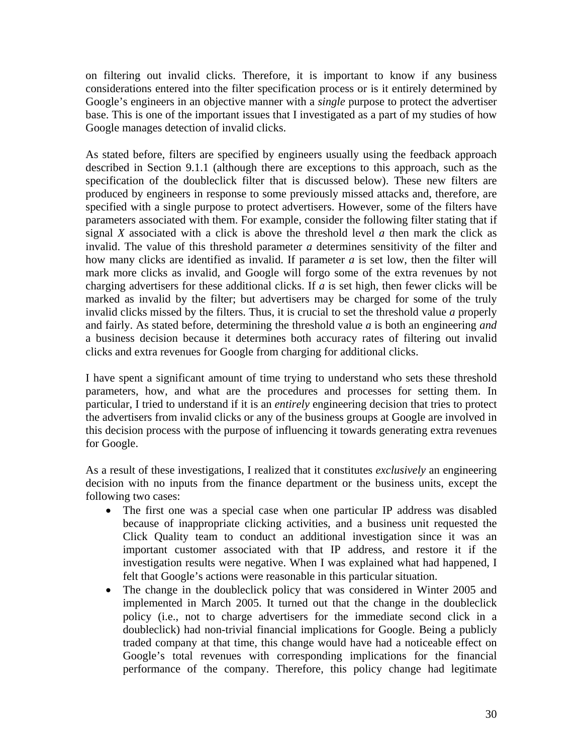on filtering out invalid clicks. Therefore, it is important to know if any business considerations entered into the filter specification process or is it entirely determined by Google's engineers in an objective manner with a *single* purpose to protect the advertiser base. This is one of the important issues that I investigated as a part of my studies of how Google manages detection of invalid clicks.

As stated before, filters are specified by engineers usually using the feedback approach described in Section 9.1.1 (although there are exceptions to this approach, such as the specification of the doubleclick filter that is discussed below). These new filters are produced by engineers in response to some previously missed attacks and, therefore, are specified with a single purpose to protect advertisers. However, some of the filters have parameters associated with them. For example, consider the following filter stating that if signal $X$ associated with a click is above the threshold level $a$ then mark the click as invalid. The value of this threshold parameter $a$ determines sensitivity of the filter and how many clicks are identified as invalid. If parameter $a$ is set low, then the filter will mark more clicks as invalid, and Google will forgo some of the extra revenues by not charging advertisers for these additional clicks. If $a$ is set high, then fewer clicks will be marked as invalid by the filter; but advertisers may be charged for some of the truly invalid clicks missed by the filters. Thus, it is crucial to set the threshold value $a$ properly and fairly. As stated before, determining the threshold value $a$ is both an engineering *and* a business decision because it determines both accuracy rates of filtering out invalid clicks and extra revenues for Google from charging for additional clicks.

I have spent a significant amount of time trying to understand who sets these threshold parameters, how, and what are the procedures and processes for setting them. In particular, I tried to understand if it is an *entirely* engineering decision that tries to protect the advertisers from invalid clicks or any of the business groups at Google are involved in this decision process with the purpose of influencing it towards generating extra revenues for Google.

As a result of these investigations, I realized that it constitutes *exclusively* an engineering decision with no inputs from the finance department or the business units, except the following two cases:

- The first one was a special case when one particular IP address was disabled because of inappropriate clicking activities, and a business unit requested the Click Quality team to conduct an additional investigation since it was an important customer associated with that IP address, and restore it if the investigation results were negative. When I was explained what had happened, I felt that Google's actions were reasonable in this particular situation.
- The change in the doubleclick policy that was considered in Winter 2005 and implemented in March 2005. It turned out that the change in the doubleclick policy (i.e., not to charge advertisers for the immediate second click in a doubleclick) had non-trivial financial implications for Google. Being a publicly traded company at that time, this change would have had a noticeable effect on Google's total revenues with corresponding implications for the financial performance of the company. Therefore, this policy change had legitimate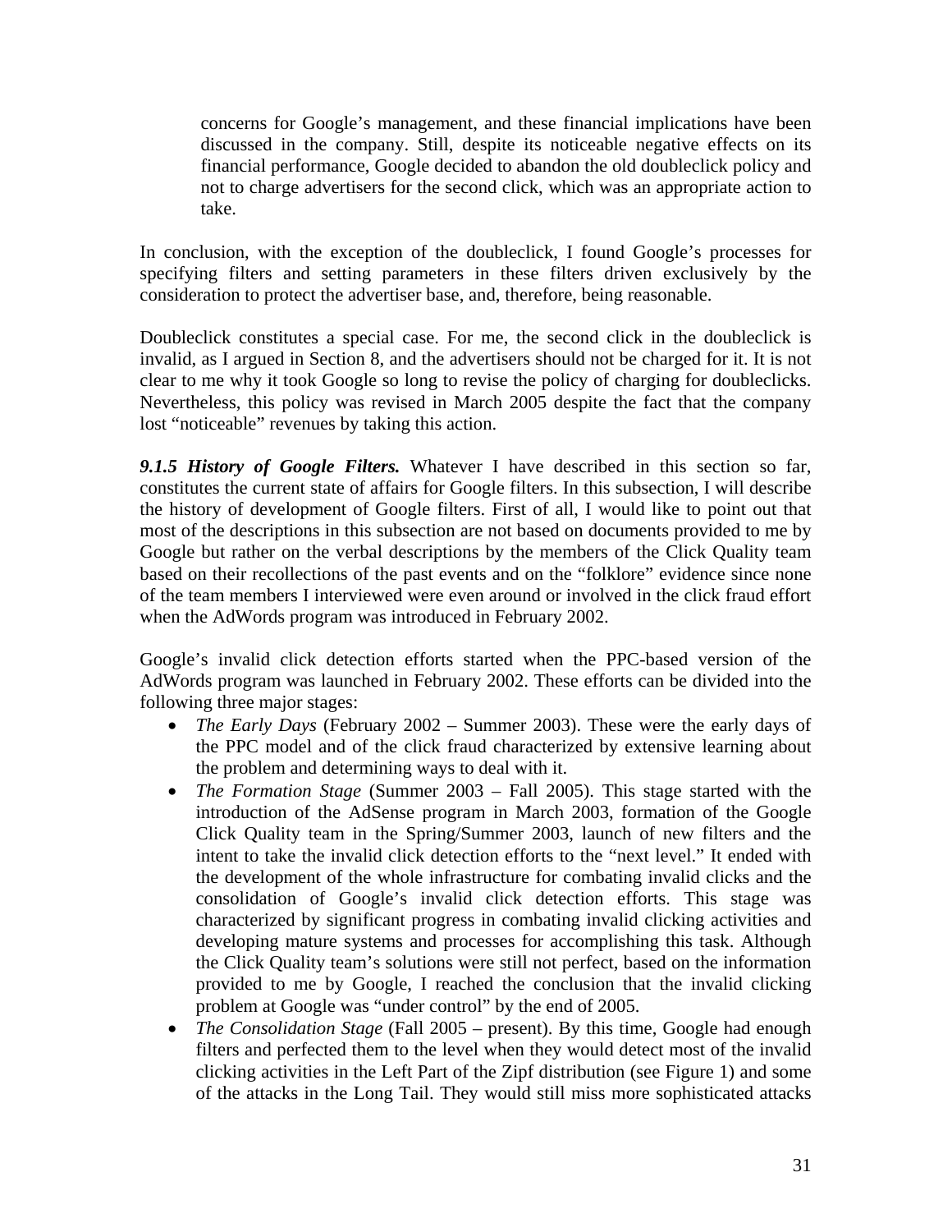concerns for Google's management, and these financial implications have been discussed in the company. Still, despite its noticeable negative effects on its financial performance, Google decided to abandon the old doubleclick policy and not to charge advertisers for the second click, which was an appropriate action to take.

In conclusion, with the exception of the doubleclick, I found Google's processes for specifying filters and setting parameters in these filters driven exclusively by the consideration to protect the advertiser base, and, therefore, being reasonable.

Doubleclick constitutes a special case. For me, the second click in the doubleclick is invalid, as I argued in Section 8, and the advertisers should not be charged for it. It is not clear to me why it took Google so long to revise the policy of charging for doubleclicks. Nevertheless, this policy was revised in March 2005 despite the fact that the company lost "noticeable" revenues by taking this action.

***9.1.5 History of Google Filters.*** Whatever I have described in this section so far, constitutes the current state of affairs for Google filters. In this subsection, I will describe the history of development of Google filters. First of all, I would like to point out that most of the descriptions in this subsection are not based on documents provided to me by Google but rather on the verbal descriptions by the members of the Click Quality team based on their recollections of the past events and on the "folklore" evidence since none of the team members I interviewed were even around or involved in the click fraud effort when the AdWords program was introduced in February 2002.

Google's invalid click detection efforts started when the PPC-based version of the AdWords program was launched in February 2002. These efforts can be divided into the following three major stages:

- *The Early Days* (February 2002 – Summer 2003). These were the early days of the PPC model and of the click fraud characterized by extensive learning about the problem and determining ways to deal with it.
- *The Formation Stage* (Summer 2003 – Fall 2005). This stage started with the introduction of the AdSense program in March 2003, formation of the Google Click Quality team in the Spring/Summer 2003, launch of new filters and the intent to take the invalid click detection efforts to the "next level." It ended with the development of the whole infrastructure for combating invalid clicks and the consolidation of Google's invalid click detection efforts. This stage was characterized by significant progress in combating invalid clicking activities and developing mature systems and processes for accomplishing this task. Although the Click Quality team's solutions were still not perfect, based on the information provided to me by Google, I reached the conclusion that the invalid clicking problem at Google was "under control" by the end of 2005.
- *The Consolidation Stage* (Fall 2005 – present). By this time, Google had enough filters and perfected them to the level when they would detect most of the invalid clicking activities in the Left Part of the Zipf distribution (see Figure 1) and some of the attacks in the Long Tail. They would still miss more sophisticated attacks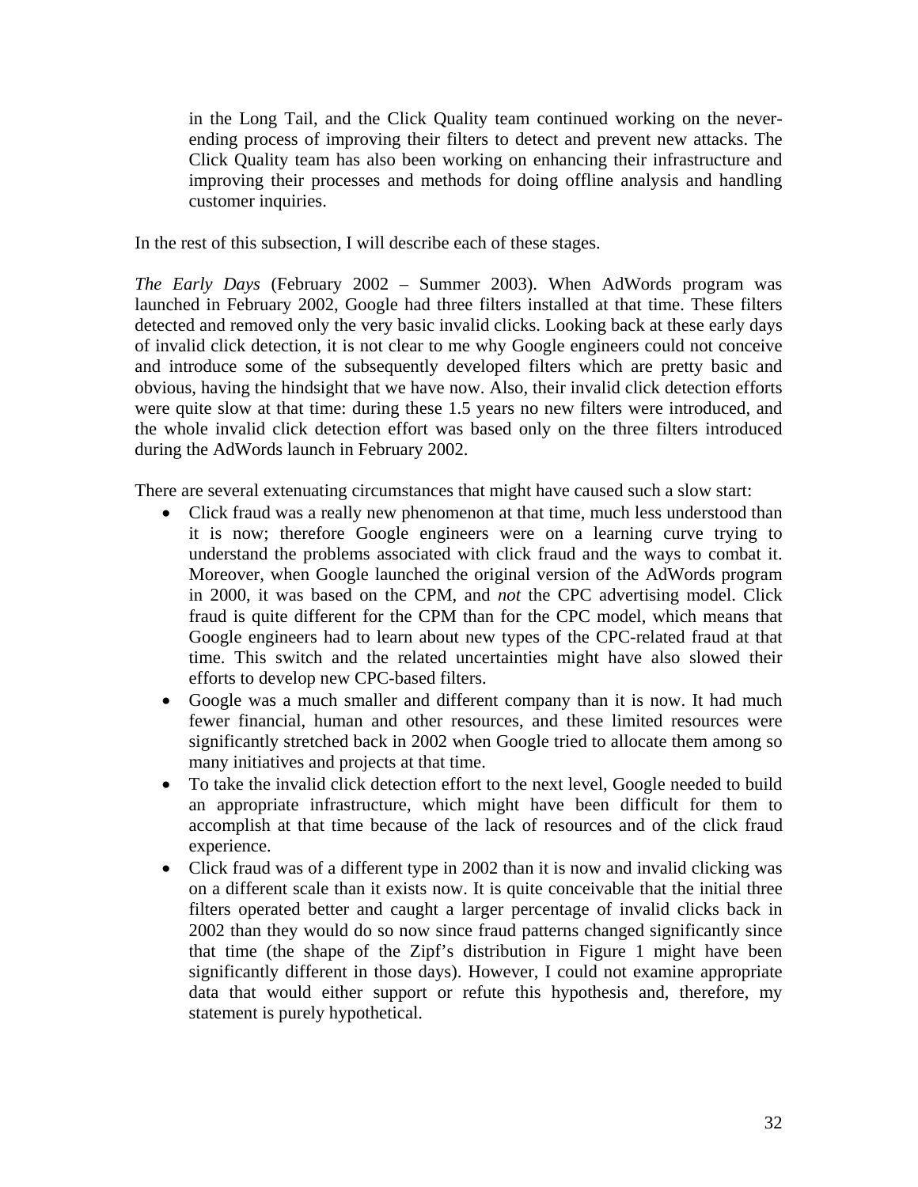in the Long Tail, and the Click Quality team continued working on the never-ending process of improving their filters to detect and prevent new attacks. The Click Quality team has also been working on enhancing their infrastructure and improving their processes and methods for doing offline analysis and handling customer inquiries.

In the rest of this subsection, I will describe each of these stages.

*The Early Days* (February 2002 – Summer 2003). When AdWords program was launched in February 2002, Google had three filters installed at that time. These filters detected and removed only the very basic invalid clicks. Looking back at these early days of invalid click detection, it is not clear to me why Google engineers could not conceive and introduce some of the subsequently developed filters which are pretty basic and obvious, having the hindsight that we have now. Also, their invalid click detection efforts were quite slow at that time: during these 1.5 years no new filters were introduced, and the whole invalid click detection effort was based only on the three filters introduced during the AdWords launch in February 2002.

There are several extenuating circumstances that might have caused such a slow start:

- Click fraud was a really new phenomenon at that time, much less understood than it is now; therefore Google engineers were on a learning curve trying to understand the problems associated with click fraud and the ways to combat it. Moreover, when Google launched the original version of the AdWords program in 2000, it was based on the CPM, and *not* the CPC advertising model. Click fraud is quite different for the CPM than for the CPC model, which means that Google engineers had to learn about new types of the CPC-related fraud at that time. This switch and the related uncertainties might have also slowed their efforts to develop new CPC-based filters.
- Google was a much smaller and different company than it is now. It had much fewer financial, human and other resources, and these limited resources were significantly stretched back in 2002 when Google tried to allocate them among so many initiatives and projects at that time.
- To take the invalid click detection effort to the next level, Google needed to build an appropriate infrastructure, which might have been difficult for them to accomplish at that time because of the lack of resources and of the click fraud experience.
- Click fraud was of a different type in 2002 than it is now and invalid clicking was on a different scale than it exists now. It is quite conceivable that the initial three filters operated better and caught a larger percentage of invalid clicks back in 2002 than they would do so now since fraud patterns changed significantly since that time (the shape of the Zipf's distribution in Figure 1 might have been significantly different in those days). However, I could not examine appropriate data that would either support or refute this hypothesis and, therefore, my statement is purely hypothetical.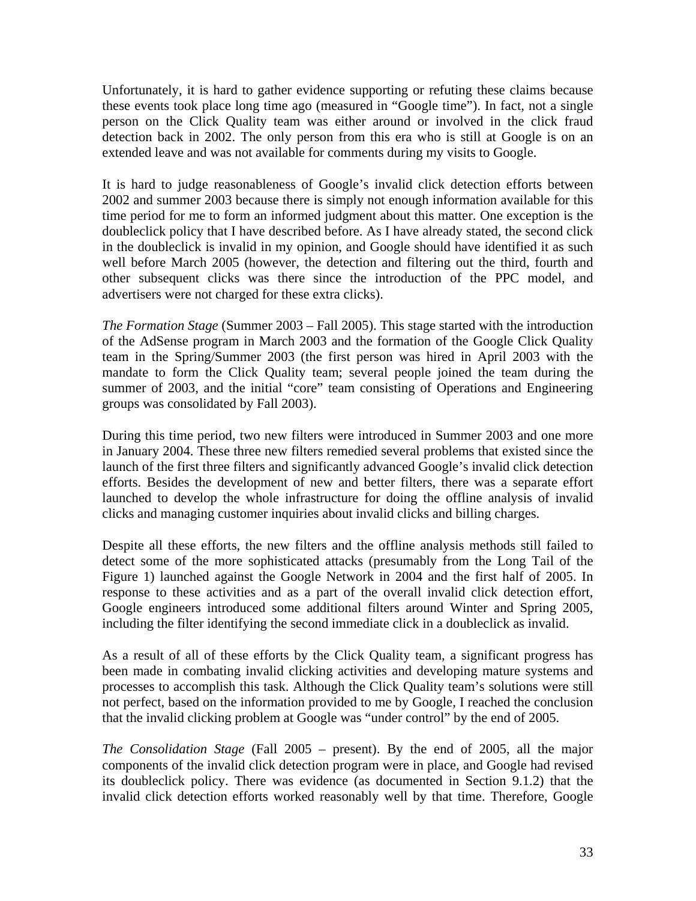Unfortunately, it is hard to gather evidence supporting or refuting these claims because these events took place long time ago (measured in "Google time"). In fact, not a single person on the Click Quality team was either around or involved in the click fraud detection back in 2002. The only person from this era who is still at Google is on an extended leave and was not available for comments during my visits to Google.

It is hard to judge reasonableness of Google's invalid click detection efforts between 2002 and summer 2003 because there is simply not enough information available for this time period for me to form an informed judgment about this matter. One exception is the doubleclick policy that I have described before. As I have already stated, the second click in the doubleclick is invalid in my opinion, and Google should have identified it as such well before March 2005 (however, the detection and filtering out the third, fourth and other subsequent clicks was there since the introduction of the PPC model, and advertisers were not charged for these extra clicks).

*The Formation Stage* (Summer 2003 – Fall 2005). This stage started with the introduction of the AdSense program in March 2003 and the formation of the Google Click Quality team in the Spring/Summer 2003 (the first person was hired in April 2003 with the mandate to form the Click Quality team; several people joined the team during the summer of 2003, and the initial "core" team consisting of Operations and Engineering groups was consolidated by Fall 2003).

During this time period, two new filters were introduced in Summer 2003 and one more in January 2004. These three new filters remedied several problems that existed since the launch of the first three filters and significantly advanced Google's invalid click detection efforts. Besides the development of new and better filters, there was a separate effort launched to develop the whole infrastructure for doing the offline analysis of invalid clicks and managing customer inquiries about invalid clicks and billing charges.

Despite all these efforts, the new filters and the offline analysis methods still failed to detect some of the more sophisticated attacks (presumably from the Long Tail of the Figure 1) launched against the Google Network in 2004 and the first half of 2005. In response to these activities and as a part of the overall invalid click detection effort, Google engineers introduced some additional filters around Winter and Spring 2005, including the filter identifying the second immediate click in a doubleclick as invalid.

As a result of all of these efforts by the Click Quality team, a significant progress has been made in combating invalid clicking activities and developing mature systems and processes to accomplish this task. Although the Click Quality team's solutions were still not perfect, based on the information provided to me by Google, I reached the conclusion that the invalid clicking problem at Google was "under control" by the end of 2005.

*The Consolidation Stage* (Fall 2005 – present). By the end of 2005, all the major components of the invalid click detection program were in place, and Google had revised its doubleclick policy. There was evidence (as documented in Section 9.1.2) that the invalid click detection efforts worked reasonably well by that time. Therefore, Google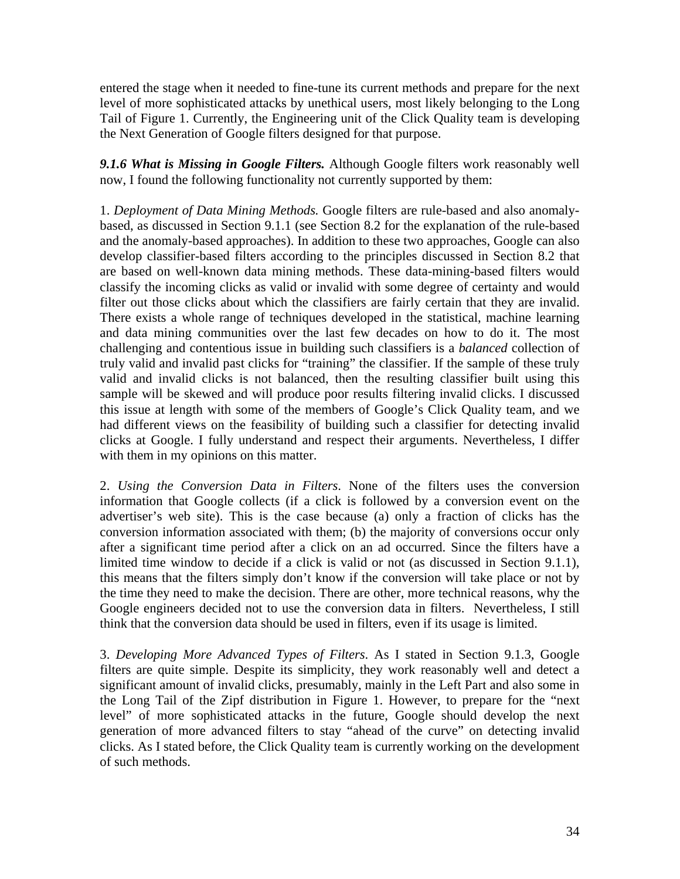entered the stage when it needed to fine-tune its current methods and prepare for the next level of more sophisticated attacks by unethical users, most likely belonging to the Long Tail of Figure 1. Currently, the Engineering unit of the Click Quality team is developing the Next Generation of Google filters designed for that purpose.

***9.1.6 What is Missing in Google Filters.*** Although Google filters work reasonably well now, I found the following functionality not currently supported by them:

1. *Deployment of Data Mining Methods.* Google filters are rule-based and also anomaly-based, as discussed in Section 9.1.1 (see Section 8.2 for the explanation of the rule-based and the anomaly-based approaches). In addition to these two approaches, Google can also develop classifier-based filters according to the principles discussed in Section 8.2 that are based on well-known data mining methods. These data-mining-based filters would classify the incoming clicks as valid or invalid with some degree of certainty and would filter out those clicks about which the classifiers are fairly certain that they are invalid. There exists a whole range of techniques developed in the statistical, machine learning and data mining communities over the last few decades on how to do it. The most challenging and contentious issue in building such classifiers is a *balanced* collection of truly valid and invalid past clicks for "training" the classifier. If the sample of these truly valid and invalid clicks is not balanced, then the resulting classifier built using this sample will be skewed and will produce poor results filtering invalid clicks. I discussed this issue at length with some of the members of Google's Click Quality team, and we had different views on the feasibility of building such a classifier for detecting invalid clicks at Google. I fully understand and respect their arguments. Nevertheless, I differ with them in my opinions on this matter.

2. *Using the Conversion Data in Filters*. None of the filters uses the conversion information that Google collects (if a click is followed by a conversion event on the advertiser's web site). This is the case because (a) only a fraction of clicks has the conversion information associated with them; (b) the majority of conversions occur only after a significant time period after a click on an ad occurred. Since the filters have a limited time window to decide if a click is valid or not (as discussed in Section 9.1.1), this means that the filters simply don't know if the conversion will take place or not by the time they need to make the decision. There are other, more technical reasons, why the Google engineers decided not to use the conversion data in filters. Nevertheless, I still think that the conversion data should be used in filters, even if its usage is limited.

3. *Developing More Advanced Types of Filters*. As I stated in Section 9.1.3, Google filters are quite simple. Despite its simplicity, they work reasonably well and detect a significant amount of invalid clicks, presumably, mainly in the Left Part and also some in the Long Tail of the Zipf distribution in Figure 1. However, to prepare for the "next level" of more sophisticated attacks in the future, Google should develop the next generation of more advanced filters to stay "ahead of the curve" on detecting invalid clicks. As I stated before, the Click Quality team is currently working on the development of such methods.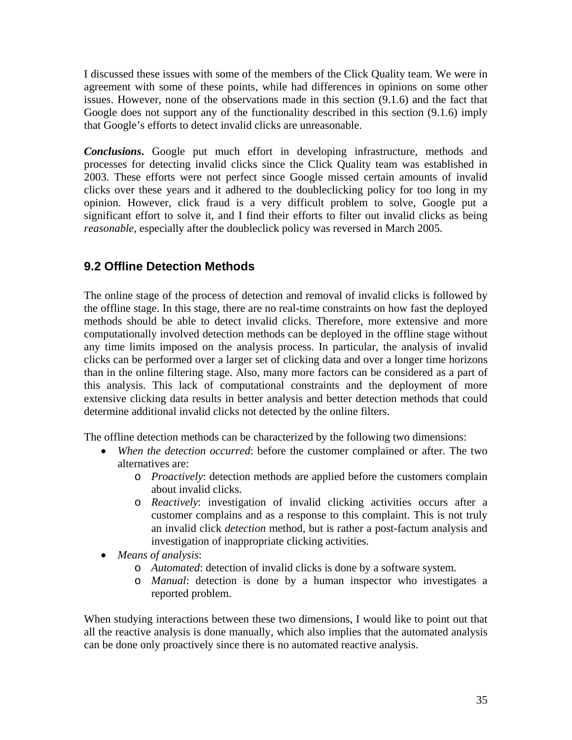I discussed these issues with some of the members of the Click Quality team. We were in agreement with some of these points, while had differences in opinions on some other issues. However, none of the observations made in this section (9.1.6) and the fact that Google does not support any of the functionality described in this section (9.1.6) imply that Google's efforts to detect invalid clicks are unreasonable.

***Conclusions*.** Google put much effort in developing infrastructure, methods and processes for detecting invalid clicks since the Click Quality team was established in 2003. These efforts were not perfect since Google missed certain amounts of invalid clicks over these years and it adhered to the doubleclicking policy for too long in my opinion. However, click fraud is a very difficult problem to solve, Google put a significant effort to solve it, and I find their efforts to filter out invalid clicks as being *reasonable*, especially after the doubleclick policy was reversed in March 2005.

## 9.2 Offline Detection Methods

The online stage of the process of detection and removal of invalid clicks is followed by the offline stage. In this stage, there are no real-time constraints on how fast the deployed methods should be able to detect invalid clicks. Therefore, more extensive and more computationally involved detection methods can be deployed in the offline stage without any time limits imposed on the analysis process. In particular, the analysis of invalid clicks can be performed over a larger set of clicking data and over a longer time horizons than in the online filtering stage. Also, many more factors can be considered as a part of this analysis. This lack of computational constraints and the deployment of more extensive clicking data results in better analysis and better detection methods that could determine additional invalid clicks not detected by the online filters.

The offline detection methods can be characterized by the following two dimensions:

- *When the detection occurred*: before the customer complained or after. The two alternatives are:
    - *Proactively*: detection methods are applied before the customers complain about invalid clicks.
    - *Reactively*: investigation of invalid clicking activities occurs after a customer complains and as a response to this complaint. This is not truly an invalid click *detection* method, but is rather a post-factum analysis and investigation of inappropriate clicking activities.
- *Means of analysis*:
    - *Automated*: detection of invalid clicks is done by a software system.
    - *Manual*: detection is done by a human inspector who investigates a reported problem.

When studying interactions between these two dimensions, I would like to point out that all the reactive analysis is done manually, which also implies that the automated analysis can be done only proactively since there is no automated reactive analysis.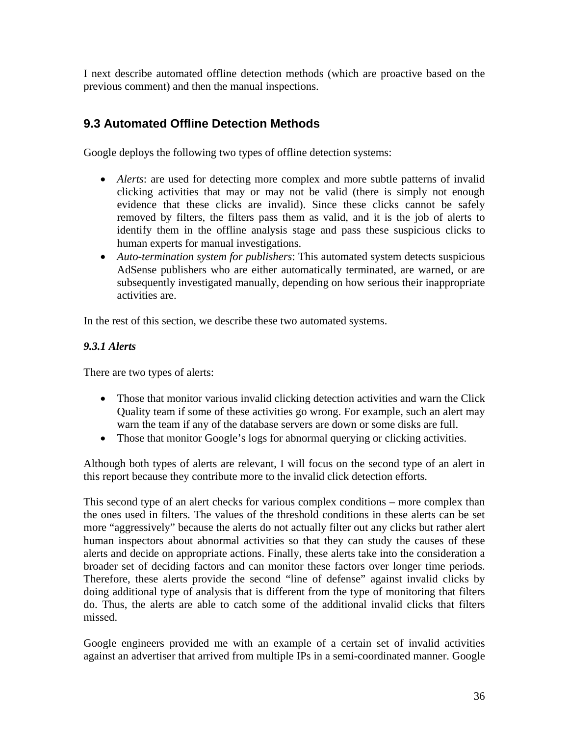I next describe automated offline detection methods (which are proactive based on the previous comment) and then the manual inspections.

## 9.3 Automated Offline Detection Methods

Google deploys the following two types of offline detection systems:

- *Alerts*: are used for detecting more complex and more subtle patterns of invalid clicking activities that may or may not be valid (there is simply not enough evidence that these clicks are invalid). Since these clicks cannot be safely removed by filters, the filters pass them as valid, and it is the job of alerts to identify them in the offline analysis stage and pass these suspicious clicks to human experts for manual investigations.
- *Auto-termination system for publishers*: This automated system detects suspicious AdSense publishers who are either automatically terminated, are warned, or are subsequently investigated manually, depending on how serious their inappropriate activities are.

In the rest of this section, we describe these two automated systems.

### *9.3.1 Alerts*

There are two types of alerts:

- Those that monitor various invalid clicking detection activities and warn the Click Quality team if some of these activities go wrong. For example, such an alert may warn the team if any of the database servers are down or some disks are full.
- Those that monitor Google's logs for abnormal querying or clicking activities.

Although both types of alerts are relevant, I will focus on the second type of an alert in this report because they contribute more to the invalid click detection efforts.

This second type of an alert checks for various complex conditions – more complex than the ones used in filters. The values of the threshold conditions in these alerts can be set more "aggressively" because the alerts do not actually filter out any clicks but rather alert human inspectors about abnormal activities so that they can study the causes of these alerts and decide on appropriate actions. Finally, these alerts take into the consideration a broader set of deciding factors and can monitor these factors over longer time periods. Therefore, these alerts provide the second "line of defense" against invalid clicks by doing additional type of analysis that is different from the type of monitoring that filters do. Thus, the alerts are able to catch some of the additional invalid clicks that filters missed.

Google engineers provided me with an example of a certain set of invalid activities against an advertiser that arrived from multiple IPs in a semi-coordinated manner. Google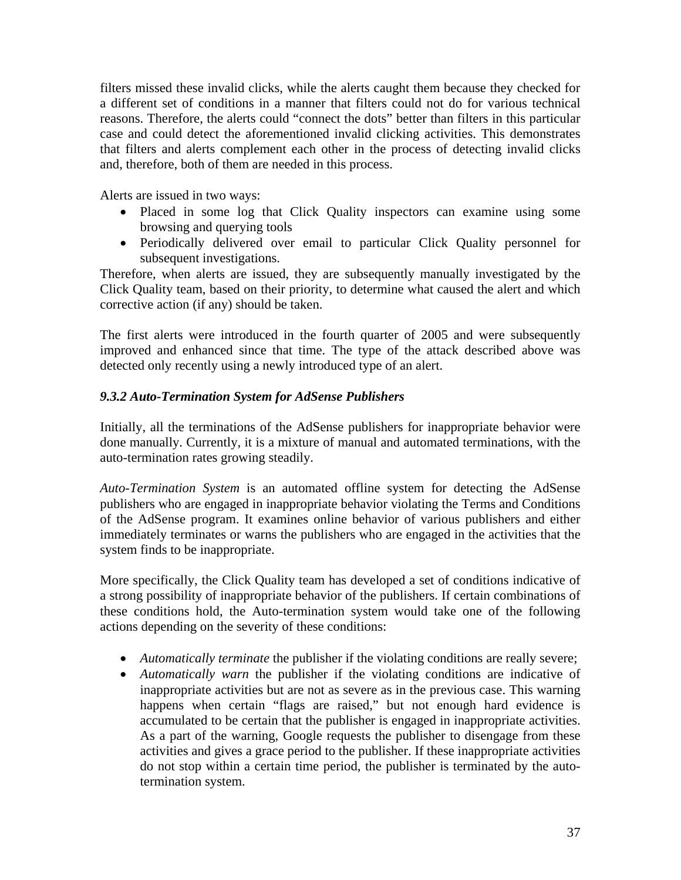filters missed these invalid clicks, while the alerts caught them because they checked for a different set of conditions in a manner that filters could not do for various technical reasons. Therefore, the alerts could "connect the dots" better than filters in this particular case and could detect the aforementioned invalid clicking activities. This demonstrates that filters and alerts complement each other in the process of detecting invalid clicks and, therefore, both of them are needed in this process.

Alerts are issued in two ways:

- Placed in some log that Click Quality inspectors can examine using some browsing and querying tools
- Periodically delivered over email to particular Click Quality personnel for subsequent investigations.

Therefore, when alerts are issued, they are subsequently manually investigated by the Click Quality team, based on their priority, to determine what caused the alert and which corrective action (if any) should be taken.

The first alerts were introduced in the fourth quarter of 2005 and were subsequently improved and enhanced since that time. The type of the attack described above was detected only recently using a newly introduced type of an alert.

### *9.3.2 Auto-Termination System for AdSense Publishers*

Initially, all the terminations of the AdSense publishers for inappropriate behavior were done manually. Currently, it is a mixture of manual and automated terminations, with the auto-termination rates growing steadily.

*Auto-Termination System* is an automated offline system for detecting the AdSense publishers who are engaged in inappropriate behavior violating the Terms and Conditions of the AdSense program. It examines online behavior of various publishers and either immediately terminates or warns the publishers who are engaged in the activities that the system finds to be inappropriate.

More specifically, the Click Quality team has developed a set of conditions indicative of a strong possibility of inappropriate behavior of the publishers. If certain combinations of these conditions hold, the Auto-termination system would take one of the following actions depending on the severity of these conditions:

- *Automatically terminate* the publisher if the violating conditions are really severe;
- *Automatically warn* the publisher if the violating conditions are indicative of inappropriate activities but are not as severe as in the previous case. This warning happens when certain "flags are raised," but not enough hard evidence is accumulated to be certain that the publisher is engaged in inappropriate activities. As a part of the warning, Google requests the publisher to disengage from these activities and gives a grace period to the publisher. If these inappropriate activities do not stop within a certain time period, the publisher is terminated by the auto-termination system.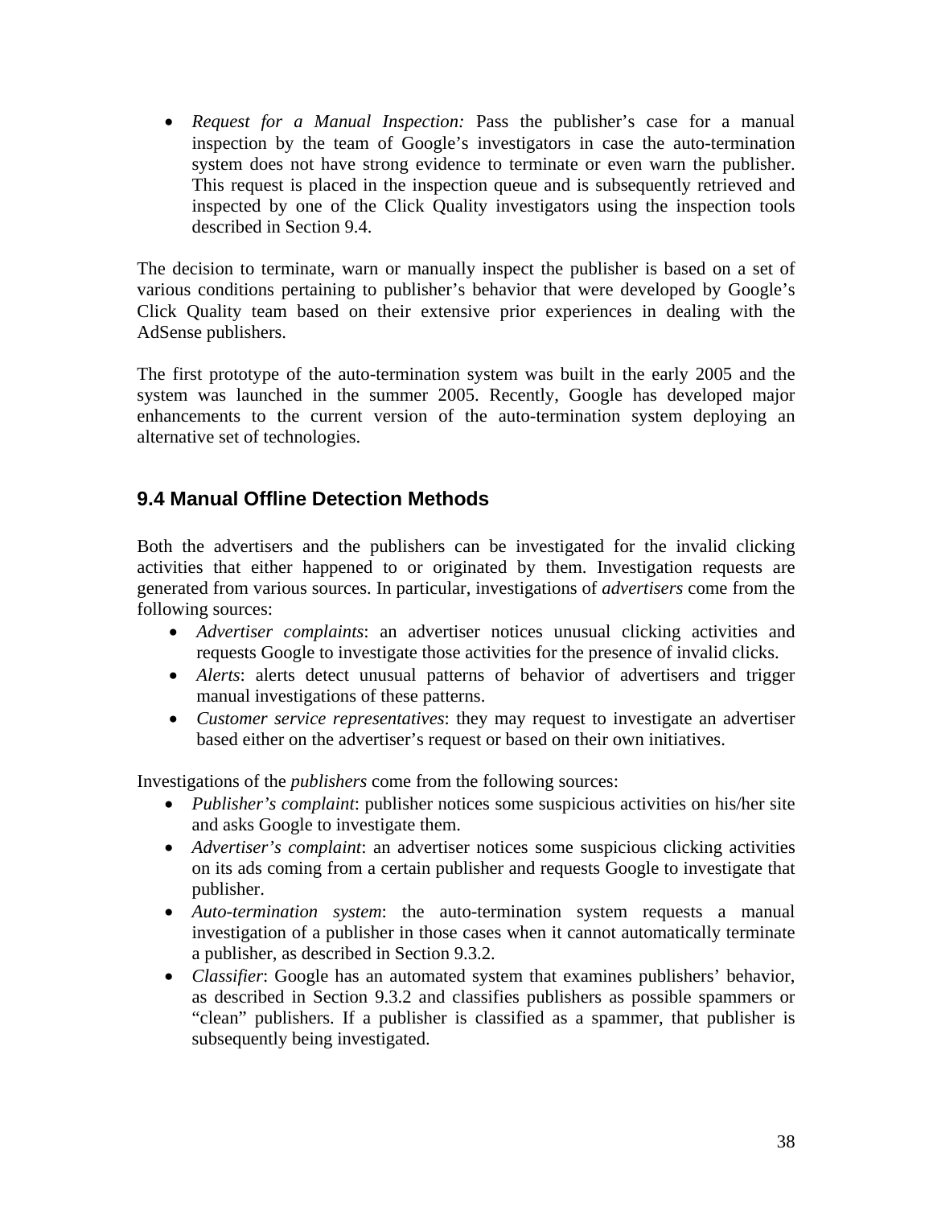- *Request for a Manual Inspection:* Pass the publisher's case for a manual inspection by the team of Google's investigators in case the auto-termination system does not have strong evidence to terminate or even warn the publisher. This request is placed in the inspection queue and is subsequently retrieved and inspected by one of the Click Quality investigators using the inspection tools described in Section 9.4.

The decision to terminate, warn or manually inspect the publisher is based on a set of various conditions pertaining to publisher's behavior that were developed by Google's Click Quality team based on their extensive prior experiences in dealing with the AdSense publishers.

The first prototype of the auto-termination system was built in the early 2005 and the system was launched in the summer 2005. Recently, Google has developed major enhancements to the current version of the auto-termination system deploying an alternative set of technologies.

## 9.4 Manual Offline Detection Methods

Both the advertisers and the publishers can be investigated for the invalid clicking activities that either happened to or originated by them. Investigation requests are generated from various sources. In particular, investigations of *advertisers* come from the following sources:

- *Advertiser complaints*: an advertiser notices unusual clicking activities and requests Google to investigate those activities for the presence of invalid clicks.
- *Alerts*: alerts detect unusual patterns of behavior of advertisers and trigger manual investigations of these patterns.
- *Customer service representatives*: they may request to investigate an advertiser based either on the advertiser's request or based on their own initiatives.

Investigations of the *publishers* come from the following sources:

- *Publisher's complaint*: publisher notices some suspicious activities on his/her site and asks Google to investigate them.
- *Advertiser's complaint*: an advertiser notices some suspicious clicking activities on its ads coming from a certain publisher and requests Google to investigate that publisher.
- *Auto-termination system*: the auto-termination system requests a manual investigation of a publisher in those cases when it cannot automatically terminate a publisher, as described in Section 9.3.2.
- *Classifier*: Google has an automated system that examines publishers' behavior, as described in Section 9.3.2 and classifies publishers as possible spammers or "clean" publishers. If a publisher is classified as a spammer, that publisher is subsequently being investigated.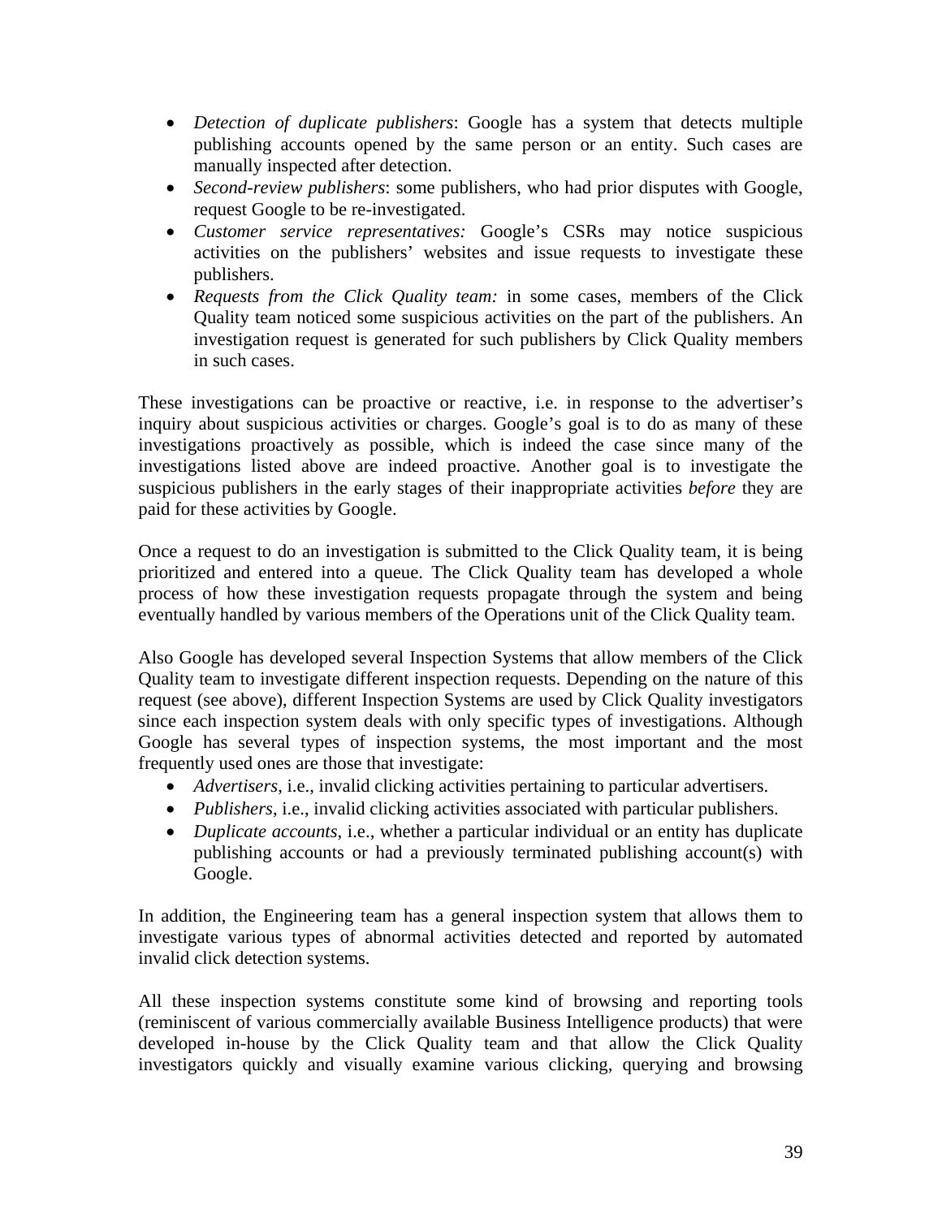- *Detection of duplicate publishers*: Google has a system that detects multiple publishing accounts opened by the same person or an entity. Such cases are manually inspected after detection.
- *Second-review publishers*: some publishers, who had prior disputes with Google, request Google to be re-investigated.
- *Customer service representatives:* Google's CSRs may notice suspicious activities on the publishers' websites and issue requests to investigate these publishers.
- *Requests from the Click Quality team:* in some cases, members of the Click Quality team noticed some suspicious activities on the part of the publishers. An investigation request is generated for such publishers by Click Quality members in such cases.

These investigations can be proactive or reactive, i.e. in response to the advertiser's inquiry about suspicious activities or charges. Google's goal is to do as many of these investigations proactively as possible, which is indeed the case since many of the investigations listed above are indeed proactive. Another goal is to investigate the suspicious publishers in the early stages of their inappropriate activities *before* they are paid for these activities by Google.

Once a request to do an investigation is submitted to the Click Quality team, it is being prioritized and entered into a queue. The Click Quality team has developed a whole process of how these investigation requests propagate through the system and being eventually handled by various members of the Operations unit of the Click Quality team.

Also Google has developed several Inspection Systems that allow members of the Click Quality team to investigate different inspection requests. Depending on the nature of this request (see above), different Inspection Systems are used by Click Quality investigators since each inspection system deals with only specific types of investigations. Although Google has several types of inspection systems, the most important and the most frequently used ones are those that investigate:

- *Advertisers*, i.e., invalid clicking activities pertaining to particular advertisers.
- *Publishers*, i.e., invalid clicking activities associated with particular publishers.
- *Duplicate accounts*, i.e., whether a particular individual or an entity has duplicate publishing accounts or had a previously terminated publishing account(s) with Google.

In addition, the Engineering team has a general inspection system that allows them to investigate various types of abnormal activities detected and reported by automated invalid click detection systems.

All these inspection systems constitute some kind of browsing and reporting tools (reminiscent of various commercially available Business Intelligence products) that were developed in-house by the Click Quality team and that allow the Click Quality investigators quickly and visually examine various clicking, querying and browsing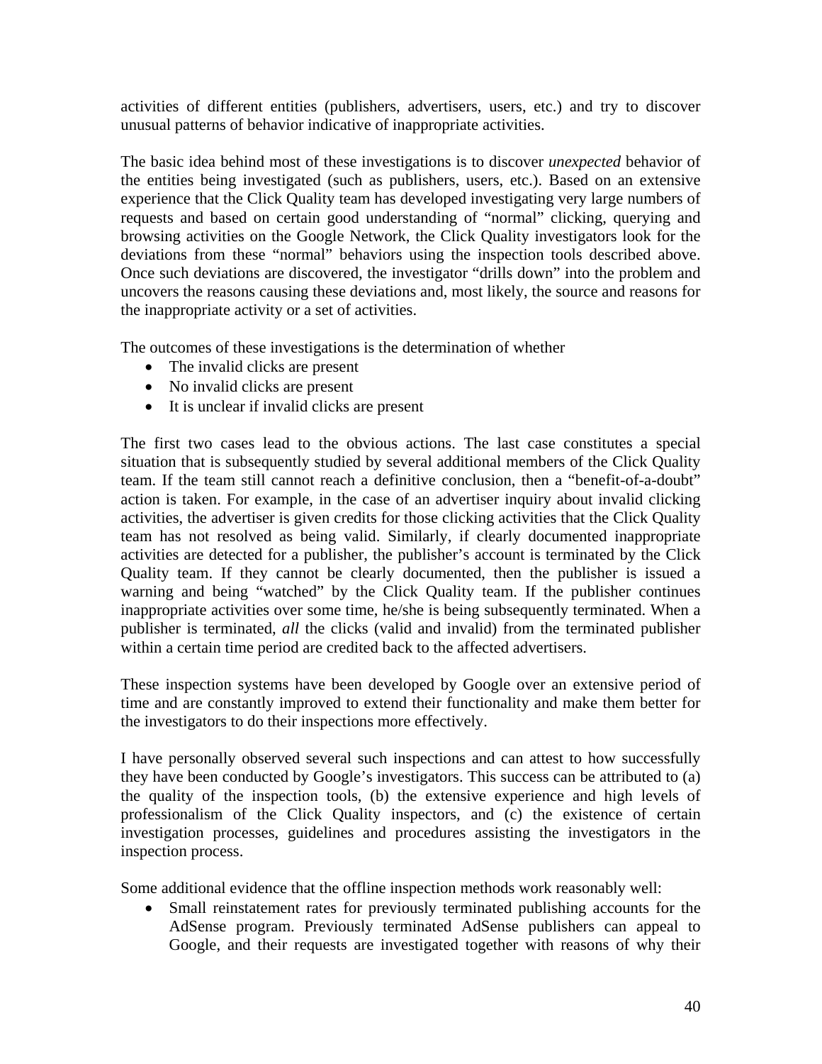activities of different entities (publishers, advertisers, users, etc.) and try to discover unusual patterns of behavior indicative of inappropriate activities.

The basic idea behind most of these investigations is to discover *unexpected* behavior of the entities being investigated (such as publishers, users, etc.). Based on an extensive experience that the Click Quality team has developed investigating very large numbers of requests and based on certain good understanding of "normal" clicking, querying and browsing activities on the Google Network, the Click Quality investigators look for the deviations from these "normal" behaviors using the inspection tools described above. Once such deviations are discovered, the investigator "drills down" into the problem and uncovers the reasons causing these deviations and, most likely, the source and reasons for the inappropriate activity or a set of activities.

The outcomes of these investigations is the determination of whether

- The invalid clicks are present
- No invalid clicks are present
- It is unclear if invalid clicks are present

The first two cases lead to the obvious actions. The last case constitutes a special situation that is subsequently studied by several additional members of the Click Quality team. If the team still cannot reach a definitive conclusion, then a "benefit-of-a-doubt" action is taken. For example, in the case of an advertiser inquiry about invalid clicking activities, the advertiser is given credits for those clicking activities that the Click Quality team has not resolved as being valid. Similarly, if clearly documented inappropriate activities are detected for a publisher, the publisher's account is terminated by the Click Quality team. If they cannot be clearly documented, then the publisher is issued a warning and being "watched" by the Click Quality team. If the publisher continues inappropriate activities over some time, he/she is being subsequently terminated. When a publisher is terminated, *all* the clicks (valid and invalid) from the terminated publisher within a certain time period are credited back to the affected advertisers.

These inspection systems have been developed by Google over an extensive period of time and are constantly improved to extend their functionality and make them better for the investigators to do their inspections more effectively.

I have personally observed several such inspections and can attest to how successfully they have been conducted by Google's investigators. This success can be attributed to (a) the quality of the inspection tools, (b) the extensive experience and high levels of professionalism of the Click Quality inspectors, and (c) the existence of certain investigation processes, guidelines and procedures assisting the investigators in the inspection process.

Some additional evidence that the offline inspection methods work reasonably well:

- Small reinstatement rates for previously terminated publishing accounts for the AdSense program. Previously terminated AdSense publishers can appeal to Google, and their requests are investigated together with reasons of why their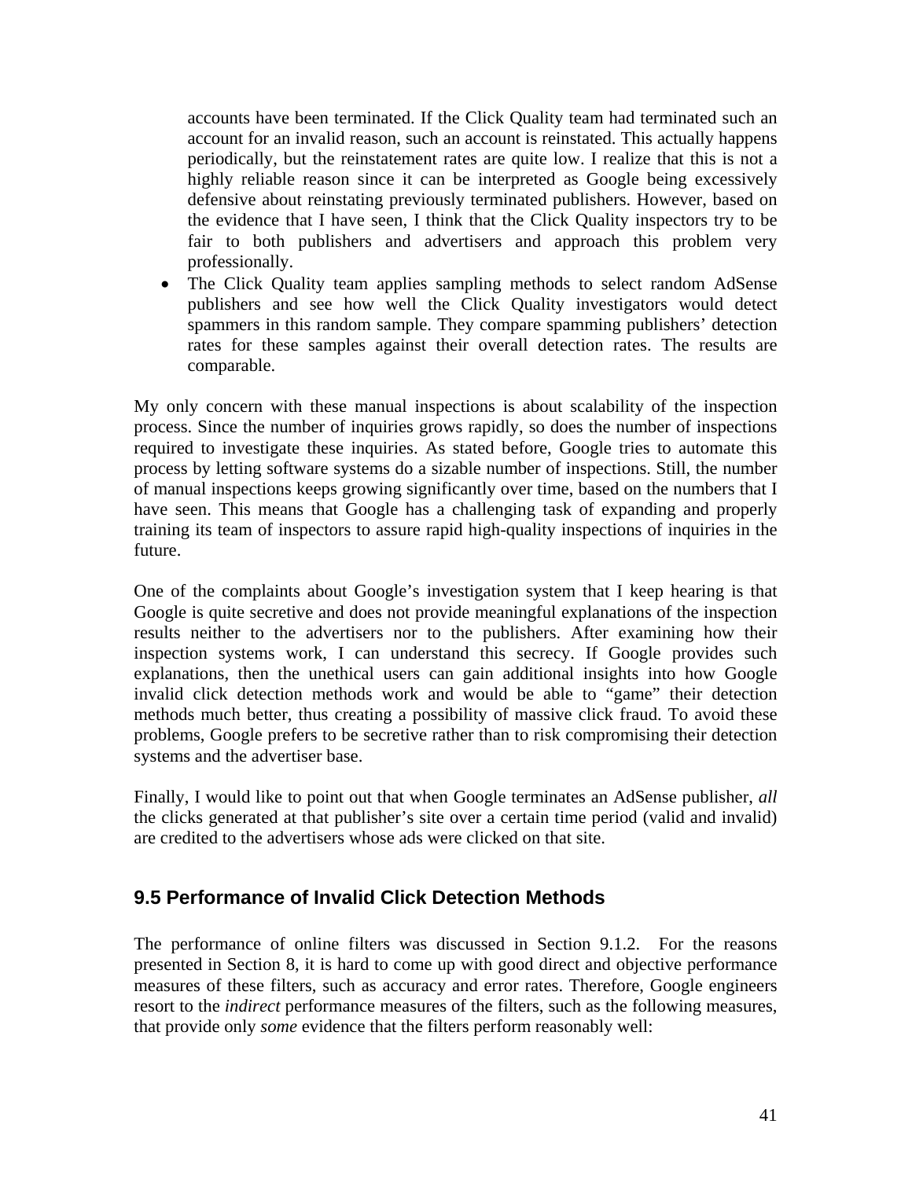accounts have been terminated. If the Click Quality team had terminated such an account for an invalid reason, such an account is reinstated. This actually happens periodically, but the reinstatement rates are quite low. I realize that this is not a highly reliable reason since it can be interpreted as Google being excessively defensive about reinstating previously terminated publishers. However, based on the evidence that I have seen, I think that the Click Quality inspectors try to be fair to both publishers and advertisers and approach this problem very professionally.

- The Click Quality team applies sampling methods to select random AdSense publishers and see how well the Click Quality investigators would detect spammers in this random sample. They compare spamming publishers' detection rates for these samples against their overall detection rates. The results are comparable.

My only concern with these manual inspections is about scalability of the inspection process. Since the number of inquiries grows rapidly, so does the number of inspections required to investigate these inquiries. As stated before, Google tries to automate this process by letting software systems do a sizable number of inspections. Still, the number of manual inspections keeps growing significantly over time, based on the numbers that I have seen. This means that Google has a challenging task of expanding and properly training its team of inspectors to assure rapid high-quality inspections of inquiries in the future.

One of the complaints about Google's investigation system that I keep hearing is that Google is quite secretive and does not provide meaningful explanations of the inspection results neither to the advertisers nor to the publishers. After examining how their inspection systems work, I can understand this secrecy. If Google provides such explanations, then the unethical users can gain additional insights into how Google invalid click detection methods work and would be able to "game" their detection methods much better, thus creating a possibility of massive click fraud. To avoid these problems, Google prefers to be secretive rather than to risk compromising their detection systems and the advertiser base.

Finally, I would like to point out that when Google terminates an AdSense publisher, *all* the clicks generated at that publisher's site over a certain time period (valid and invalid) are credited to the advertisers whose ads were clicked on that site.

## 9.5 Performance of Invalid Click Detection Methods

The performance of online filters was discussed in Section 9.1.2. For the reasons presented in Section 8, it is hard to come up with good direct and objective performance measures of these filters, such as accuracy and error rates. Therefore, Google engineers resort to the *indirect* performance measures of the filters, such as the following measures, that provide only *some* evidence that the filters perform reasonably well: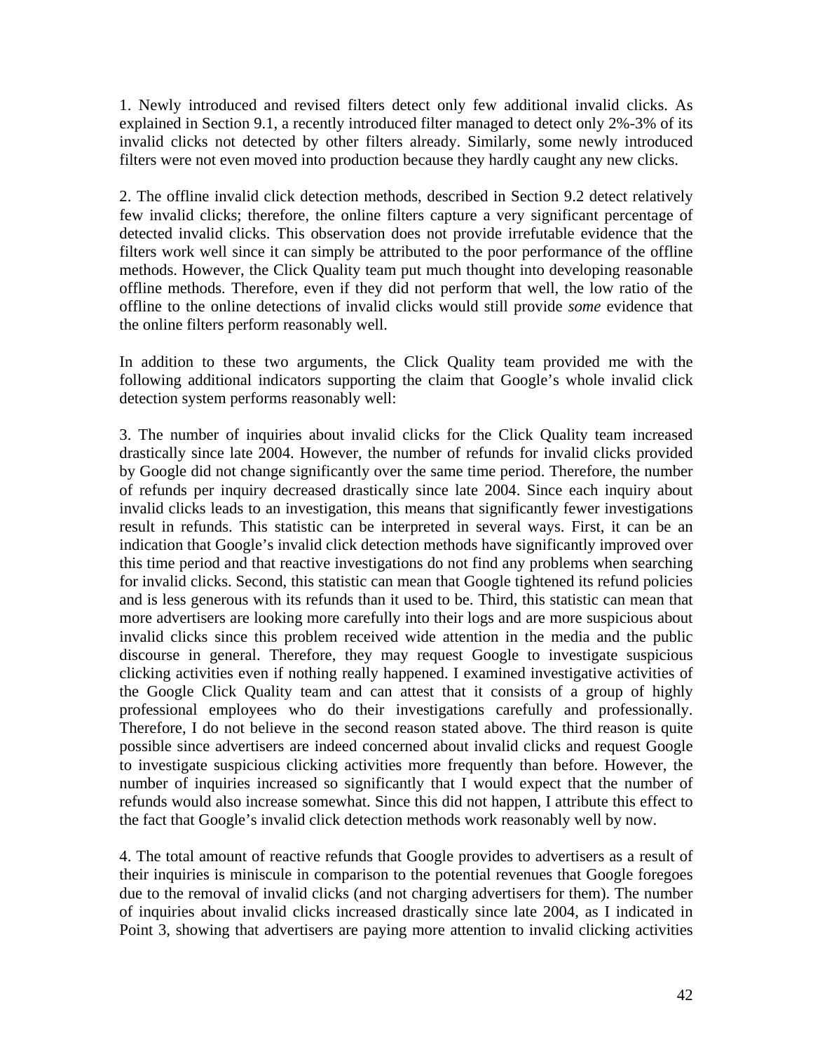1. Newly introduced and revised filters detect only few additional invalid clicks. As explained in Section 9.1, a recently introduced filter managed to detect only 2%-3% of its invalid clicks not detected by other filters already. Similarly, some newly introduced filters were not even moved into production because they hardly caught any new clicks.

2. The offline invalid click detection methods, described in Section 9.2 detect relatively few invalid clicks; therefore, the online filters capture a very significant percentage of detected invalid clicks. This observation does not provide irrefutable evidence that the filters work well since it can simply be attributed to the poor performance of the offline methods. However, the Click Quality team put much thought into developing reasonable offline methods. Therefore, even if they did not perform that well, the low ratio of the offline to the online detections of invalid clicks would still provide *some* evidence that the online filters perform reasonably well.

In addition to these two arguments, the Click Quality team provided me with the following additional indicators supporting the claim that Google's whole invalid click detection system performs reasonably well:

3. The number of inquiries about invalid clicks for the Click Quality team increased drastically since late 2004. However, the number of refunds for invalid clicks provided by Google did not change significantly over the same time period. Therefore, the number of refunds per inquiry decreased drastically since late 2004. Since each inquiry about invalid clicks leads to an investigation, this means that significantly fewer investigations result in refunds. This statistic can be interpreted in several ways. First, it can be an indication that Google's invalid click detection methods have significantly improved over this time period and that reactive investigations do not find any problems when searching for invalid clicks. Second, this statistic can mean that Google tightened its refund policies and is less generous with its refunds than it used to be. Third, this statistic can mean that more advertisers are looking more carefully into their logs and are more suspicious about invalid clicks since this problem received wide attention in the media and the public discourse in general. Therefore, they may request Google to investigate suspicious clicking activities even if nothing really happened. I examined investigative activities of the Google Click Quality team and can attest that it consists of a group of highly professional employees who do their investigations carefully and professionally. Therefore, I do not believe in the second reason stated above. The third reason is quite possible since advertisers are indeed concerned about invalid clicks and request Google to investigate suspicious clicking activities more frequently than before. However, the number of inquiries increased so significantly that I would expect that the number of refunds would also increase somewhat. Since this did not happen, I attribute this effect to the fact that Google's invalid click detection methods work reasonably well by now.

4. The total amount of reactive refunds that Google provides to advertisers as a result of their inquiries is miniscule in comparison to the potential revenues that Google foregoes due to the removal of invalid clicks (and not charging advertisers for them). The number of inquiries about invalid clicks increased drastically since late 2004, as I indicated in Point 3, showing that advertisers are paying more attention to invalid clicking activities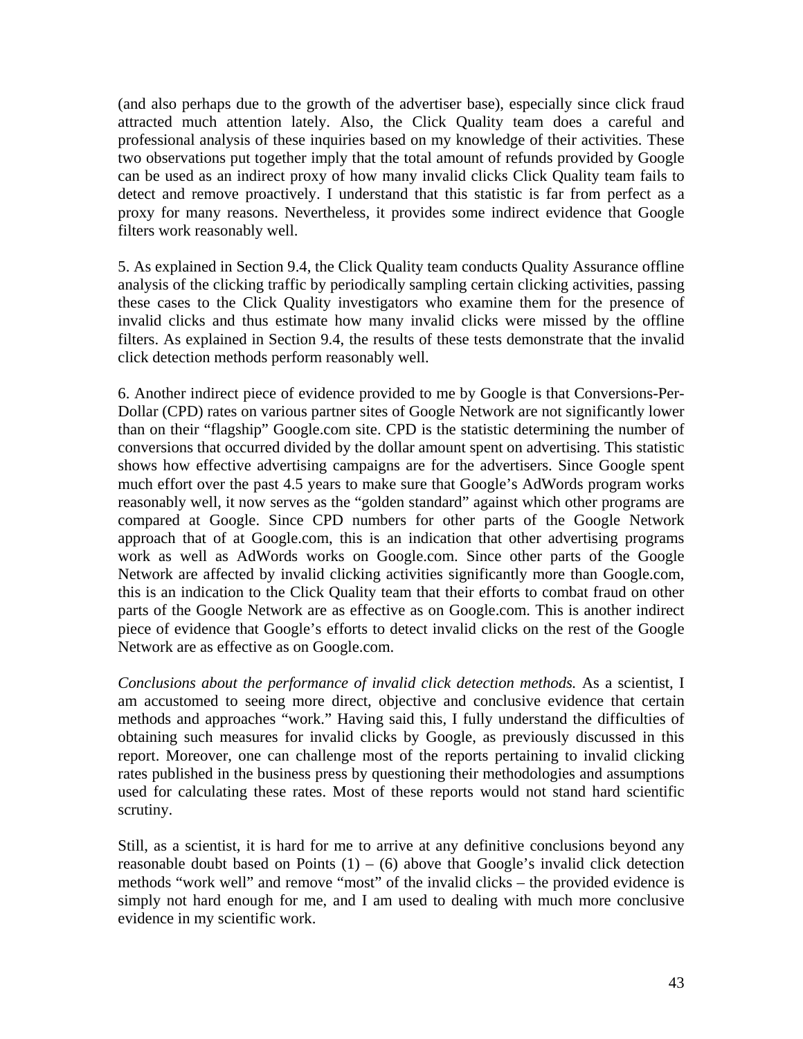(and also perhaps due to the growth of the advertiser base), especially since click fraud attracted much attention lately. Also, the Click Quality team does a careful and professional analysis of these inquiries based on my knowledge of their activities. These two observations put together imply that the total amount of refunds provided by Google can be used as an indirect proxy of how many invalid clicks Click Quality team fails to detect and remove proactively. I understand that this statistic is far from perfect as a proxy for many reasons. Nevertheless, it provides some indirect evidence that Google filters work reasonably well.

5. As explained in Section 9.4, the Click Quality team conducts Quality Assurance offline analysis of the clicking traffic by periodically sampling certain clicking activities, passing these cases to the Click Quality investigators who examine them for the presence of invalid clicks and thus estimate how many invalid clicks were missed by the offline filters. As explained in Section 9.4, the results of these tests demonstrate that the invalid click detection methods perform reasonably well.

6. Another indirect piece of evidence provided to me by Google is that Conversions-Per-Dollar (CPD) rates on various partner sites of Google Network are not significantly lower than on their "flagship" Google.com site. CPD is the statistic determining the number of conversions that occurred divided by the dollar amount spent on advertising. This statistic shows how effective advertising campaigns are for the advertisers. Since Google spent much effort over the past 4.5 years to make sure that Google's AdWords program works reasonably well, it now serves as the "golden standard" against which other programs are compared at Google. Since CPD numbers for other parts of the Google Network approach that of at Google.com, this is an indication that other advertising programs work as well as AdWords works on Google.com. Since other parts of the Google Network are affected by invalid clicking activities significantly more than Google.com, this is an indication to the Click Quality team that their efforts to combat fraud on other parts of the Google Network are as effective as on Google.com. This is another indirect piece of evidence that Google's efforts to detect invalid clicks on the rest of the Google Network are as effective as on Google.com.

*Conclusions about the performance of invalid click detection methods.* As a scientist, I am accustomed to seeing more direct, objective and conclusive evidence that certain methods and approaches "work." Having said this, I fully understand the difficulties of obtaining such measures for invalid clicks by Google, as previously discussed in this report. Moreover, one can challenge most of the reports pertaining to invalid clicking rates published in the business press by questioning their methodologies and assumptions used for calculating these rates. Most of these reports would not stand hard scientific scrutiny.

Still, as a scientist, it is hard for me to arrive at any definitive conclusions beyond any reasonable doubt based on Points (1) – (6) above that Google's invalid click detection methods "work well" and remove "most" of the invalid clicks – the provided evidence is simply not hard enough for me, and I am used to dealing with much more conclusive evidence in my scientific work.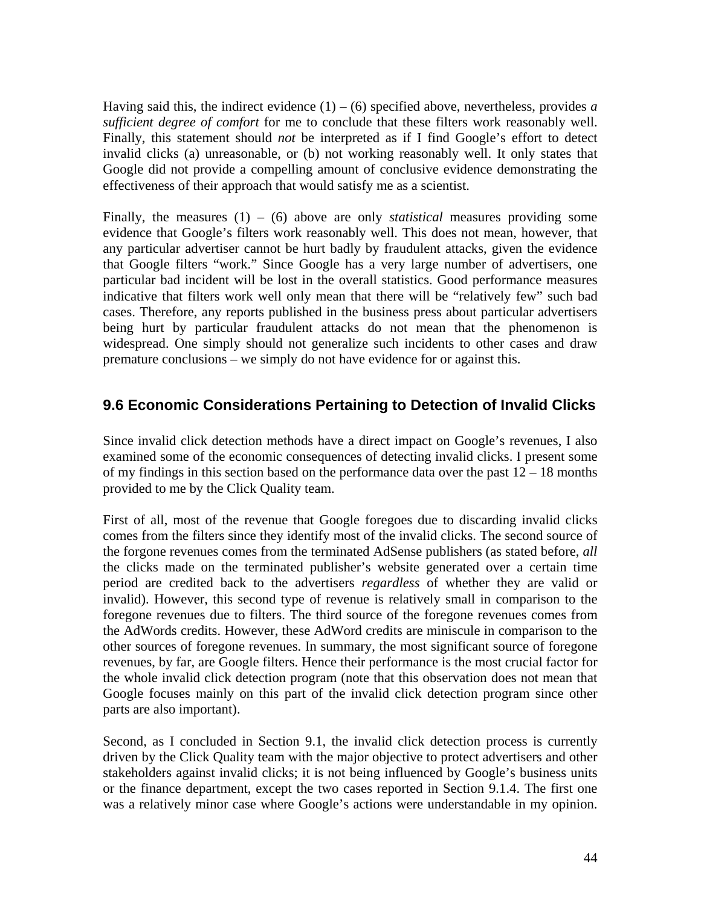Having said this, the indirect evidence (1) – (6) specified above, nevertheless, provides *a sufficient degree of comfort* for me to conclude that these filters work reasonably well. Finally, this statement should *not* be interpreted as if I find Google's effort to detect invalid clicks (a) unreasonable, or (b) not working reasonably well. It only states that Google did not provide a compelling amount of conclusive evidence demonstrating the effectiveness of their approach that would satisfy me as a scientist.

Finally, the measures (1) – (6) above are only *statistical* measures providing some evidence that Google's filters work reasonably well. This does not mean, however, that any particular advertiser cannot be hurt badly by fraudulent attacks, given the evidence that Google filters "work." Since Google has a very large number of advertisers, one particular bad incident will be lost in the overall statistics. Good performance measures indicative that filters work well only mean that there will be "relatively few" such bad cases. Therefore, any reports published in the business press about particular advertisers being hurt by particular fraudulent attacks do not mean that the phenomenon is widespread. One simply should not generalize such incidents to other cases and draw premature conclusions – we simply do not have evidence for or against this.

## 9.6 Economic Considerations Pertaining to Detection of Invalid Clicks

Since invalid click detection methods have a direct impact on Google's revenues, I also examined some of the economic consequences of detecting invalid clicks. I present some of my findings in this section based on the performance data over the past 12 – 18 months provided to me by the Click Quality team.

First of all, most of the revenue that Google foregoes due to discarding invalid clicks comes from the filters since they identify most of the invalid clicks. The second source of the forgone revenues comes from the terminated AdSense publishers (as stated before, *all* the clicks made on the terminated publisher's website generated over a certain time period are credited back to the advertisers *regardless* of whether they are valid or invalid). However, this second type of revenue is relatively small in comparison to the foregone revenues due to filters. The third source of the foregone revenues comes from the AdWords credits. However, these AdWord credits are miniscule in comparison to the other sources of foregone revenues. In summary, the most significant source of foregone revenues, by far, are Google filters. Hence their performance is the most crucial factor for the whole invalid click detection program (note that this observation does not mean that Google focuses mainly on this part of the invalid click detection program since other parts are also important).

Second, as I concluded in Section 9.1, the invalid click detection process is currently driven by the Click Quality team with the major objective to protect advertisers and other stakeholders against invalid clicks; it is not being influenced by Google's business units or the finance department, except the two cases reported in Section 9.1.4. The first one was a relatively minor case where Google's actions were understandable in my opinion.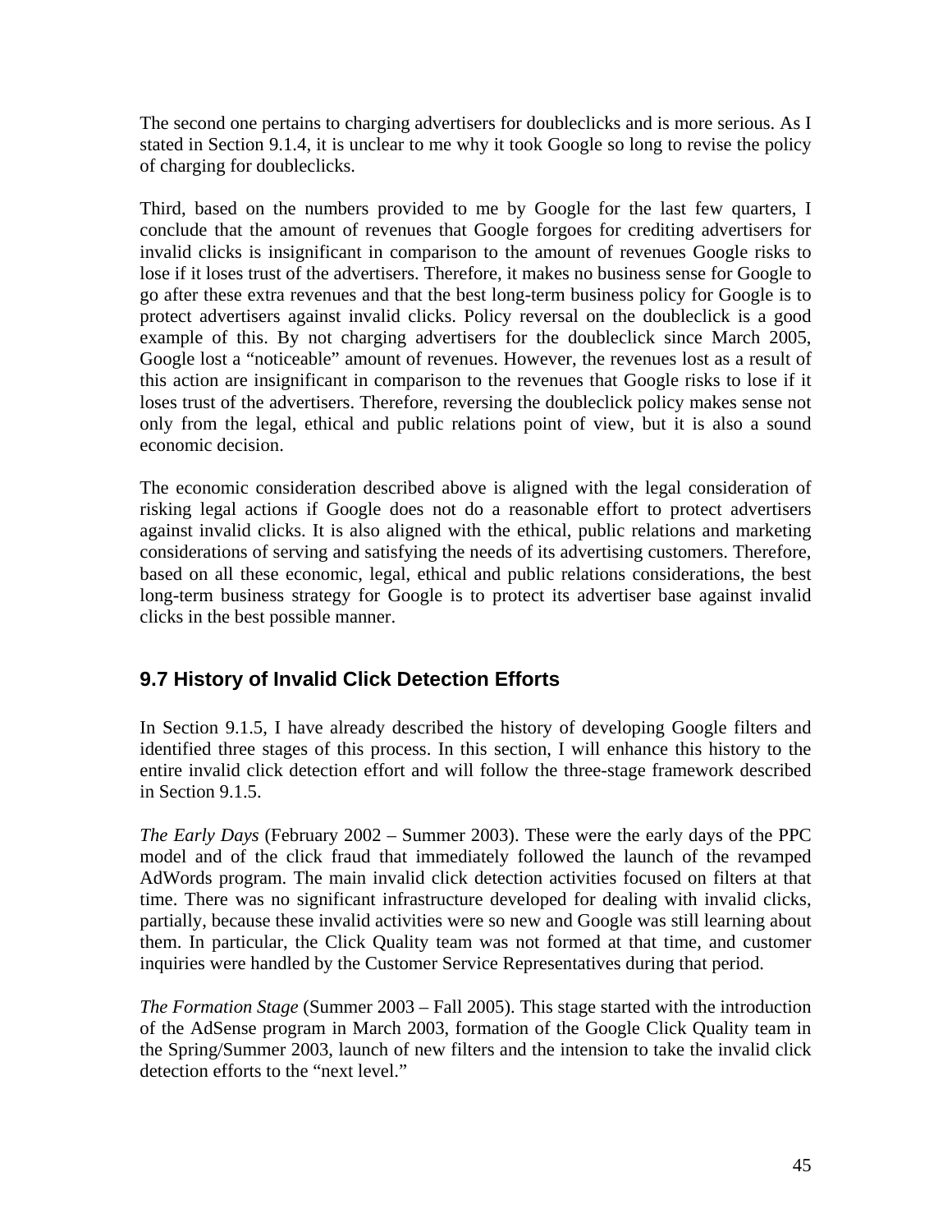The second one pertains to charging advertisers for doubleclicks and is more serious. As I stated in Section 9.1.4, it is unclear to me why it took Google so long to revise the policy of charging for doubleclicks.

Third, based on the numbers provided to me by Google for the last few quarters, I conclude that the amount of revenues that Google forgoes for crediting advertisers for invalid clicks is insignificant in comparison to the amount of revenues Google risks to lose if it loses trust of the advertisers. Therefore, it makes no business sense for Google to go after these extra revenues and that the best long-term business policy for Google is to protect advertisers against invalid clicks. Policy reversal on the doubleclick is a good example of this. By not charging advertisers for the doubleclick since March 2005, Google lost a "noticeable" amount of revenues. However, the revenues lost as a result of this action are insignificant in comparison to the revenues that Google risks to lose if it loses trust of the advertisers. Therefore, reversing the doubleclick policy makes sense not only from the legal, ethical and public relations point of view, but it is also a sound economic decision.

The economic consideration described above is aligned with the legal consideration of risking legal actions if Google does not do a reasonable effort to protect advertisers against invalid clicks. It is also aligned with the ethical, public relations and marketing considerations of serving and satisfying the needs of its advertising customers. Therefore, based on all these economic, legal, ethical and public relations considerations, the best long-term business strategy for Google is to protect its advertiser base against invalid clicks in the best possible manner.

## 9.7 History of Invalid Click Detection Efforts

In Section 9.1.5, I have already described the history of developing Google filters and identified three stages of this process. In this section, I will enhance this history to the entire invalid click detection effort and will follow the three-stage framework described in Section 9.1.5.

*The Early Days* (February 2002 – Summer 2003). These were the early days of the PPC model and of the click fraud that immediately followed the launch of the revamped AdWords program. The main invalid click detection activities focused on filters at that time. There was no significant infrastructure developed for dealing with invalid clicks, partially, because these invalid activities were so new and Google was still learning about them. In particular, the Click Quality team was not formed at that time, and customer inquiries were handled by the Customer Service Representatives during that period.

*The Formation Stage* (Summer 2003 – Fall 2005). This stage started with the introduction of the AdSense program in March 2003, formation of the Google Click Quality team in the Spring/Summer 2003, launch of new filters and the intension to take the invalid click detection efforts to the "next level."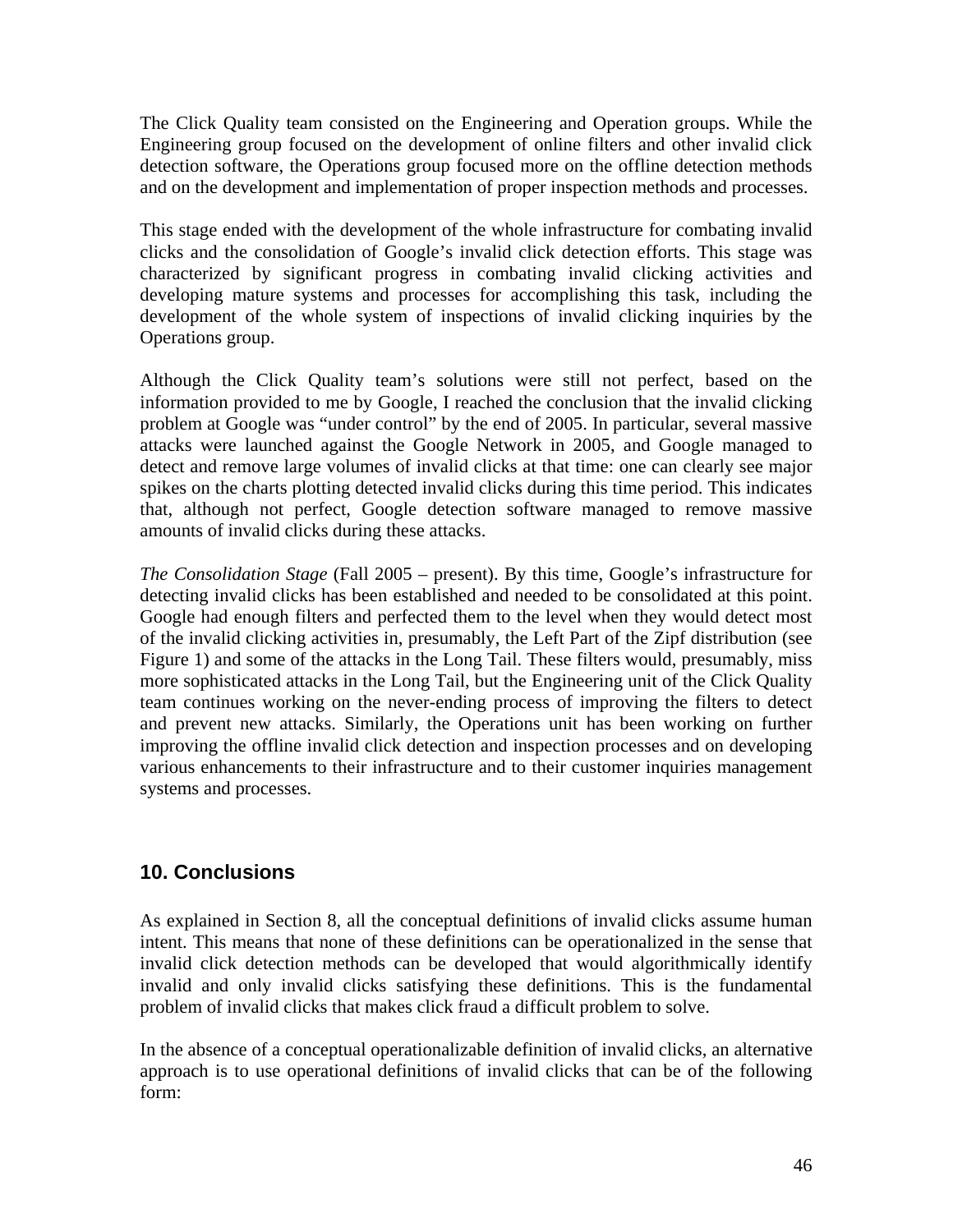The Click Quality team consisted on the Engineering and Operation groups. While the Engineering group focused on the development of online filters and other invalid click detection software, the Operations group focused more on the offline detection methods and on the development and implementation of proper inspection methods and processes.

This stage ended with the development of the whole infrastructure for combating invalid clicks and the consolidation of Google's invalid click detection efforts. This stage was characterized by significant progress in combating invalid clicking activities and developing mature systems and processes for accomplishing this task, including the development of the whole system of inspections of invalid clicking inquiries by the Operations group.

Although the Click Quality team's solutions were still not perfect, based on the information provided to me by Google, I reached the conclusion that the invalid clicking problem at Google was "under control" by the end of 2005. In particular, several massive attacks were launched against the Google Network in 2005, and Google managed to detect and remove large volumes of invalid clicks at that time: one can clearly see major spikes on the charts plotting detected invalid clicks during this time period. This indicates that, although not perfect, Google detection software managed to remove massive amounts of invalid clicks during these attacks.

*The Consolidation Stage* (Fall 2005 – present). By this time, Google's infrastructure for detecting invalid clicks has been established and needed to be consolidated at this point. Google had enough filters and perfected them to the level when they would detect most of the invalid clicking activities in, presumably, the Left Part of the Zipf distribution (see Figure 1) and some of the attacks in the Long Tail. These filters would, presumably, miss more sophisticated attacks in the Long Tail, but the Engineering unit of the Click Quality team continues working on the never-ending process of improving the filters to detect and prevent new attacks. Similarly, the Operations unit has been working on further improving the offline invalid click detection and inspection processes and on developing various enhancements to their infrastructure and to their customer inquiries management systems and processes.

## 10. Conclusions

As explained in Section 8, all the conceptual definitions of invalid clicks assume human intent. This means that none of these definitions can be operationalized in the sense that invalid click detection methods can be developed that would algorithmically identify invalid and only invalid clicks satisfying these definitions. This is the fundamental problem of invalid clicks that makes click fraud a difficult problem to solve.

In the absence of a conceptual operationalizable definition of invalid clicks, an alternative approach is to use operational definitions of invalid clicks that can be of the following form: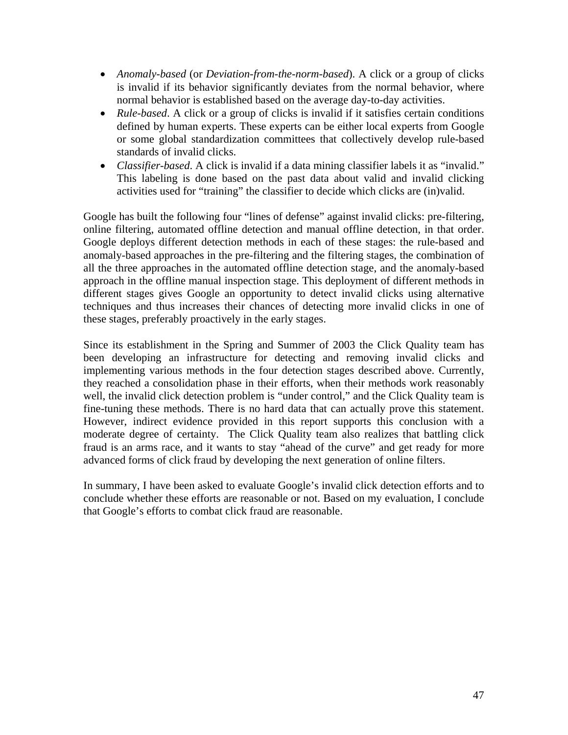- *Anomaly-based* (or *Deviation-from-the-norm-based*). A click or a group of clicks is invalid if its behavior significantly deviates from the normal behavior, where normal behavior is established based on the average day-to-day activities.
- *Rule-based*. A click or a group of clicks is invalid if it satisfies certain conditions defined by human experts. These experts can be either local experts from Google or some global standardization committees that collectively develop rule-based standards of invalid clicks.
- *Classifier-based*. A click is invalid if a data mining classifier labels it as "invalid." This labeling is done based on the past data about valid and invalid clicking activities used for "training" the classifier to decide which clicks are (in)valid.

Google has built the following four "lines of defense" against invalid clicks: pre-filtering, online filtering, automated offline detection and manual offline detection, in that order. Google deploys different detection methods in each of these stages: the rule-based and anomaly-based approaches in the pre-filtering and the filtering stages, the combination of all the three approaches in the automated offline detection stage, and the anomaly-based approach in the offline manual inspection stage. This deployment of different methods in different stages gives Google an opportunity to detect invalid clicks using alternative techniques and thus increases their chances of detecting more invalid clicks in one of these stages, preferably proactively in the early stages.

Since its establishment in the Spring and Summer of 2003 the Click Quality team has been developing an infrastructure for detecting and removing invalid clicks and implementing various methods in the four detection stages described above. Currently, they reached a consolidation phase in their efforts, when their methods work reasonably well, the invalid click detection problem is "under control," and the Click Quality team is fine-tuning these methods. There is no hard data that can actually prove this statement. However, indirect evidence provided in this report supports this conclusion with a moderate degree of certainty. The Click Quality team also realizes that battling click fraud is an arms race, and it wants to stay "ahead of the curve" and get ready for more advanced forms of click fraud by developing the next generation of online filters.

In summary, I have been asked to evaluate Google's invalid click detection efforts and to conclude whether these efforts are reasonable or not. Based on my evaluation, I conclude that Google's efforts to combat click fraud are reasonable.